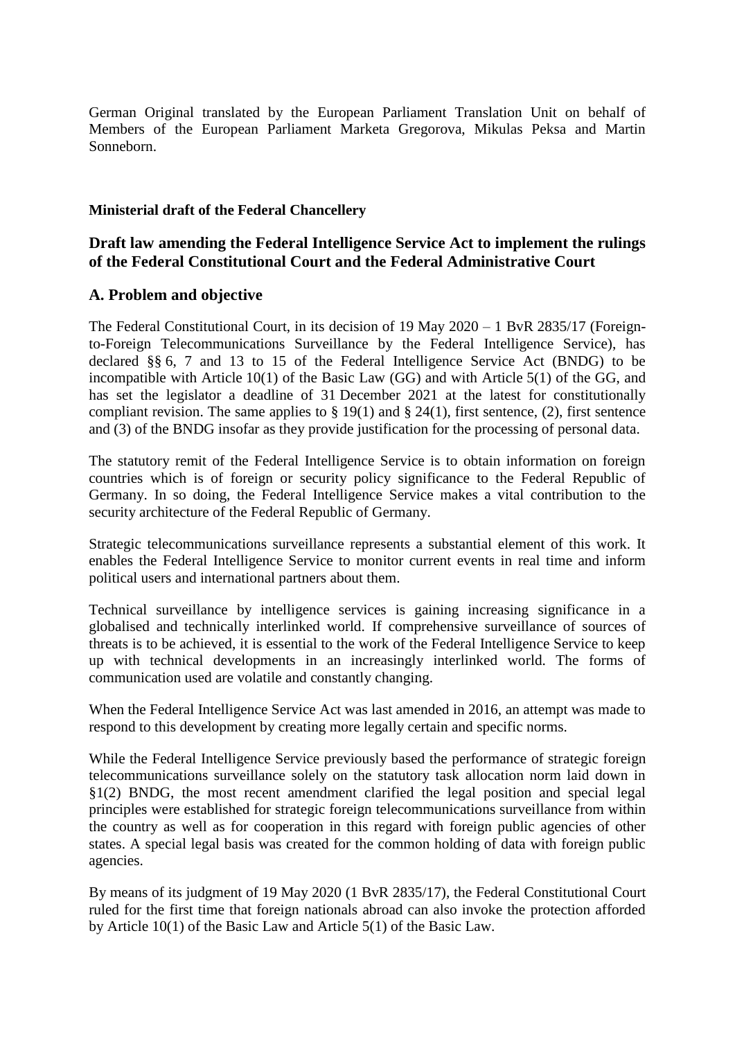German Original translated by the European Parliament Translation Unit on behalf of Members of the European Parliament Marketa Gregorova, Mikulas Peksa and Martin Sonneborn.

**Ministerial draft of the Federal Chancellery**

## Draft law amending the Federal Intelligence Service Act to implement the rulings of the Federal Constitutional Court and the Federal Administrative Court

## A. Problem and objective

The Federal Constitutional Court, in its decision of 19 May 2020 – 1 BvR 2835/17 (Foreign-to-Foreign Telecommunications Surveillance by the Federal Intelligence Service), has declared §§ 6, 7 and 13 to 15 of the Federal Intelligence Service Act (BNDG) to be incompatible with Article 10(1) of the Basic Law (GG) and with Article 5(1) of the GG, and has set the legislator a deadline of 31 December 2021 at the latest for constitutionally compliant revision. The same applies to § 19(1) and § 24(1), first sentence, (2), first sentence and (3) of the BNDG insofar as they provide justification for the processing of personal data.

The statutory remit of the Federal Intelligence Service is to obtain information on foreign countries which is of foreign or security policy significance to the Federal Republic of Germany. In so doing, the Federal Intelligence Service makes a vital contribution to the security architecture of the Federal Republic of Germany.

Strategic telecommunications surveillance represents a substantial element of this work. It enables the Federal Intelligence Service to monitor current events in real time and inform political users and international partners about them.

Technical surveillance by intelligence services is gaining increasing significance in a globalised and technically interlinked world. If comprehensive surveillance of sources of threats is to be achieved, it is essential to the work of the Federal Intelligence Service to keep up with technical developments in an increasingly interlinked world. The forms of communication used are volatile and constantly changing.

When the Federal Intelligence Service Act was last amended in 2016, an attempt was made to respond to this development by creating more legally certain and specific norms.

While the Federal Intelligence Service previously based the performance of strategic foreign telecommunications surveillance solely on the statutory task allocation norm laid down in §1(2) BNDG, the most recent amendment clarified the legal position and special legal principles were established for strategic foreign telecommunications surveillance from within the country as well as for cooperation in this regard with foreign public agencies of other states. A special legal basis was created for the common holding of data with foreign public agencies.

By means of its judgment of 19 May 2020 (1 BvR 2835/17), the Federal Constitutional Court ruled for the first time that foreign nationals abroad can also invoke the protection afforded by Article 10(1) of the Basic Law and Article 5(1) of the Basic Law.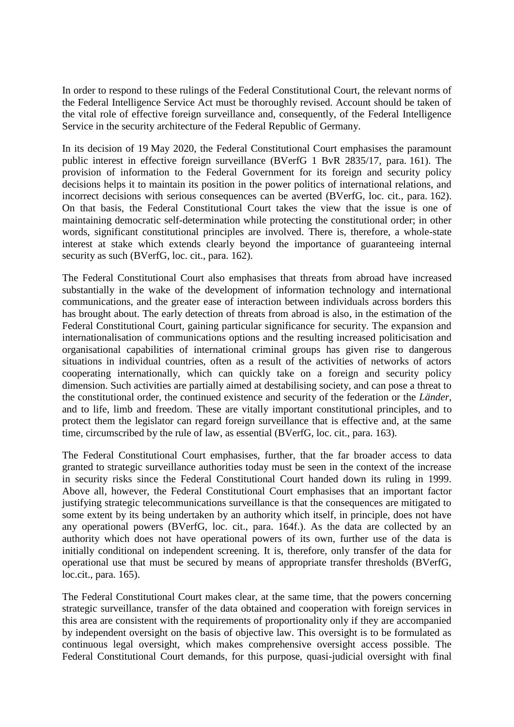In order to respond to these rulings of the Federal Constitutional Court, the relevant norms of the Federal Intelligence Service Act must be thoroughly revised. Account should be taken of the vital role of effective foreign surveillance and, consequently, of the Federal Intelligence Service in the security architecture of the Federal Republic of Germany.

In its decision of 19 May 2020, the Federal Constitutional Court emphasises the paramount public interest in effective foreign surveillance (BVerfG 1 BvR 2835/17, para. 161). The provision of information to the Federal Government for its foreign and security policy decisions helps it to maintain its position in the power politics of international relations, and incorrect decisions with serious consequences can be averted (BVerfG, loc. cit., para. 162). On that basis, the Federal Constitutional Court takes the view that the issue is one of maintaining democratic self-determination while protecting the constitutional order; in other words, significant constitutional principles are involved. There is, therefore, a whole-state interest at stake which extends clearly beyond the importance of guaranteeing internal security as such (BVerfG, loc. cit., para. 162).

The Federal Constitutional Court also emphasises that threats from abroad have increased substantially in the wake of the development of information technology and international communications, and the greater ease of interaction between individuals across borders this has brought about. The early detection of threats from abroad is also, in the estimation of the Federal Constitutional Court, gaining particular significance for security. The expansion and internationalisation of communications options and the resulting increased politicisation and organisational capabilities of international criminal groups has given rise to dangerous situations in individual countries, often as a result of the activities of networks of actors cooperating internationally, which can quickly take on a foreign and security policy dimension. Such activities are partially aimed at destabilising society, and can pose a threat to the constitutional order, the continued existence and security of the federation or the *Länder*, and to life, limb and freedom. These are vitally important constitutional principles, and to protect them the legislator can regard foreign surveillance that is effective and, at the same time, circumscribed by the rule of law, as essential (BVerfG, loc. cit., para. 163).

The Federal Constitutional Court emphasises, further, that the far broader access to data granted to strategic surveillance authorities today must be seen in the context of the increase in security risks since the Federal Constitutional Court handed down its ruling in 1999. Above all, however, the Federal Constitutional Court emphasises that an important factor justifying strategic telecommunications surveillance is that the consequences are mitigated to some extent by its being undertaken by an authority which itself, in principle, does not have any operational powers (BVerfG, loc. cit., para. 164f.). As the data are collected by an authority which does not have operational powers of its own, further use of the data is initially conditional on independent screening. It is, therefore, only transfer of the data for operational use that must be secured by means of appropriate transfer thresholds (BVerfG, loc.cit., para. 165).

The Federal Constitutional Court makes clear, at the same time, that the powers concerning strategic surveillance, transfer of the data obtained and cooperation with foreign services in this area are consistent with the requirements of proportionality only if they are accompanied by independent oversight on the basis of objective law. This oversight is to be formulated as continuous legal oversight, which makes comprehensive oversight access possible. The Federal Constitutional Court demands, for this purpose, quasi-judicial oversight with final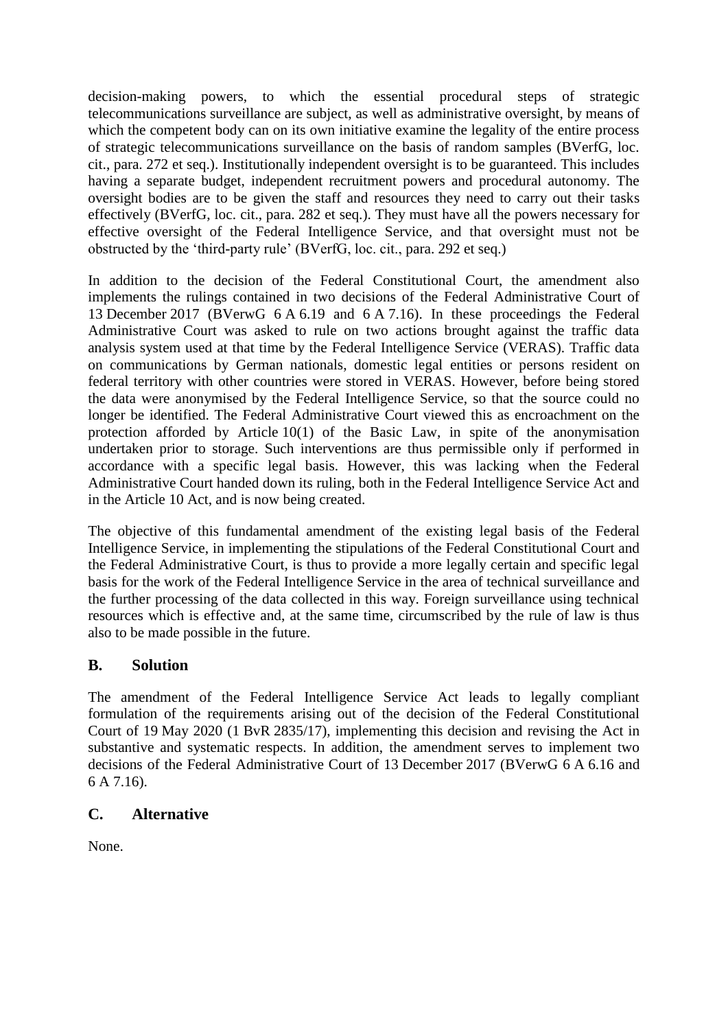decision-making powers, to which the essential procedural steps of strategic telecommunications surveillance are subject, as well as administrative oversight, by means of which the competent body can on its own initiative examine the legality of the entire process of strategic telecommunications surveillance on the basis of random samples (BVerfG, loc. cit., para. 272 et seq.). Institutionally independent oversight is to be guaranteed. This includes having a separate budget, independent recruitment powers and procedural autonomy. The oversight bodies are to be given the staff and resources they need to carry out their tasks effectively (BVerfG, loc. cit., para. 282 et seq.). They must have all the powers necessary for effective oversight of the Federal Intelligence Service, and that oversight must not be obstructed by the 'third-party rule' (BVerfG, loc. cit., para. 292 et seq.)

In addition to the decision of the Federal Constitutional Court, the amendment also implements the rulings contained in two decisions of the Federal Administrative Court of 13 December 2017 (BVerwG 6 A 6.19 and 6 A 7.16). In these proceedings the Federal Administrative Court was asked to rule on two actions brought against the traffic data analysis system used at that time by the Federal Intelligence Service (VERAS). Traffic data on communications by German nationals, domestic legal entities or persons resident on federal territory with other countries were stored in VERAS. However, before being stored the data were anonymised by the Federal Intelligence Service, so that the source could no longer be identified. The Federal Administrative Court viewed this as encroachment on the protection afforded by Article 10(1) of the Basic Law, in spite of the anonymisation undertaken prior to storage. Such interventions are thus permissible only if performed in accordance with a specific legal basis. However, this was lacking when the Federal Administrative Court handed down its ruling, both in the Federal Intelligence Service Act and in the Article 10 Act, and is now being created.

The objective of this fundamental amendment of the existing legal basis of the Federal Intelligence Service, in implementing the stipulations of the Federal Constitutional Court and the Federal Administrative Court, is thus to provide a more legally certain and specific legal basis for the work of the Federal Intelligence Service in the area of technical surveillance and the further processing of the data collected in this way. Foreign surveillance using technical resources which is effective and, at the same time, circumscribed by the rule of law is thus also to be made possible in the future.

## B. Solution

The amendment of the Federal Intelligence Service Act leads to legally compliant formulation of the requirements arising out of the decision of the Federal Constitutional Court of 19 May 2020 (1 BvR 2835/17), implementing this decision and revising the Act in substantive and systematic respects. In addition, the amendment serves to implement two decisions of the Federal Administrative Court of 13 December 2017 (BVerwG 6 A 6.16 and 6 A 7.16).

## C. Alternative

None.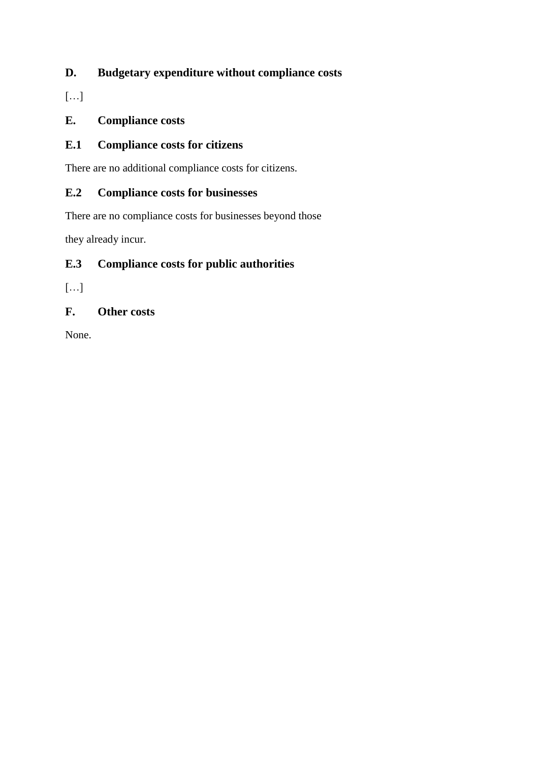## D. Budgetary expenditure without compliance costs

[…]

## E. Compliance costs

### E.1 Compliance costs for citizens

There are no additional compliance costs for citizens.

### E.2 Compliance costs for businesses

There are no compliance costs for businesses beyond those they already incur.

### E.3 Compliance costs for public authorities

[…]

## F. Other costs

None.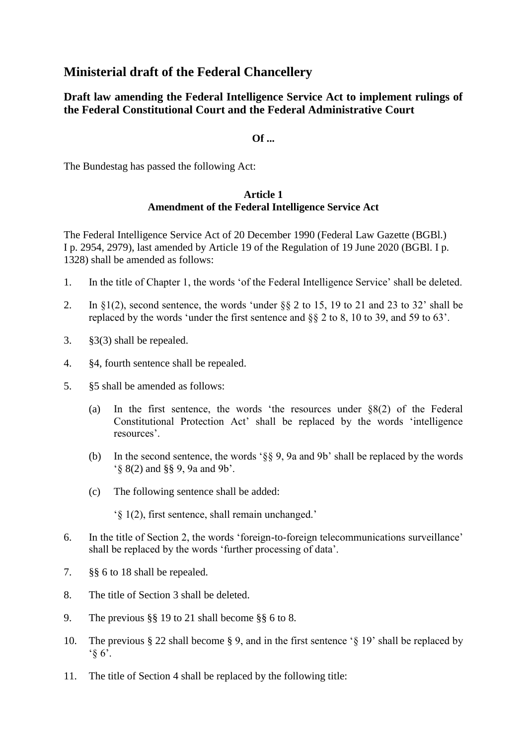# Ministerial draft of the Federal Chancellery

## Draft law amending the Federal Intelligence Service Act to implement rulings of the Federal Constitutional Court and the Federal Administrative Court

**Of ...**

The Bundestag has passed the following Act:

**Article 1**
**Amendment of the Federal Intelligence Service Act**

The Federal Intelligence Service Act of 20 December 1990 (Federal Law Gazette (BGBl.) I p. 2954, 2979), last amended by Article 19 of the Regulation of 19 June 2020 (BGBl. I p. 1328) shall be amended as follows:

1. In the title of Chapter 1, the words 'of the Federal Intelligence Service' shall be deleted.

2. In §1(2), second sentence, the words 'under §§ 2 to 15, 19 to 21 and 23 to 32' shall be replaced by the words 'under the first sentence and §§ 2 to 8, 10 to 39, and 59 to 63'.

3. §3(3) shall be repealed.

4. §4, fourth sentence shall be repealed.

5. §5 shall be amended as follows:

   (a) In the first sentence, the words 'the resources under §8(2) of the Federal Constitutional Protection Act' shall be replaced by the words 'intelligence resources'.

   (b) In the second sentence, the words '§§ 9, 9a and 9b' shall be replaced by the words '§ 8(2) and §§ 9, 9a and 9b'.

   (c) The following sentence shall be added:

   '§ 1(2), first sentence, shall remain unchanged.'

6. In the title of Section 2, the words 'foreign-to-foreign telecommunications surveillance' shall be replaced by the words 'further processing of data'.

7. §§ 6 to 18 shall be repealed.

8. The title of Section 3 shall be deleted.

9. The previous §§ 19 to 21 shall become §§ 6 to 8.

10. The previous § 22 shall become § 9, and in the first sentence '§ 19' shall be replaced by '§ 6'.

11. The title of Section 4 shall be replaced by the following title: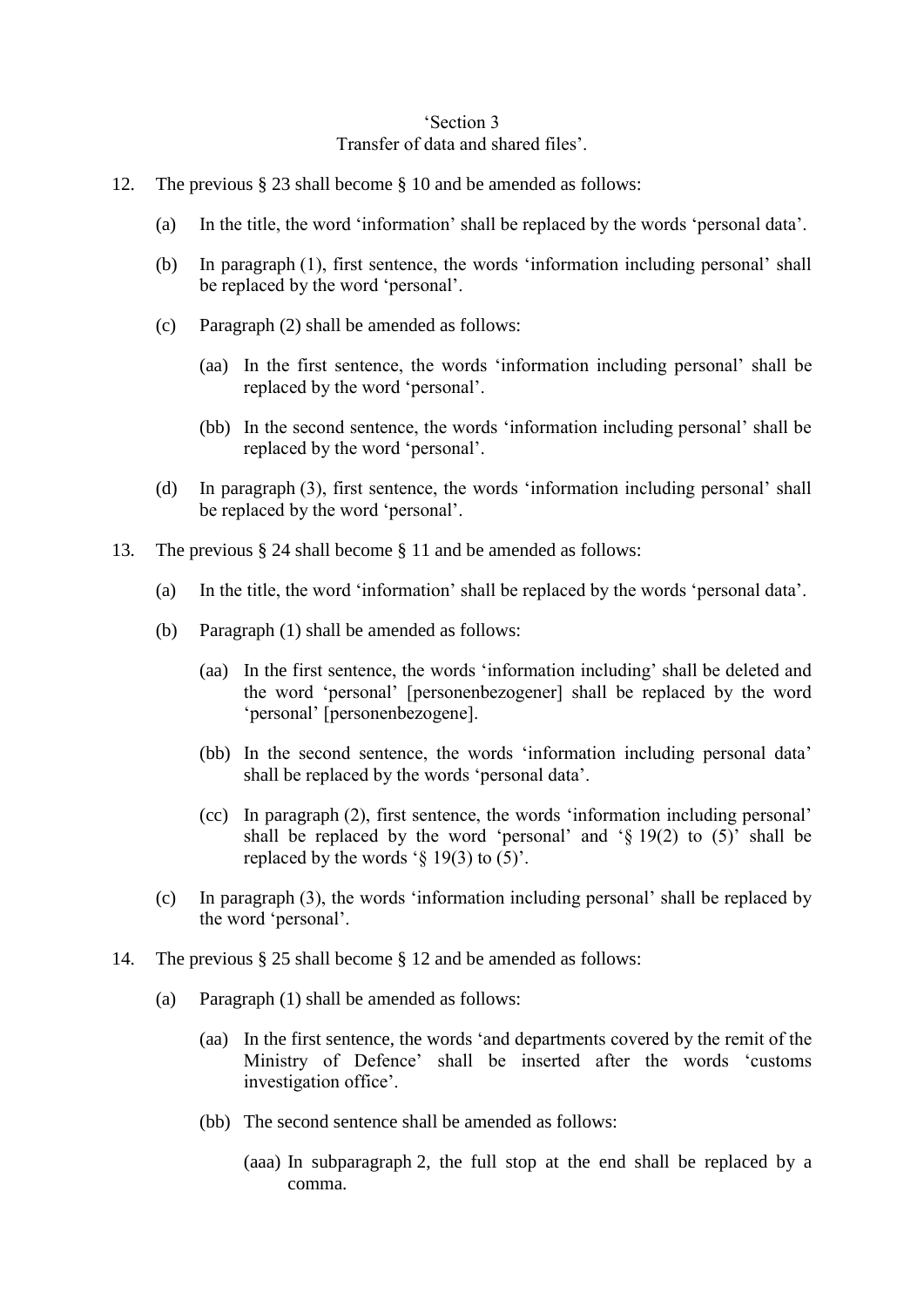‘Section 3
Transfer of data and shared files’.

12. The previous § 23 shall become § 10 and be amended as follows:

    (a) In the title, the word ‘information’ shall be replaced by the words ‘personal data’.

    (b) In paragraph (1), first sentence, the words ‘information including personal’ shall be replaced by the word ‘personal’.

    (c) Paragraph (2) shall be amended as follows:

        (aa) In the first sentence, the words ‘information including personal’ shall be replaced by the word ‘personal’.

        (bb) In the second sentence, the words ‘information including personal’ shall be replaced by the word ‘personal’.

    (d) In paragraph (3), first sentence, the words ‘information including personal’ shall be replaced by the word ‘personal’.

13. The previous § 24 shall become § 11 and be amended as follows:

    (a) In the title, the word ‘information’ shall be replaced by the words ‘personal data’.

    (b) Paragraph (1) shall be amended as follows:

        (aa) In the first sentence, the words ‘information including’ shall be deleted and the word ‘personal’ [personenbezogener] shall be replaced by the word ‘personal’ [personenbezogene].

        (bb) In the second sentence, the words ‘information including personal data’ shall be replaced by the words ‘personal data’.

        (cc) In paragraph (2), first sentence, the words ‘information including personal’ shall be replaced by the word ‘personal’ and ‘§ 19(2) to (5)’ shall be replaced by the words ‘§ 19(3) to (5)’.

    (c) In paragraph (3), the words ‘information including personal’ shall be replaced by the word ‘personal’.

14. The previous § 25 shall become § 12 and be amended as follows:

    (a) Paragraph (1) shall be amended as follows:

        (aa) In the first sentence, the words ‘and departments covered by the remit of the Ministry of Defence’ shall be inserted after the words ‘customs investigation office’.

        (bb) The second sentence shall be amended as follows:

            (aaa) In subparagraph 2, the full stop at the end shall be replaced by a comma.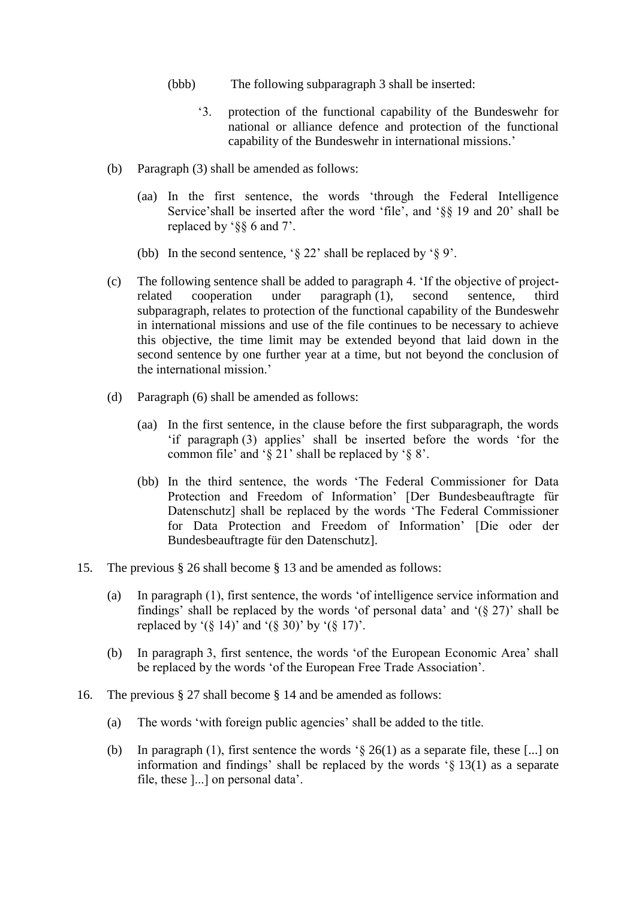(bbb) The following subparagraph 3 shall be inserted:

> '3. protection of the functional capability of the Bundeswehr for national or alliance defence and protection of the functional capability of the Bundeswehr in international missions.'

(b) Paragraph (3) shall be amended as follows:

(aa) In the first sentence, the words 'through the Federal Intelligence Service'shall be inserted after the word 'file', and '§§ 19 and 20' shall be replaced by '§§ 6 and 7'.

(bb) In the second sentence, '§ 22' shall be replaced by '§ 9'.

(c) The following sentence shall be added to paragraph 4. 'If the objective of project-related cooperation under paragraph (1), second sentence, third subparagraph, relates to protection of the functional capability of the Bundeswehr in international missions and use of the file continues to be necessary to achieve this objective, the time limit may be extended beyond that laid down in the second sentence by one further year at a time, but not beyond the conclusion of the international mission.'

(d) Paragraph (6) shall be amended as follows:

(aa) In the first sentence, in the clause before the first subparagraph, the words 'if paragraph (3) applies' shall be inserted before the words 'for the common file' and '§ 21' shall be replaced by '§ 8'.

(bb) In the third sentence, the words 'The Federal Commissioner for Data Protection and Freedom of Information' [Der Bundesbeauftragte für Datenschutz] shall be replaced by the words 'The Federal Commissioner for Data Protection and Freedom of Information' [Die oder der Bundesbeauftragte für den Datenschutz].

15. The previous § 26 shall become § 13 and be amended as follows:

(a) In paragraph (1), first sentence, the words 'of intelligence service information and findings' shall be replaced by the words 'of personal data' and '(§ 27)' shall be replaced by '(§ 14)' and '(§ 30)' by '(§ 17)'.

(b) In paragraph 3, first sentence, the words 'of the European Economic Area' shall be replaced by the words 'of the European Free Trade Association'.

16. The previous § 27 shall become § 14 and be amended as follows:

(a) The words 'with foreign public agencies' shall be added to the title.

(b) In paragraph (1), first sentence the words '§ 26(1) as a separate file, these [...] on information and findings' shall be replaced by the words '§ 13(1) as a separate file, these ]...] on personal data'.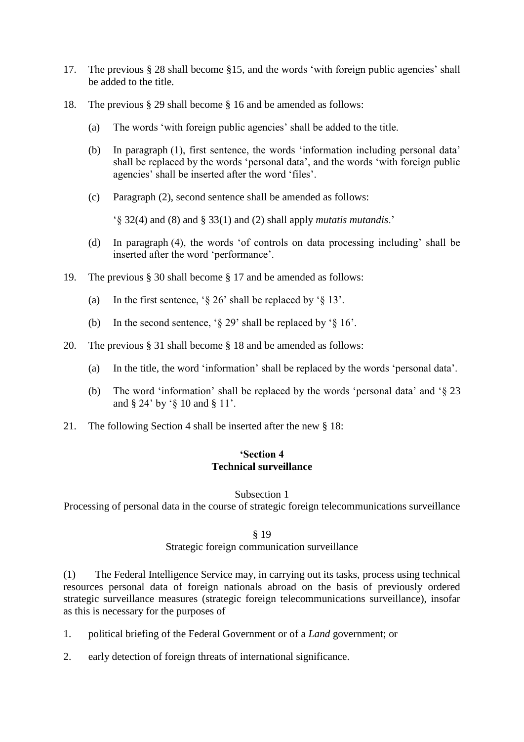17. The previous § 28 shall become §15, and the words 'with foreign public agencies' shall be added to the title.

18. The previous § 29 shall become § 16 and be amended as follows:

    (a) The words 'with foreign public agencies' shall be added to the title.

    (b) In paragraph (1), first sentence, the words 'information including personal data' shall be replaced by the words 'personal data', and the words 'with foreign public agencies' shall be inserted after the word 'files'.

    (c) Paragraph (2), second sentence shall be amended as follows:

        '§ 32(4) and (8) and § 33(1) and (2) shall apply *mutatis mutandis*.'

    (d) In paragraph (4), the words 'of controls on data processing including' shall be inserted after the word 'performance'.

19. The previous § 30 shall become § 17 and be amended as follows:

    (a) In the first sentence, '§ 26' shall be replaced by '§ 13'.

    (b) In the second sentence, '§ 29' shall be replaced by '§ 16'.

20. The previous § 31 shall become § 18 and be amended as follows:

    (a) In the title, the word 'information' shall be replaced by the words 'personal data'.

    (b) The word 'information' shall be replaced by the words 'personal data' and '§ 23 and § 24' by '§ 10 and § 11'.

21. The following Section 4 shall be inserted after the new § 18:

**'Section 4**
**Technical surveillance**

Subsection 1
Processing of personal data in the course of strategic foreign telecommunications surveillance

§ 19
Strategic foreign communication surveillance

(1) The Federal Intelligence Service may, in carrying out its tasks, process using technical resources personal data of foreign nationals abroad on the basis of previously ordered strategic surveillance measures (strategic foreign telecommunications surveillance), insofar as this is necessary for the purposes of

1. political briefing of the Federal Government or of a *Land* government; or

2. early detection of foreign threats of international significance.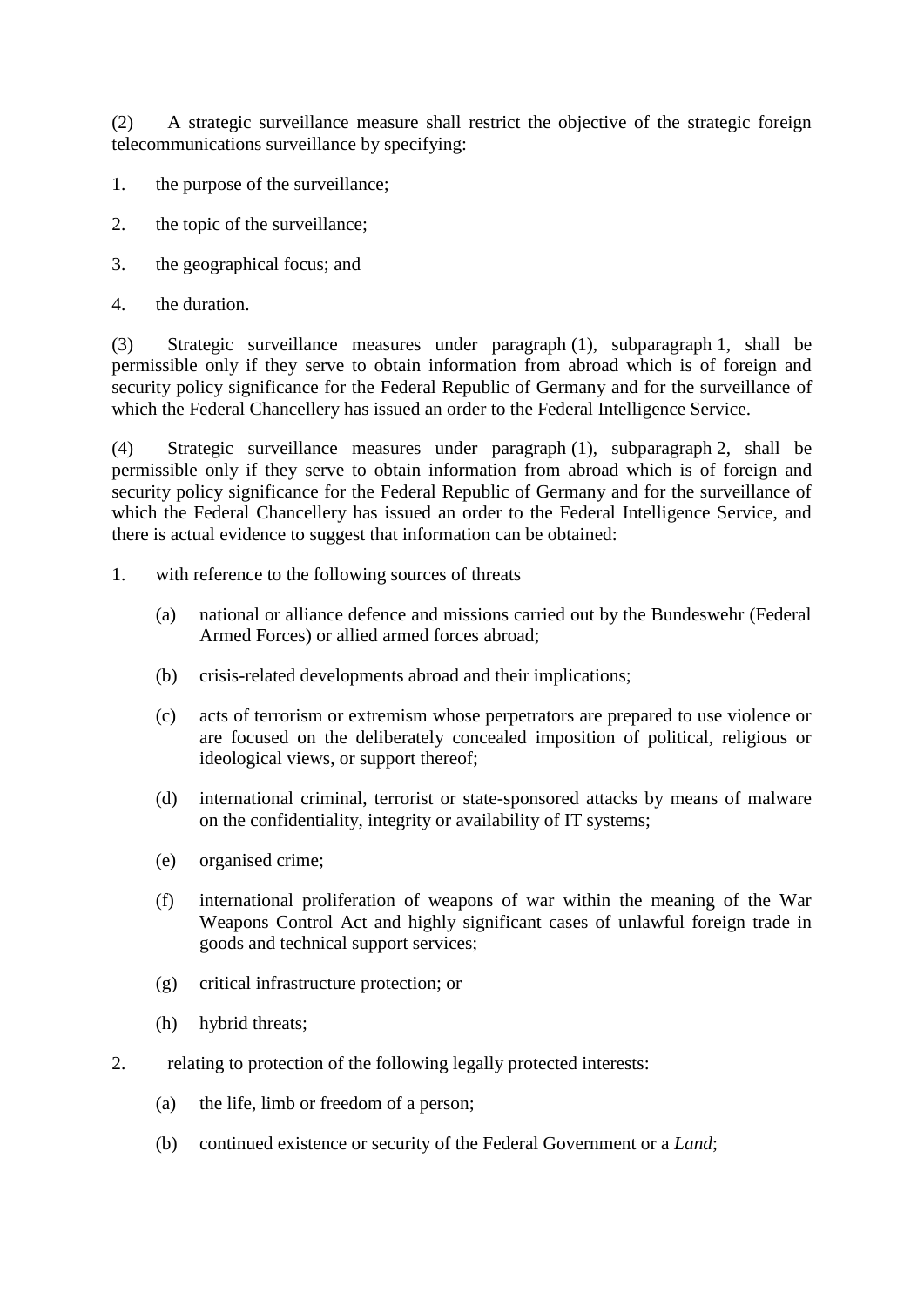(2) A strategic surveillance measure shall restrict the objective of the strategic foreign telecommunications surveillance by specifying:

1. the purpose of the surveillance;

2. the topic of the surveillance;

3. the geographical focus; and

4. the duration.

(3) Strategic surveillance measures under paragraph (1), subparagraph 1, shall be permissible only if they serve to obtain information from abroad which is of foreign and security policy significance for the Federal Republic of Germany and for the surveillance of which the Federal Chancellery has issued an order to the Federal Intelligence Service.

(4) Strategic surveillance measures under paragraph (1), subparagraph 2, shall be permissible only if they serve to obtain information from abroad which is of foreign and security policy significance for the Federal Republic of Germany and for the surveillance of which the Federal Chancellery has issued an order to the Federal Intelligence Service, and there is actual evidence to suggest that information can be obtained:

1. with reference to the following sources of threats

   (a) national or alliance defence and missions carried out by the Bundeswehr (Federal Armed Forces) or allied armed forces abroad;

   (b) crisis-related developments abroad and their implications;

   (c) acts of terrorism or extremism whose perpetrators are prepared to use violence or are focused on the deliberately concealed imposition of political, religious or ideological views, or support thereof;

   (d) international criminal, terrorist or state-sponsored attacks by means of malware on the confidentiality, integrity or availability of IT systems;

   (e) organised crime;

   (f) international proliferation of weapons of war within the meaning of the War Weapons Control Act and highly significant cases of unlawful foreign trade in goods and technical support services;

   (g) critical infrastructure protection; or

   (h) hybrid threats;

2. relating to protection of the following legally protected interests:

   (a) the life, limb or freedom of a person;

   (b) continued existence or security of the Federal Government or a *Land*;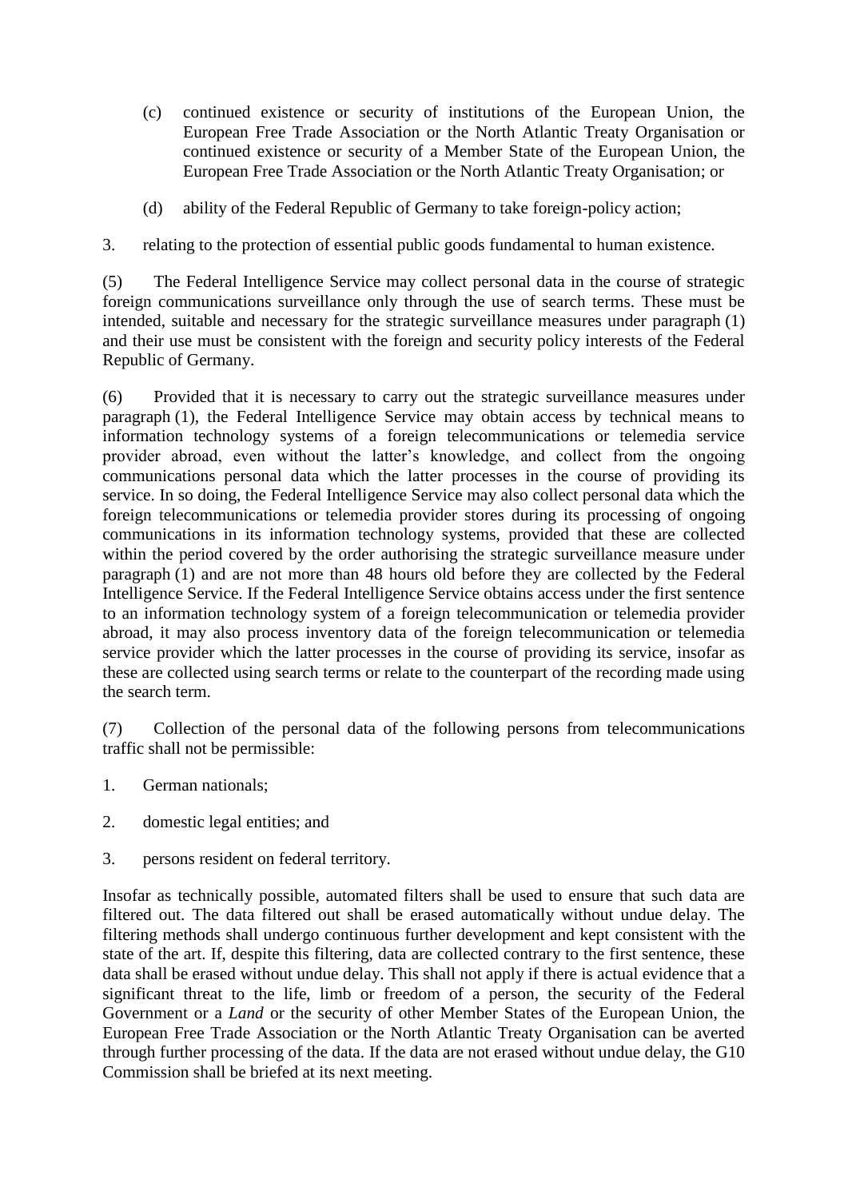(c) continued existence or security of institutions of the European Union, the European Free Trade Association or the North Atlantic Treaty Organisation or continued existence or security of a Member State of the European Union, the European Free Trade Association or the North Atlantic Treaty Organisation; or

(d) ability of the Federal Republic of Germany to take foreign-policy action;

3. relating to the protection of essential public goods fundamental to human existence.

(5) The Federal Intelligence Service may collect personal data in the course of strategic foreign communications surveillance only through the use of search terms. These must be intended, suitable and necessary for the strategic surveillance measures under paragraph (1) and their use must be consistent with the foreign and security policy interests of the Federal Republic of Germany.

(6) Provided that it is necessary to carry out the strategic surveillance measures under paragraph (1), the Federal Intelligence Service may obtain access by technical means to information technology systems of a foreign telecommunications or telemedia service provider abroad, even without the latter's knowledge, and collect from the ongoing communications personal data which the latter processes in the course of providing its service. In so doing, the Federal Intelligence Service may also collect personal data which the foreign telecommunications or telemedia provider stores during its processing of ongoing communications in its information technology systems, provided that these are collected within the period covered by the order authorising the strategic surveillance measure under paragraph (1) and are not more than 48 hours old before they are collected by the Federal Intelligence Service. If the Federal Intelligence Service obtains access under the first sentence to an information technology system of a foreign telecommunication or telemedia provider abroad, it may also process inventory data of the foreign telecommunication or telemedia service provider which the latter processes in the course of providing its service, insofar as these are collected using search terms or relate to the counterpart of the recording made using the search term.

(7) Collection of the personal data of the following persons from telecommunications traffic shall not be permissible:

1. German nationals;

2. domestic legal entities; and

3. persons resident on federal territory.

Insofar as technically possible, automated filters shall be used to ensure that such data are filtered out. The data filtered out shall be erased automatically without undue delay. The filtering methods shall undergo continuous further development and kept consistent with the state of the art. If, despite this filtering, data are collected contrary to the first sentence, these data shall be erased without undue delay. This shall not apply if there is actual evidence that a significant threat to the life, limb or freedom of a person, the security of the Federal Government or a *Land* or the security of other Member States of the European Union, the European Free Trade Association or the North Atlantic Treaty Organisation can be averted through further processing of the data. If the data are not erased without undue delay, the G10 Commission shall be briefed at its next meeting.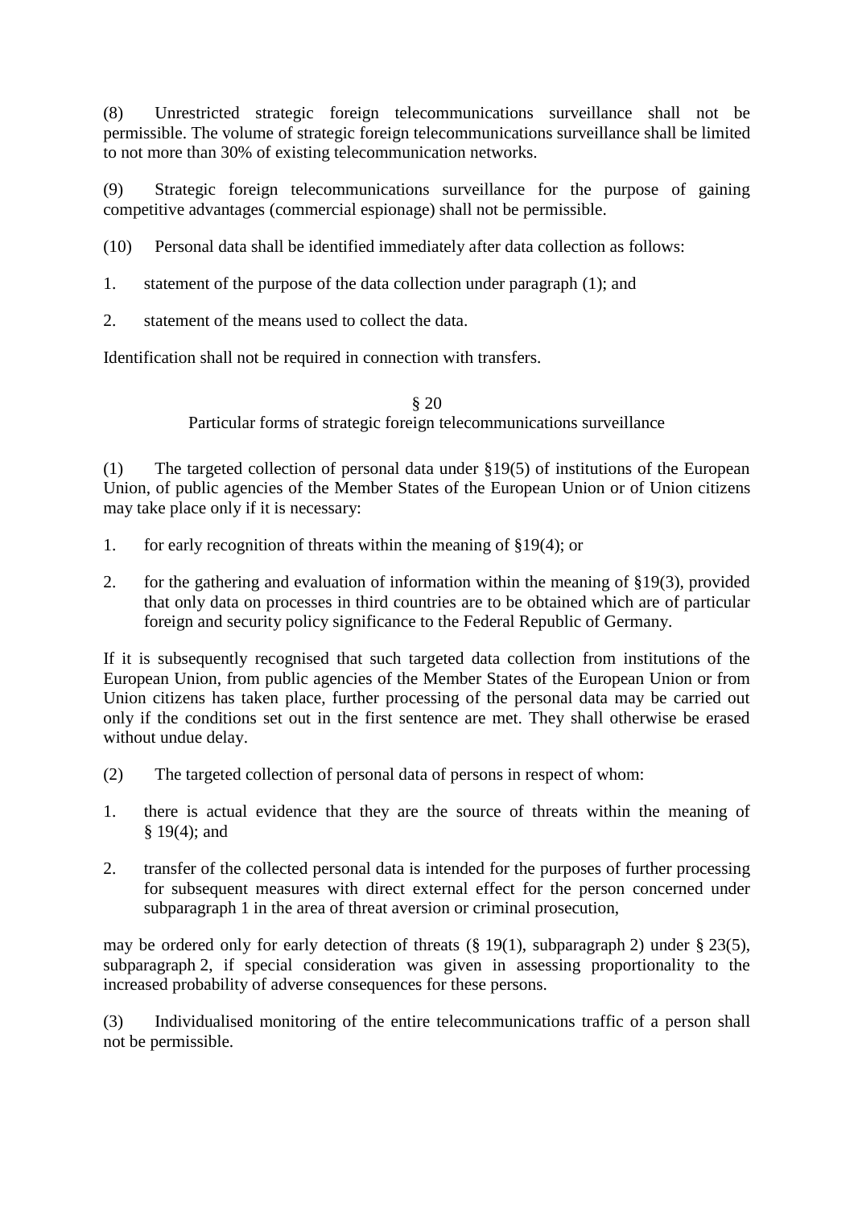(8) Unrestricted strategic foreign telecommunications surveillance shall not be permissible. The volume of strategic foreign telecommunications surveillance shall be limited to not more than 30% of existing telecommunication networks.

(9) Strategic foreign telecommunications surveillance for the purpose of gaining competitive advantages (commercial espionage) shall not be permissible.

(10) Personal data shall be identified immediately after data collection as follows:

1. statement of the purpose of the data collection under paragraph (1); and

2. statement of the means used to collect the data.

Identification shall not be required in connection with transfers.

## § 20
## Particular forms of strategic foreign telecommunications surveillance

(1) The targeted collection of personal data under §19(5) of institutions of the European Union, of public agencies of the Member States of the European Union or of Union citizens may take place only if it is necessary:

1. for early recognition of threats within the meaning of §19(4); or

2. for the gathering and evaluation of information within the meaning of §19(3), provided that only data on processes in third countries are to be obtained which are of particular foreign and security policy significance to the Federal Republic of Germany.

If it is subsequently recognised that such targeted data collection from institutions of the European Union, from public agencies of the Member States of the European Union or from Union citizens has taken place, further processing of the personal data may be carried out only if the conditions set out in the first sentence are met. They shall otherwise be erased without undue delay.

(2) The targeted collection of personal data of persons in respect of whom:

1. there is actual evidence that they are the source of threats within the meaning of § 19(4); and

2. transfer of the collected personal data is intended for the purposes of further processing for subsequent measures with direct external effect for the person concerned under subparagraph 1 in the area of threat aversion or criminal prosecution,

may be ordered only for early detection of threats (§ 19(1), subparagraph 2) under § 23(5), subparagraph 2, if special consideration was given in assessing proportionality to the increased probability of adverse consequences for these persons.

(3) Individualised monitoring of the entire telecommunications traffic of a person shall not be permissible.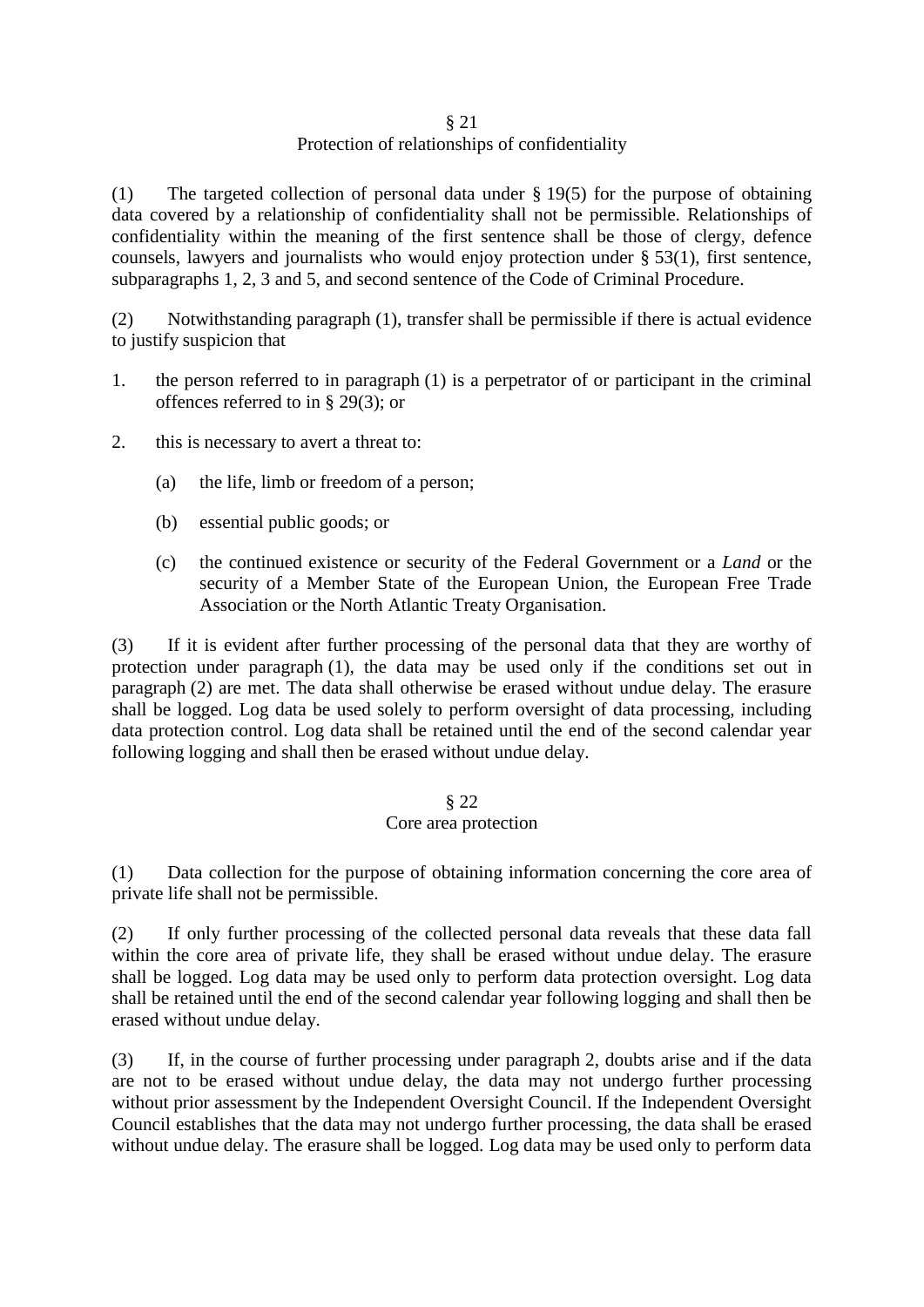## § 21
## Protection of relationships of confidentiality

(1) The targeted collection of personal data under § 19(5) for the purpose of obtaining data covered by a relationship of confidentiality shall not be permissible. Relationships of confidentiality within the meaning of the first sentence shall be those of clergy, defence counsels, lawyers and journalists who would enjoy protection under § 53(1), first sentence, subparagraphs 1, 2, 3 and 5, and second sentence of the Code of Criminal Procedure.

(2) Notwithstanding paragraph (1), transfer shall be permissible if there is actual evidence to justify suspicion that

1. the person referred to in paragraph (1) is a perpetrator of or participant in the criminal offences referred to in § 29(3); or
2. this is necessary to avert a threat to:
   (a) the life, limb or freedom of a person;
   (b) essential public goods; or
   (c) the continued existence or security of the Federal Government or a *Land* or the security of a Member State of the European Union, the European Free Trade Association or the North Atlantic Treaty Organisation.

(3) If it is evident after further processing of the personal data that they are worthy of protection under paragraph (1), the data may be used only if the conditions set out in paragraph (2) are met. The data shall otherwise be erased without undue delay. The erasure shall be logged. Log data be used solely to perform oversight of data processing, including data protection control. Log data shall be retained until the end of the second calendar year following logging and shall then be erased without undue delay.

## § 22
## Core area protection

(1) Data collection for the purpose of obtaining information concerning the core area of private life shall not be permissible.

(2) If only further processing of the collected personal data reveals that these data fall within the core area of private life, they shall be erased without undue delay. The erasure shall be logged. Log data may be used only to perform data protection oversight. Log data shall be retained until the end of the second calendar year following logging and shall then be erased without undue delay.

(3) If, in the course of further processing under paragraph 2, doubts arise and if the data are not to be erased without undue delay, the data may not undergo further processing without prior assessment by the Independent Oversight Council. If the Independent Oversight Council establishes that the data may not undergo further processing, the data shall be erased without undue delay. The erasure shall be logged. Log data may be used only to perform data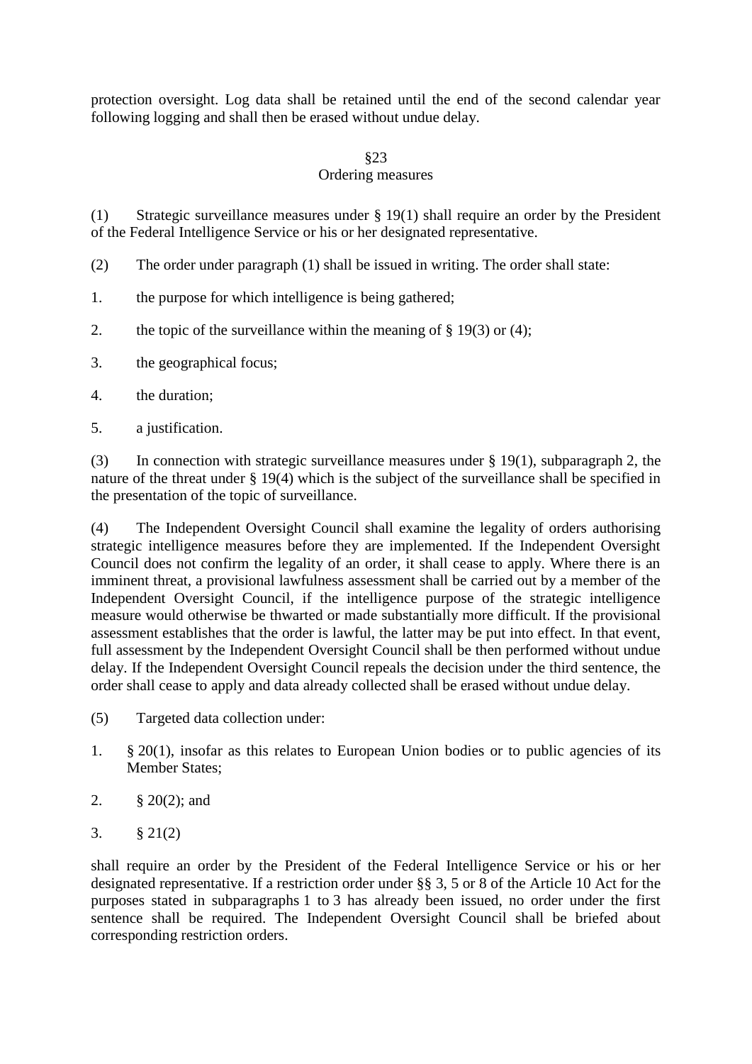protection oversight. Log data shall be retained until the end of the second calendar year following logging and shall then be erased without undue delay.

### §23
### Ordering measures

(1) Strategic surveillance measures under § 19(1) shall require an order by the President of the Federal Intelligence Service or his or her designated representative.

(2) The order under paragraph (1) shall be issued in writing. The order shall state:

1. the purpose for which intelligence is being gathered;

2. the topic of the surveillance within the meaning of § 19(3) or (4);

3. the geographical focus;

4. the duration;

5. a justification.

(3) In connection with strategic surveillance measures under § 19(1), subparagraph 2, the nature of the threat under § 19(4) which is the subject of the surveillance shall be specified in the presentation of the topic of surveillance.

(4) The Independent Oversight Council shall examine the legality of orders authorising strategic intelligence measures before they are implemented. If the Independent Oversight Council does not confirm the legality of an order, it shall cease to apply. Where there is an imminent threat, a provisional lawfulness assessment shall be carried out by a member of the Independent Oversight Council, if the intelligence purpose of the strategic intelligence measure would otherwise be thwarted or made substantially more difficult. If the provisional assessment establishes that the order is lawful, the latter may be put into effect. In that event, full assessment by the Independent Oversight Council shall be then performed without undue delay. If the Independent Oversight Council repeals the decision under the third sentence, the order shall cease to apply and data already collected shall be erased without undue delay.

(5) Targeted data collection under:

1. § 20(1), insofar as this relates to European Union bodies or to public agencies of its Member States;

2. § 20(2); and

3. § 21(2)

shall require an order by the President of the Federal Intelligence Service or his or her designated representative. If a restriction order under §§ 3, 5 or 8 of the Article 10 Act for the purposes stated in subparagraphs 1 to 3 has already been issued, no order under the first sentence shall be required. The Independent Oversight Council shall be briefed about corresponding restriction orders.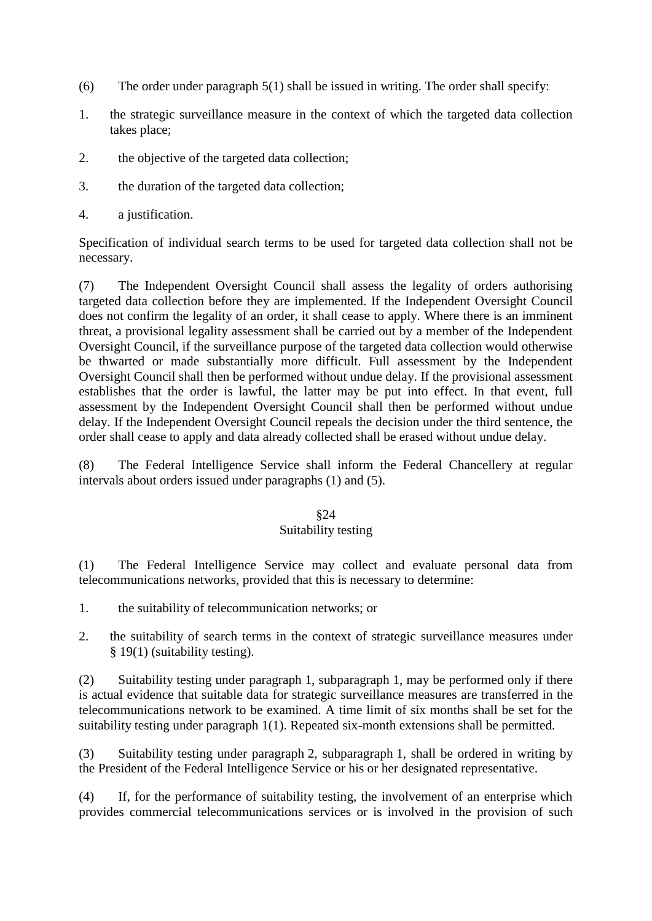(6) The order under paragraph 5(1) shall be issued in writing. The order shall specify:

1. the strategic surveillance measure in the context of which the targeted data collection takes place;
2. the objective of the targeted data collection;
3. the duration of the targeted data collection;
4. a justification.

Specification of individual search terms to be used for targeted data collection shall not be necessary.

(7) The Independent Oversight Council shall assess the legality of orders authorising targeted data collection before they are implemented. If the Independent Oversight Council does not confirm the legality of an order, it shall cease to apply. Where there is an imminent threat, a provisional legality assessment shall be carried out by a member of the Independent Oversight Council, if the surveillance purpose of the targeted data collection would otherwise be thwarted or made substantially more difficult. Full assessment by the Independent Oversight Council shall then be performed without undue delay. If the provisional assessment establishes that the order is lawful, the latter may be put into effect. In that event, full assessment by the Independent Oversight Council shall then be performed without undue delay. If the Independent Oversight Council repeals the decision under the third sentence, the order shall cease to apply and data already collected shall be erased without undue delay.

(8) The Federal Intelligence Service shall inform the Federal Chancellery at regular intervals about orders issued under paragraphs (1) and (5).

### §24
### Suitability testing

(1) The Federal Intelligence Service may collect and evaluate personal data from telecommunications networks, provided that this is necessary to determine:

1. the suitability of telecommunication networks; or
2. the suitability of search terms in the context of strategic surveillance measures under § 19(1) (suitability testing).

(2) Suitability testing under paragraph 1, subparagraph 1, may be performed only if there is actual evidence that suitable data for strategic surveillance measures are transferred in the telecommunications network to be examined. A time limit of six months shall be set for the suitability testing under paragraph 1(1). Repeated six-month extensions shall be permitted.

(3) Suitability testing under paragraph 2, subparagraph 1, shall be ordered in writing by the President of the Federal Intelligence Service or his or her designated representative.

(4) If, for the performance of suitability testing, the involvement of an enterprise which provides commercial telecommunications services or is involved in the provision of such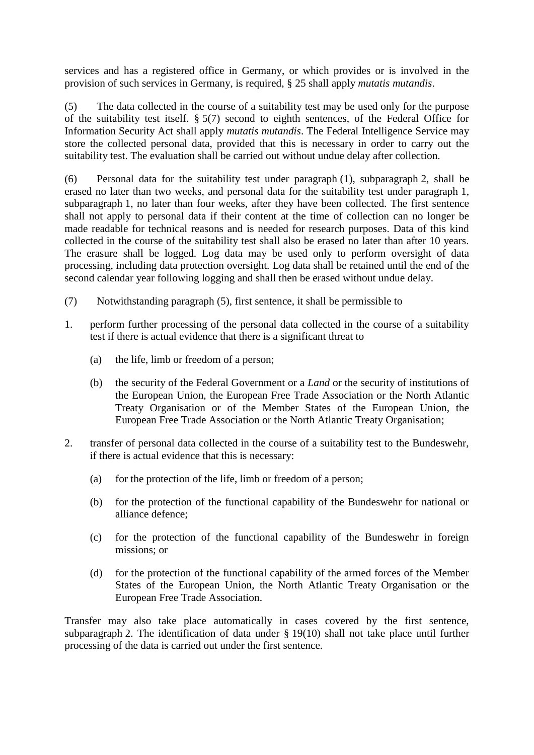services and has a registered office in Germany, or which provides or is involved in the provision of such services in Germany, is required, § 25 shall apply *mutatis mutandis*.

(5) The data collected in the course of a suitability test may be used only for the purpose of the suitability test itself. § 5(7) second to eighth sentences, of the Federal Office for Information Security Act shall apply *mutatis mutandis*. The Federal Intelligence Service may store the collected personal data, provided that this is necessary in order to carry out the suitability test. The evaluation shall be carried out without undue delay after collection.

(6) Personal data for the suitability test under paragraph (1), subparagraph 2, shall be erased no later than two weeks, and personal data for the suitability test under paragraph 1, subparagraph 1, no later than four weeks, after they have been collected. The first sentence shall not apply to personal data if their content at the time of collection can no longer be made readable for technical reasons and is needed for research purposes. Data of this kind collected in the course of the suitability test shall also be erased no later than after 10 years. The erasure shall be logged. Log data may be used only to perform oversight of data processing, including data protection oversight. Log data shall be retained until the end of the second calendar year following logging and shall then be erased without undue delay.

(7) Notwithstanding paragraph (5), first sentence, it shall be permissible to

1. perform further processing of the personal data collected in the course of a suitability test if there is actual evidence that there is a significant threat to
   (a) the life, limb or freedom of a person;
   (b) the security of the Federal Government or a *Land* or the security of institutions of the European Union, the European Free Trade Association or the North Atlantic Treaty Organisation or of the Member States of the European Union, the European Free Trade Association or the North Atlantic Treaty Organisation;
2. transfer of personal data collected in the course of a suitability test to the Bundeswehr, if there is actual evidence that this is necessary:
   (a) for the protection of the life, limb or freedom of a person;
   (b) for the protection of the functional capability of the Bundeswehr for national or alliance defence;
   (c) for the protection of the functional capability of the Bundeswehr in foreign missions; or
   (d) for the protection of the functional capability of the armed forces of the Member States of the European Union, the North Atlantic Treaty Organisation or the European Free Trade Association.

Transfer may also take place automatically in cases covered by the first sentence, subparagraph 2. The identification of data under § 19(10) shall not take place until further processing of the data is carried out under the first sentence.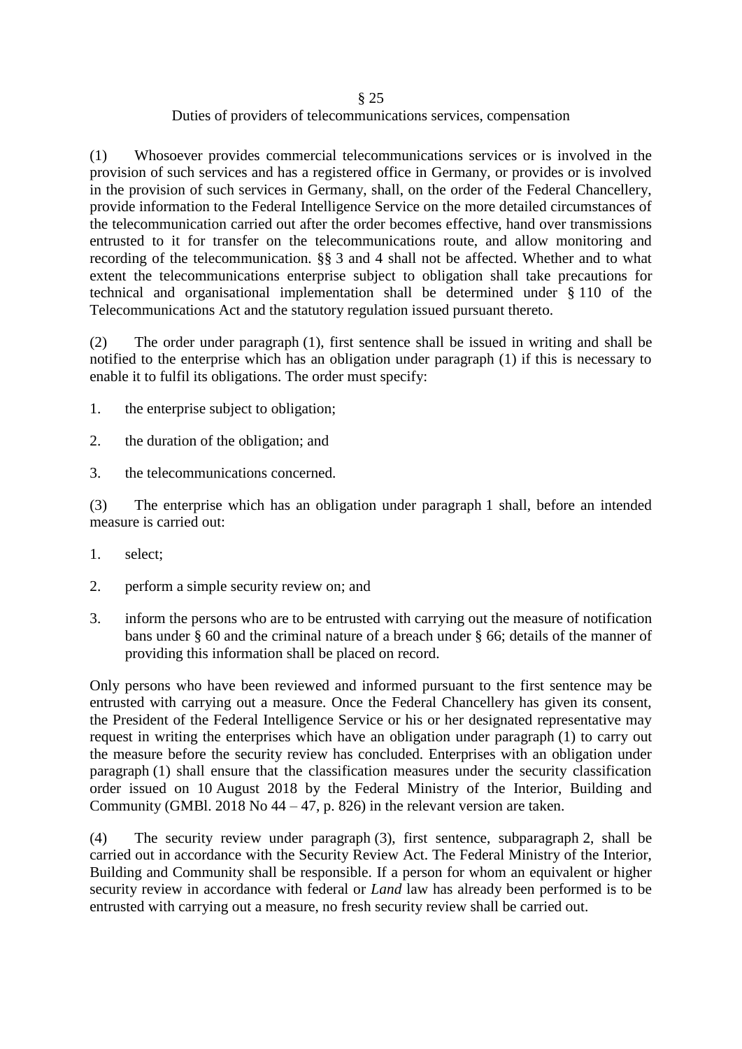§ 25

Duties of providers of telecommunications services, compensation

(1) Whosoever provides commercial telecommunications services or is involved in the provision of such services and has a registered office in Germany, or provides or is involved in the provision of such services in Germany, shall, on the order of the Federal Chancellery, provide information to the Federal Intelligence Service on the more detailed circumstances of the telecommunication carried out after the order becomes effective, hand over transmissions entrusted to it for transfer on the telecommunications route, and allow monitoring and recording of the telecommunication. §§ 3 and 4 shall not be affected. Whether and to what extent the telecommunications enterprise subject to obligation shall take precautions for technical and organisational implementation shall be determined under § 110 of the Telecommunications Act and the statutory regulation issued pursuant thereto.

(2) The order under paragraph (1), first sentence shall be issued in writing and shall be notified to the enterprise which has an obligation under paragraph (1) if this is necessary to enable it to fulfil its obligations. The order must specify:

1. the enterprise subject to obligation;
2. the duration of the obligation; and
3. the telecommunications concerned.

(3) The enterprise which has an obligation under paragraph 1 shall, before an intended measure is carried out:

1. select;
2. perform a simple security review on; and
3. inform the persons who are to be entrusted with carrying out the measure of notification bans under § 60 and the criminal nature of a breach under § 66; details of the manner of providing this information shall be placed on record.

Only persons who have been reviewed and informed pursuant to the first sentence may be entrusted with carrying out a measure. Once the Federal Chancellery has given its consent, the President of the Federal Intelligence Service or his or her designated representative may request in writing the enterprises which have an obligation under paragraph (1) to carry out the measure before the security review has concluded. Enterprises with an obligation under paragraph (1) shall ensure that the classification measures under the security classification order issued on 10 August 2018 by the Federal Ministry of the Interior, Building and Community (GMBl. 2018 No 44 – 47, p. 826) in the relevant version are taken.

(4) The security review under paragraph (3), first sentence, subparagraph 2, shall be carried out in accordance with the Security Review Act. The Federal Ministry of the Interior, Building and Community shall be responsible. If a person for whom an equivalent or higher security review in accordance with federal or *Land* law has already been performed is to be entrusted with carrying out a measure, no fresh security review shall be carried out.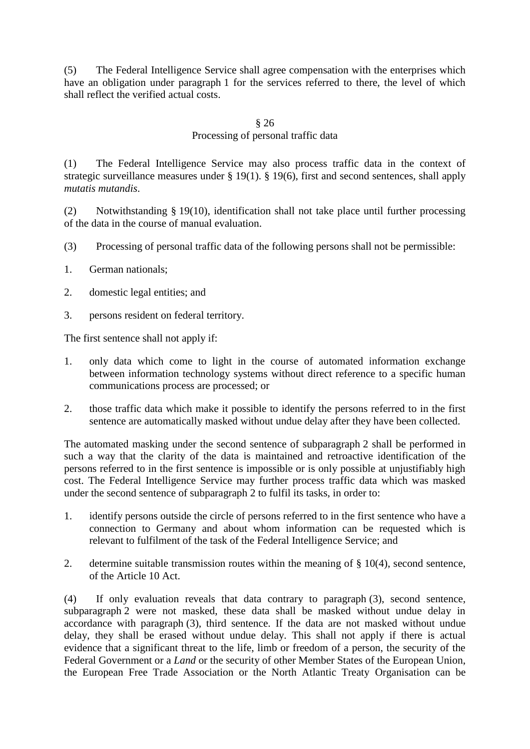(5) The Federal Intelligence Service shall agree compensation with the enterprises which have an obligation under paragraph 1 for the services referred to there, the level of which shall reflect the verified actual costs.

## § 26
## Processing of personal traffic data

(1) The Federal Intelligence Service may also process traffic data in the context of strategic surveillance measures under § 19(1). § 19(6), first and second sentences, shall apply *mutatis mutandis*.

(2) Notwithstanding § 19(10), identification shall not take place until further processing of the data in the course of manual evaluation.

(3) Processing of personal traffic data of the following persons shall not be permissible:

1. German nationals;
2. domestic legal entities; and
3. persons resident on federal territory.

The first sentence shall not apply if:

1. only data which come to light in the course of automated information exchange between information technology systems without direct reference to a specific human communications process are processed; or
2. those traffic data which make it possible to identify the persons referred to in the first sentence are automatically masked without undue delay after they have been collected.

The automated masking under the second sentence of subparagraph 2 shall be performed in such a way that the clarity of the data is maintained and retroactive identification of the persons referred to in the first sentence is impossible or is only possible at unjustifiably high cost. The Federal Intelligence Service may further process traffic data which was masked under the second sentence of subparagraph 2 to fulfil its tasks, in order to:

1. identify persons outside the circle of persons referred to in the first sentence who have a connection to Germany and about whom information can be requested which is relevant to fulfilment of the task of the Federal Intelligence Service; and
2. determine suitable transmission routes within the meaning of § 10(4), second sentence, of the Article 10 Act.

(4) If only evaluation reveals that data contrary to paragraph (3), second sentence, subparagraph 2 were not masked, these data shall be masked without undue delay in accordance with paragraph (3), third sentence. If the data are not masked without undue delay, they shall be erased without undue delay. This shall not apply if there is actual evidence that a significant threat to the life, limb or freedom of a person, the security of the Federal Government or a *Land* or the security of other Member States of the European Union, the European Free Trade Association or the North Atlantic Treaty Organisation can be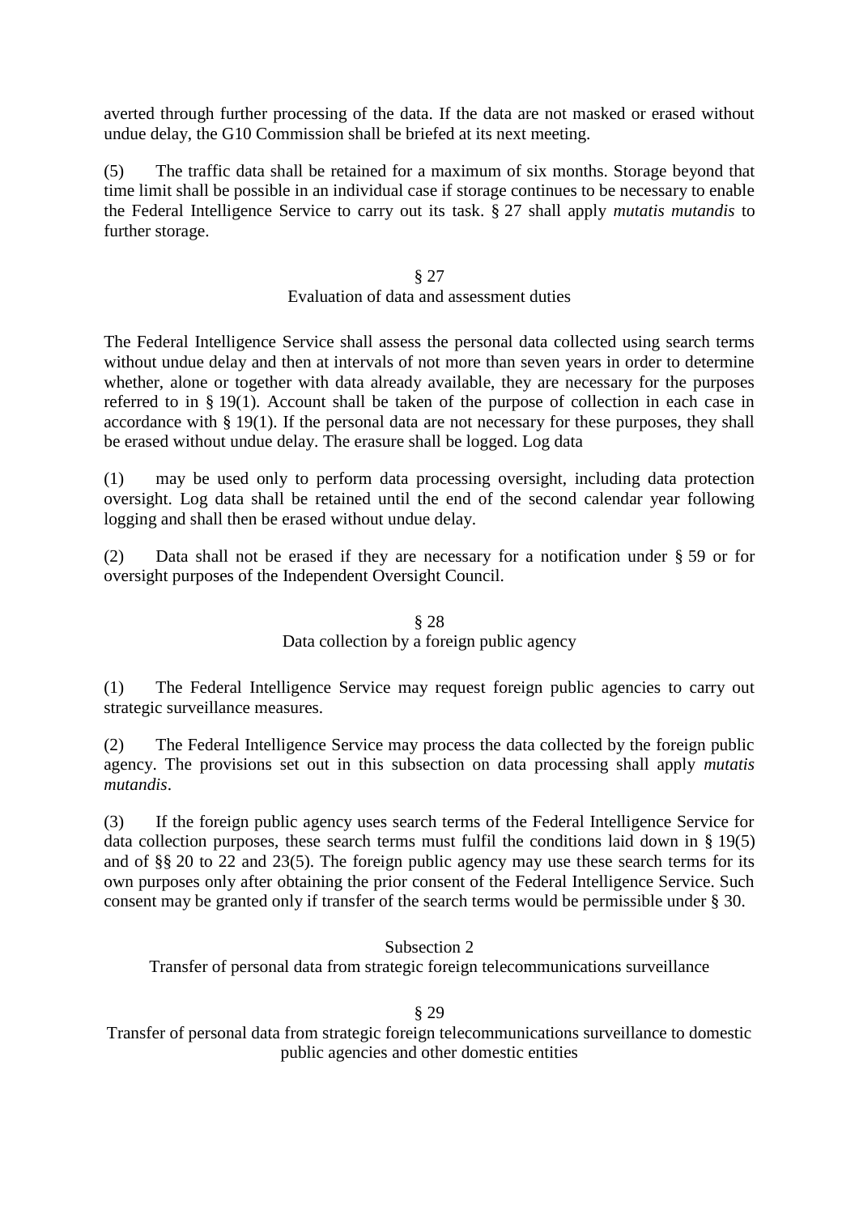averted through further processing of the data. If the data are not masked or erased without undue delay, the G10 Commission shall be briefed at its next meeting.

(5) The traffic data shall be retained for a maximum of six months. Storage beyond that time limit shall be possible in an individual case if storage continues to be necessary to enable the Federal Intelligence Service to carry out its task. § 27 shall apply *mutatis mutandis* to further storage.

### § 27
### Evaluation of data and assessment duties

The Federal Intelligence Service shall assess the personal data collected using search terms without undue delay and then at intervals of not more than seven years in order to determine whether, alone or together with data already available, they are necessary for the purposes referred to in § 19(1). Account shall be taken of the purpose of collection in each case in accordance with § 19(1). If the personal data are not necessary for these purposes, they shall be erased without undue delay. The erasure shall be logged. Log data

(1) may be used only to perform data processing oversight, including data protection oversight. Log data shall be retained until the end of the second calendar year following logging and shall then be erased without undue delay.

(2) Data shall not be erased if they are necessary for a notification under § 59 or for oversight purposes of the Independent Oversight Council.

### § 28
### Data collection by a foreign public agency

(1) The Federal Intelligence Service may request foreign public agencies to carry out strategic surveillance measures.

(2) The Federal Intelligence Service may process the data collected by the foreign public agency. The provisions set out in this subsection on data processing shall apply *mutatis mutandis*.

(3) If the foreign public agency uses search terms of the Federal Intelligence Service for data collection purposes, these search terms must fulfil the conditions laid down in § 19(5) and of §§ 20 to 22 and 23(5). The foreign public agency may use these search terms for its own purposes only after obtaining the prior consent of the Federal Intelligence Service. Such consent may be granted only if transfer of the search terms would be permissible under § 30.

## Subsection 2
## Transfer of personal data from strategic foreign telecommunications surveillance

### § 29
### Transfer of personal data from strategic foreign telecommunications surveillance to domestic public agencies and other domestic entities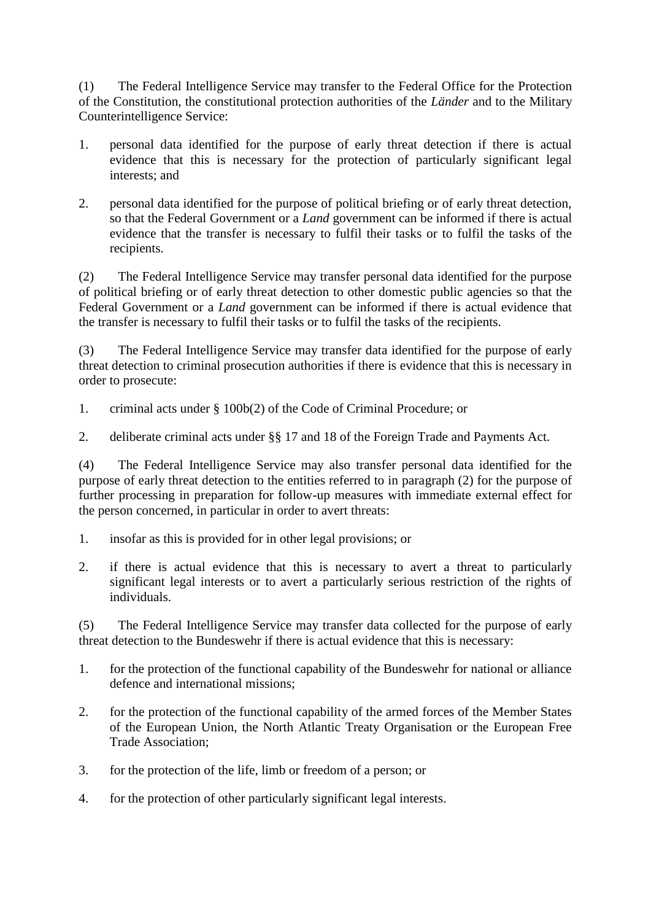(1) The Federal Intelligence Service may transfer to the Federal Office for the Protection of the Constitution, the constitutional protection authorities of the *Länder* and to the Military Counterintelligence Service:

1. personal data identified for the purpose of early threat detection if there is actual evidence that this is necessary for the protection of particularly significant legal interests; and

2. personal data identified for the purpose of political briefing or of early threat detection, so that the Federal Government or a *Land* government can be informed if there is actual evidence that the transfer is necessary to fulfil their tasks or to fulfil the tasks of the recipients.

(2) The Federal Intelligence Service may transfer personal data identified for the purpose of political briefing or of early threat detection to other domestic public agencies so that the Federal Government or a *Land* government can be informed if there is actual evidence that the transfer is necessary to fulfil their tasks or to fulfil the tasks of the recipients.

(3) The Federal Intelligence Service may transfer data identified for the purpose of early threat detection to criminal prosecution authorities if there is evidence that this is necessary in order to prosecute:

1. criminal acts under § 100b(2) of the Code of Criminal Procedure; or

2. deliberate criminal acts under §§ 17 and 18 of the Foreign Trade and Payments Act.

(4) The Federal Intelligence Service may also transfer personal data identified for the purpose of early threat detection to the entities referred to in paragraph (2) for the purpose of further processing in preparation for follow-up measures with immediate external effect for the person concerned, in particular in order to avert threats:

1. insofar as this is provided for in other legal provisions; or

2. if there is actual evidence that this is necessary to avert a threat to particularly significant legal interests or to avert a particularly serious restriction of the rights of individuals.

(5) The Federal Intelligence Service may transfer data collected for the purpose of early threat detection to the Bundeswehr if there is actual evidence that this is necessary:

1. for the protection of the functional capability of the Bundeswehr for national or alliance defence and international missions;

2. for the protection of the functional capability of the armed forces of the Member States of the European Union, the North Atlantic Treaty Organisation or the European Free Trade Association;

3. for the protection of the life, limb or freedom of a person; or

4. for the protection of other particularly significant legal interests.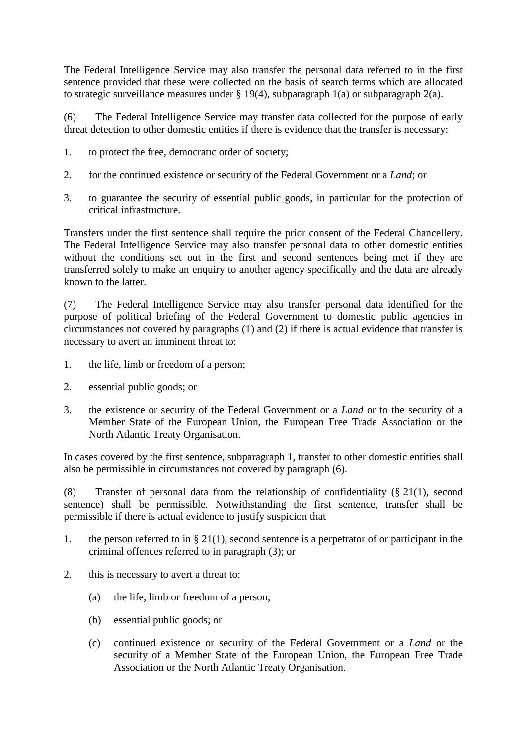The Federal Intelligence Service may also transfer the personal data referred to in the first sentence provided that these were collected on the basis of search terms which are allocated to strategic surveillance measures under § 19(4), subparagraph 1(a) or subparagraph 2(a).

(6) The Federal Intelligence Service may transfer data collected for the purpose of early threat detection to other domestic entities if there is evidence that the transfer is necessary:

1. to protect the free, democratic order of society;

2. for the continued existence or security of the Federal Government or a *Land*; or

3. to guarantee the security of essential public goods, in particular for the protection of critical infrastructure.

Transfers under the first sentence shall require the prior consent of the Federal Chancellery. The Federal Intelligence Service may also transfer personal data to other domestic entities without the conditions set out in the first and second sentences being met if they are transferred solely to make an enquiry to another agency specifically and the data are already known to the latter.

(7) The Federal Intelligence Service may also transfer personal data identified for the purpose of political briefing of the Federal Government to domestic public agencies in circumstances not covered by paragraphs (1) and (2) if there is actual evidence that transfer is necessary to avert an imminent threat to:

1. the life, limb or freedom of a person;

2. essential public goods; or

3. the existence or security of the Federal Government or a *Land* or to the security of a Member State of the European Union, the European Free Trade Association or the North Atlantic Treaty Organisation.

In cases covered by the first sentence, subparagraph 1, transfer to other domestic entities shall also be permissible in circumstances not covered by paragraph (6).

(8) Transfer of personal data from the relationship of confidentiality (§ 21(1), second sentence) shall be permissible. Notwithstanding the first sentence, transfer shall be permissible if there is actual evidence to justify suspicion that

1. the person referred to in § 21(1), second sentence is a perpetrator of or participant in the criminal offences referred to in paragraph (3); or

2. this is necessary to avert a threat to:

   (a) the life, limb or freedom of a person;

   (b) essential public goods; or

   (c) continued existence or security of the Federal Government or a *Land* or the security of a Member State of the European Union, the European Free Trade Association or the North Atlantic Treaty Organisation.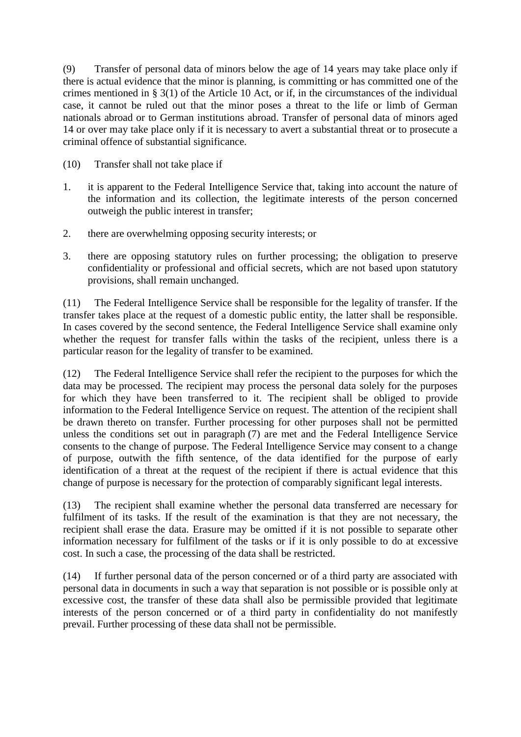(9) Transfer of personal data of minors below the age of 14 years may take place only if there is actual evidence that the minor is planning, is committing or has committed one of the crimes mentioned in § 3(1) of the Article 10 Act, or if, in the circumstances of the individual case, it cannot be ruled out that the minor poses a threat to the life or limb of German nationals abroad or to German institutions abroad. Transfer of personal data of minors aged 14 or over may take place only if it is necessary to avert a substantial threat or to prosecute a criminal offence of substantial significance.

(10) Transfer shall not take place if

1. it is apparent to the Federal Intelligence Service that, taking into account the nature of the information and its collection, the legitimate interests of the person concerned outweigh the public interest in transfer;

2. there are overwhelming opposing security interests; or

3. there are opposing statutory rules on further processing; the obligation to preserve confidentiality or professional and official secrets, which are not based upon statutory provisions, shall remain unchanged.

(11) The Federal Intelligence Service shall be responsible for the legality of transfer. If the transfer takes place at the request of a domestic public entity, the latter shall be responsible. In cases covered by the second sentence, the Federal Intelligence Service shall examine only whether the request for transfer falls within the tasks of the recipient, unless there is a particular reason for the legality of transfer to be examined.

(12) The Federal Intelligence Service shall refer the recipient to the purposes for which the data may be processed. The recipient may process the personal data solely for the purposes for which they have been transferred to it. The recipient shall be obliged to provide information to the Federal Intelligence Service on request. The attention of the recipient shall be drawn thereto on transfer. Further processing for other purposes shall not be permitted unless the conditions set out in paragraph (7) are met and the Federal Intelligence Service consents to the change of purpose. The Federal Intelligence Service may consent to a change of purpose, outwith the fifth sentence, of the data identified for the purpose of early identification of a threat at the request of the recipient if there is actual evidence that this change of purpose is necessary for the protection of comparably significant legal interests.

(13) The recipient shall examine whether the personal data transferred are necessary for fulfilment of its tasks. If the result of the examination is that they are not necessary, the recipient shall erase the data. Erasure may be omitted if it is not possible to separate other information necessary for fulfilment of the tasks or if it is only possible to do at excessive cost. In such a case, the processing of the data shall be restricted.

(14) If further personal data of the person concerned or of a third party are associated with personal data in documents in such a way that separation is not possible or is possible only at excessive cost, the transfer of these data shall also be permissible provided that legitimate interests of the person concerned or of a third party in confidentiality do not manifestly prevail. Further processing of these data shall not be permissible.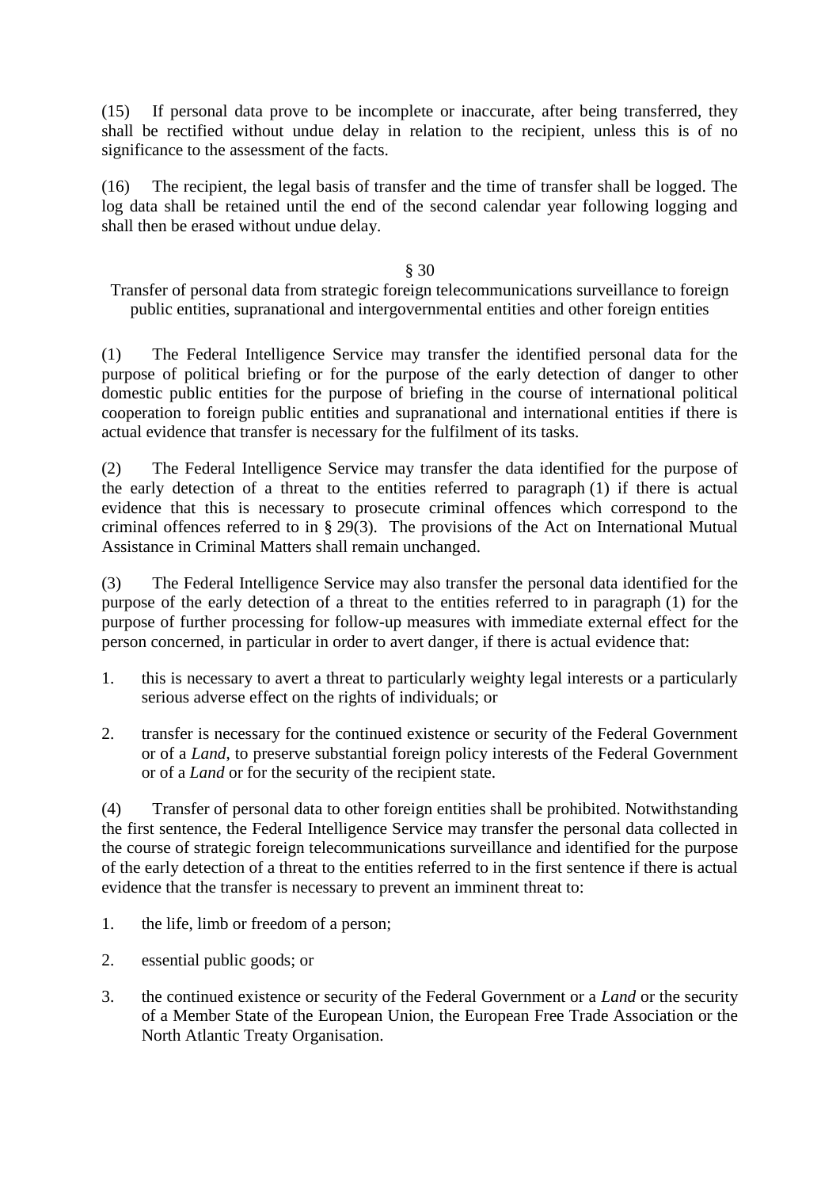(15) If personal data prove to be incomplete or inaccurate, after being transferred, they shall be rectified without undue delay in relation to the recipient, unless this is of no significance to the assessment of the facts.

(16) The recipient, the legal basis of transfer and the time of transfer shall be logged. The log data shall be retained until the end of the second calendar year following logging and shall then be erased without undue delay.

§ 30

Transfer of personal data from strategic foreign telecommunications surveillance to foreign public entities, supranational and intergovernmental entities and other foreign entities

(1) The Federal Intelligence Service may transfer the identified personal data for the purpose of political briefing or for the purpose of the early detection of danger to other domestic public entities for the purpose of briefing in the course of international political cooperation to foreign public entities and supranational and international entities if there is actual evidence that transfer is necessary for the fulfilment of its tasks.

(2) The Federal Intelligence Service may transfer the data identified for the purpose of the early detection of a threat to the entities referred to paragraph (1) if there is actual evidence that this is necessary to prosecute criminal offences which correspond to the criminal offences referred to in § 29(3). The provisions of the Act on International Mutual Assistance in Criminal Matters shall remain unchanged.

(3) The Federal Intelligence Service may also transfer the personal data identified for the purpose of the early detection of a threat to the entities referred to in paragraph (1) for the purpose of further processing for follow-up measures with immediate external effect for the person concerned, in particular in order to avert danger, if there is actual evidence that:

1. this is necessary to avert a threat to particularly weighty legal interests or a particularly serious adverse effect on the rights of individuals; or
2. transfer is necessary for the continued existence or security of the Federal Government or of a *Land*, to preserve substantial foreign policy interests of the Federal Government or of a *Land* or for the security of the recipient state.

(4) Transfer of personal data to other foreign entities shall be prohibited. Notwithstanding the first sentence, the Federal Intelligence Service may transfer the personal data collected in the course of strategic foreign telecommunications surveillance and identified for the purpose of the early detection of a threat to the entities referred to in the first sentence if there is actual evidence that the transfer is necessary to prevent an imminent threat to:

1. the life, limb or freedom of a person;
2. essential public goods; or
3. the continued existence or security of the Federal Government or a *Land* or the security of a Member State of the European Union, the European Free Trade Association or the North Atlantic Treaty Organisation.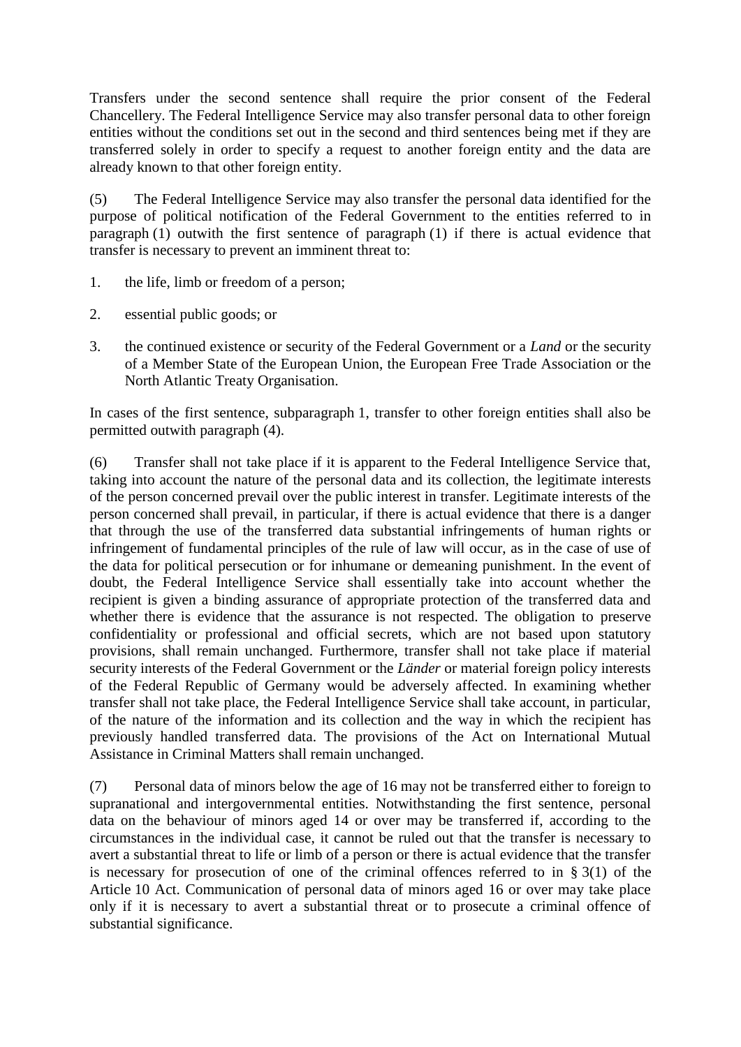Transfers under the second sentence shall require the prior consent of the Federal Chancellery. The Federal Intelligence Service may also transfer personal data to other foreign entities without the conditions set out in the second and third sentences being met if they are transferred solely in order to specify a request to another foreign entity and the data are already known to that other foreign entity.

(5) The Federal Intelligence Service may also transfer the personal data identified for the purpose of political notification of the Federal Government to the entities referred to in paragraph (1) outwith the first sentence of paragraph (1) if there is actual evidence that transfer is necessary to prevent an imminent threat to:

1. the life, limb or freedom of a person;
2. essential public goods; or
3. the continued existence or security of the Federal Government or a *Land* or the security of a Member State of the European Union, the European Free Trade Association or the North Atlantic Treaty Organisation.

In cases of the first sentence, subparagraph 1, transfer to other foreign entities shall also be permitted outwith paragraph (4).

(6) Transfer shall not take place if it is apparent to the Federal Intelligence Service that, taking into account the nature of the personal data and its collection, the legitimate interests of the person concerned prevail over the public interest in transfer. Legitimate interests of the person concerned shall prevail, in particular, if there is actual evidence that there is a danger that through the use of the transferred data substantial infringements of human rights or infringement of fundamental principles of the rule of law will occur, as in the case of use of the data for political persecution or for inhumane or demeaning punishment. In the event of doubt, the Federal Intelligence Service shall essentially take into account whether the recipient is given a binding assurance of appropriate protection of the transferred data and whether there is evidence that the assurance is not respected. The obligation to preserve confidentiality or professional and official secrets, which are not based upon statutory provisions, shall remain unchanged. Furthermore, transfer shall not take place if material security interests of the Federal Government or the *Länder* or material foreign policy interests of the Federal Republic of Germany would be adversely affected. In examining whether transfer shall not take place, the Federal Intelligence Service shall take account, in particular, of the nature of the information and its collection and the way in which the recipient has previously handled transferred data. The provisions of the Act on International Mutual Assistance in Criminal Matters shall remain unchanged.

(7) Personal data of minors below the age of 16 may not be transferred either to foreign to supranational and intergovernmental entities. Notwithstanding the first sentence, personal data on the behaviour of minors aged 14 or over may be transferred if, according to the circumstances in the individual case, it cannot be ruled out that the transfer is necessary to avert a substantial threat to life or limb of a person or there is actual evidence that the transfer is necessary for prosecution of one of the criminal offences referred to in § 3(1) of the Article 10 Act. Communication of personal data of minors aged 16 or over may take place only if it is necessary to avert a substantial threat or to prosecute a criminal offence of substantial significance.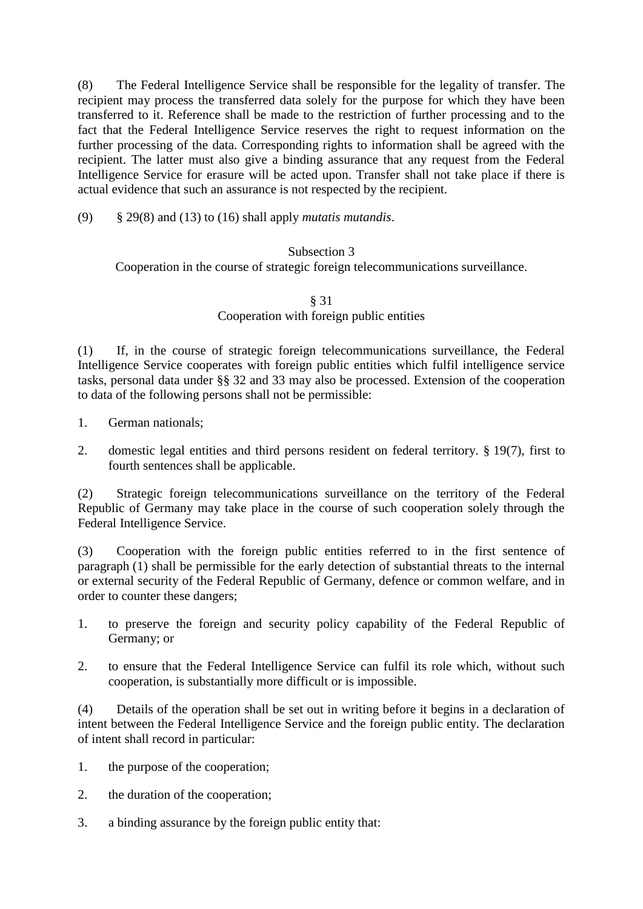(8) The Federal Intelligence Service shall be responsible for the legality of transfer. The recipient may process the transferred data solely for the purpose for which they have been transferred to it. Reference shall be made to the restriction of further processing and to the fact that the Federal Intelligence Service reserves the right to request information on the further processing of the data. Corresponding rights to information shall be agreed with the recipient. The latter must also give a binding assurance that any request from the Federal Intelligence Service for erasure will be acted upon. Transfer shall not take place if there is actual evidence that such an assurance is not respected by the recipient.

(9) § 29(8) and (13) to (16) shall apply *mutatis mutandis*.

### Subsection 3
### Cooperation in the course of strategic foreign telecommunications surveillance.

#### § 31
#### Cooperation with foreign public entities

(1) If, in the course of strategic foreign telecommunications surveillance, the Federal Intelligence Service cooperates with foreign public entities which fulfil intelligence service tasks, personal data under §§ 32 and 33 may also be processed. Extension of the cooperation to data of the following persons shall not be permissible:

1. German nationals;

2. domestic legal entities and third persons resident on federal territory. § 19(7), first to fourth sentences shall be applicable.

(2) Strategic foreign telecommunications surveillance on the territory of the Federal Republic of Germany may take place in the course of such cooperation solely through the Federal Intelligence Service.

(3) Cooperation with the foreign public entities referred to in the first sentence of paragraph (1) shall be permissible for the early detection of substantial threats to the internal or external security of the Federal Republic of Germany, defence or common welfare, and in order to counter these dangers;

1. to preserve the foreign and security policy capability of the Federal Republic of Germany; or

2. to ensure that the Federal Intelligence Service can fulfil its role which, without such cooperation, is substantially more difficult or is impossible.

(4) Details of the operation shall be set out in writing before it begins in a declaration of intent between the Federal Intelligence Service and the foreign public entity. The declaration of intent shall record in particular:

1. the purpose of the cooperation;

2. the duration of the cooperation;

3. a binding assurance by the foreign public entity that: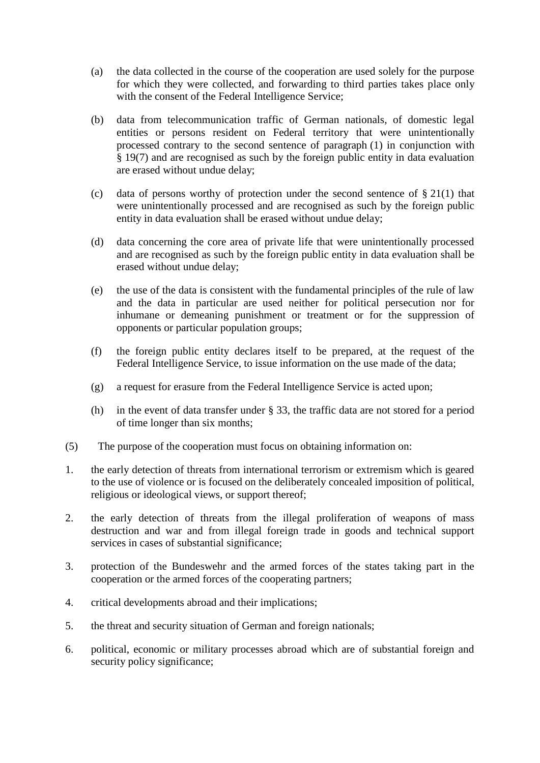(a) the data collected in the course of the cooperation are used solely for the purpose for which they were collected, and forwarding to third parties takes place only with the consent of the Federal Intelligence Service;

(b) data from telecommunication traffic of German nationals, of domestic legal entities or persons resident on Federal territory that were unintentionally processed contrary to the second sentence of paragraph (1) in conjunction with § 19(7) and are recognised as such by the foreign public entity in data evaluation are erased without undue delay;

(c) data of persons worthy of protection under the second sentence of § 21(1) that were unintentionally processed and are recognised as such by the foreign public entity in data evaluation shall be erased without undue delay;

(d) data concerning the core area of private life that were unintentionally processed and are recognised as such by the foreign public entity in data evaluation shall be erased without undue delay;

(e) the use of the data is consistent with the fundamental principles of the rule of law and the data in particular are used neither for political persecution nor for inhumane or demeaning punishment or treatment or for the suppression of opponents or particular population groups;

(f) the foreign public entity declares itself to be prepared, at the request of the Federal Intelligence Service, to issue information on the use made of the data;

(g) a request for erasure from the Federal Intelligence Service is acted upon;

(h) in the event of data transfer under § 33, the traffic data are not stored for a period of time longer than six months;

(5) The purpose of the cooperation must focus on obtaining information on:

1. the early detection of threats from international terrorism or extremism which is geared to the use of violence or is focused on the deliberately concealed imposition of political, religious or ideological views, or support thereof;

2. the early detection of threats from the illegal proliferation of weapons of mass destruction and war and from illegal foreign trade in goods and technical support services in cases of substantial significance;

3. protection of the Bundeswehr and the armed forces of the states taking part in the cooperation or the armed forces of the cooperating partners;

4. critical developments abroad and their implications;

5. the threat and security situation of German and foreign nationals;

6. political, economic or military processes abroad which are of substantial foreign and security policy significance;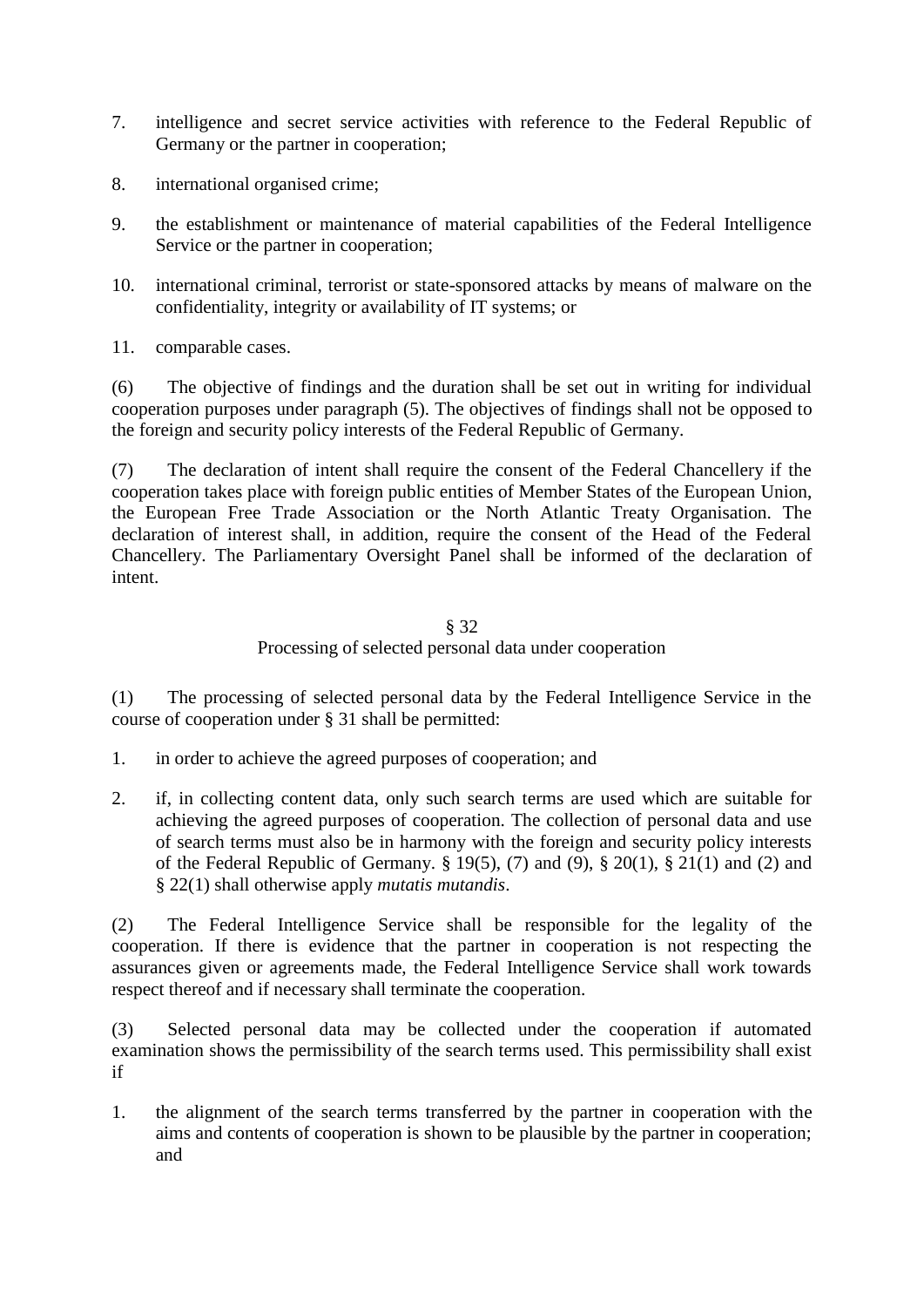7. intelligence and secret service activities with reference to the Federal Republic of Germany or the partner in cooperation;

8. international organised crime;

9. the establishment or maintenance of material capabilities of the Federal Intelligence Service or the partner in cooperation;

10. international criminal, terrorist or state-sponsored attacks by means of malware on the confidentiality, integrity or availability of IT systems; or

11. comparable cases.

(6) The objective of findings and the duration shall be set out in writing for individual cooperation purposes under paragraph (5). The objectives of findings shall not be opposed to the foreign and security policy interests of the Federal Republic of Germany.

(7) The declaration of intent shall require the consent of the Federal Chancellery if the cooperation takes place with foreign public entities of Member States of the European Union, the European Free Trade Association or the North Atlantic Treaty Organisation. The declaration of interest shall, in addition, require the consent of the Head of the Federal Chancellery. The Parliamentary Oversight Panel shall be informed of the declaration of intent.

## § 32
## Processing of selected personal data under cooperation

(1) The processing of selected personal data by the Federal Intelligence Service in the course of cooperation under § 31 shall be permitted:

1. in order to achieve the agreed purposes of cooperation; and

2. if, in collecting content data, only such search terms are used which are suitable for achieving the agreed purposes of cooperation. The collection of personal data and use of search terms must also be in harmony with the foreign and security policy interests of the Federal Republic of Germany. § 19(5), (7) and (9), § 20(1), § 21(1) and (2) and § 22(1) shall otherwise apply *mutatis mutandis*.

(2) The Federal Intelligence Service shall be responsible for the legality of the cooperation. If there is evidence that the partner in cooperation is not respecting the assurances given or agreements made, the Federal Intelligence Service shall work towards respect thereof and if necessary shall terminate the cooperation.

(3) Selected personal data may be collected under the cooperation if automated examination shows the permissibility of the search terms used. This permissibility shall exist if

1. the alignment of the search terms transferred by the partner in cooperation with the aims and contents of cooperation is shown to be plausible by the partner in cooperation; and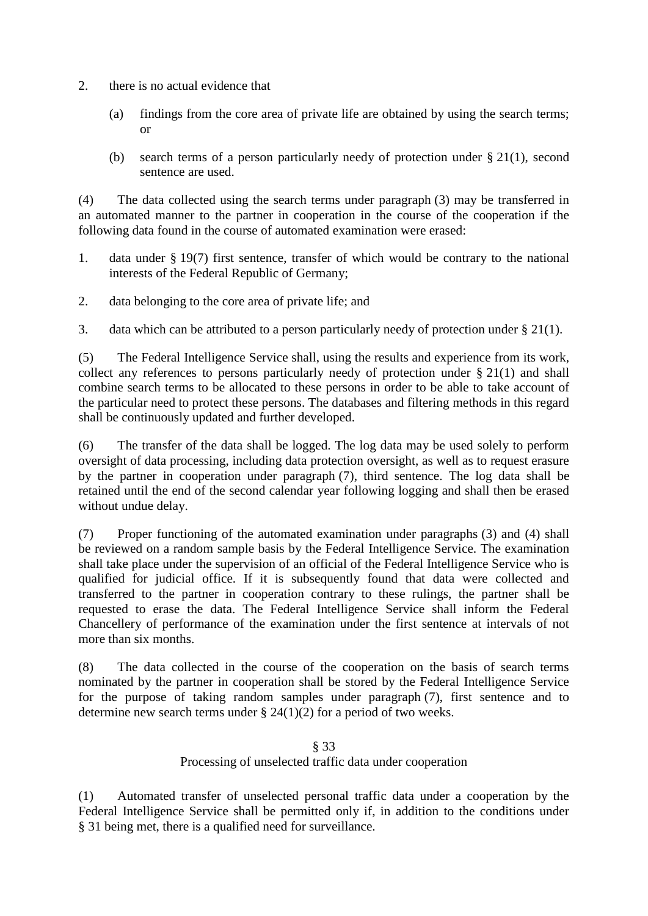2. there is no actual evidence that

   (a) findings from the core area of private life are obtained by using the search terms; or

   (b) search terms of a person particularly needy of protection under § 21(1), second sentence are used.

(4) The data collected using the search terms under paragraph (3) may be transferred in an automated manner to the partner in cooperation in the course of the cooperation if the following data found in the course of automated examination were erased:

1. data under § 19(7) first sentence, transfer of which would be contrary to the national interests of the Federal Republic of Germany;

2. data belonging to the core area of private life; and

3. data which can be attributed to a person particularly needy of protection under § 21(1).

(5) The Federal Intelligence Service shall, using the results and experience from its work, collect any references to persons particularly needy of protection under § 21(1) and shall combine search terms to be allocated to these persons in order to be able to take account of the particular need to protect these persons. The databases and filtering methods in this regard shall be continuously updated and further developed.

(6) The transfer of the data shall be logged. The log data may be used solely to perform oversight of data processing, including data protection oversight, as well as to request erasure by the partner in cooperation under paragraph (7), third sentence. The log data shall be retained until the end of the second calendar year following logging and shall then be erased without undue delay.

(7) Proper functioning of the automated examination under paragraphs (3) and (4) shall be reviewed on a random sample basis by the Federal Intelligence Service. The examination shall take place under the supervision of an official of the Federal Intelligence Service who is qualified for judicial office. If it is subsequently found that data were collected and transferred to the partner in cooperation contrary to these rulings, the partner shall be requested to erase the data. The Federal Intelligence Service shall inform the Federal Chancellery of performance of the examination under the first sentence at intervals of not more than six months.

(8) The data collected in the course of the cooperation on the basis of search terms nominated by the partner in cooperation shall be stored by the Federal Intelligence Service for the purpose of taking random samples under paragraph (7), first sentence and to determine new search terms under § 24(1)(2) for a period of two weeks.

### § 33
### Processing of unselected traffic data under cooperation

(1) Automated transfer of unselected personal traffic data under a cooperation by the Federal Intelligence Service shall be permitted only if, in addition to the conditions under § 31 being met, there is a qualified need for surveillance.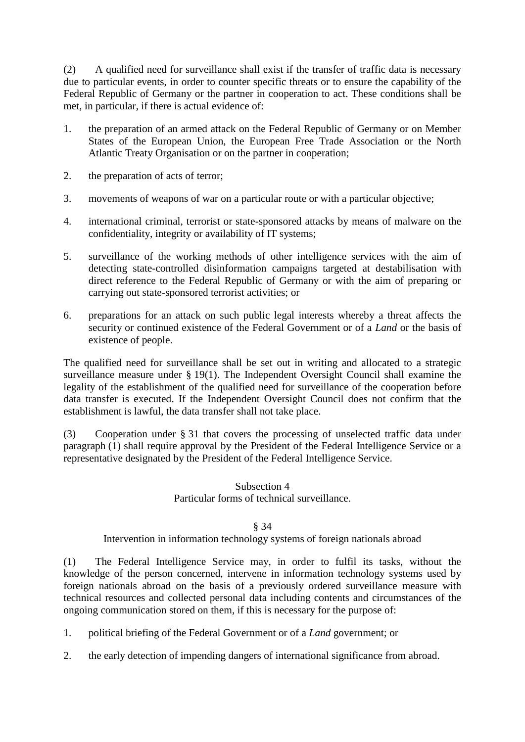(2) A qualified need for surveillance shall exist if the transfer of traffic data is necessary due to particular events, in order to counter specific threats or to ensure the capability of the Federal Republic of Germany or the partner in cooperation to act. These conditions shall be met, in particular, if there is actual evidence of:

1. the preparation of an armed attack on the Federal Republic of Germany or on Member States of the European Union, the European Free Trade Association or the North Atlantic Treaty Organisation or on the partner in cooperation;

2. the preparation of acts of terror;

3. movements of weapons of war on a particular route or with a particular objective;

4. international criminal, terrorist or state-sponsored attacks by means of malware on the confidentiality, integrity or availability of IT systems;

5. surveillance of the working methods of other intelligence services with the aim of detecting state-controlled disinformation campaigns targeted at destabilisation with direct reference to the Federal Republic of Germany or with the aim of preparing or carrying out state-sponsored terrorist activities; or

6. preparations for an attack on such public legal interests whereby a threat affects the security or continued existence of the Federal Government or of a *Land* or the basis of existence of people.

The qualified need for surveillance shall be set out in writing and allocated to a strategic surveillance measure under § 19(1). The Independent Oversight Council shall examine the legality of the establishment of the qualified need for surveillance of the cooperation before data transfer is executed. If the Independent Oversight Council does not confirm that the establishment is lawful, the data transfer shall not take place.

(3) Cooperation under § 31 that covers the processing of unselected traffic data under paragraph (1) shall require approval by the President of the Federal Intelligence Service or a representative designated by the President of the Federal Intelligence Service.

### Subsection 4
### Particular forms of technical surveillance.

#### § 34
#### Intervention in information technology systems of foreign nationals abroad

(1) The Federal Intelligence Service may, in order to fulfil its tasks, without the knowledge of the person concerned, intervene in information technology systems used by foreign nationals abroad on the basis of a previously ordered surveillance measure with technical resources and collected personal data including contents and circumstances of the ongoing communication stored on them, if this is necessary for the purpose of:

1. political briefing of the Federal Government or of a *Land* government; or

2. the early detection of impending dangers of international significance from abroad.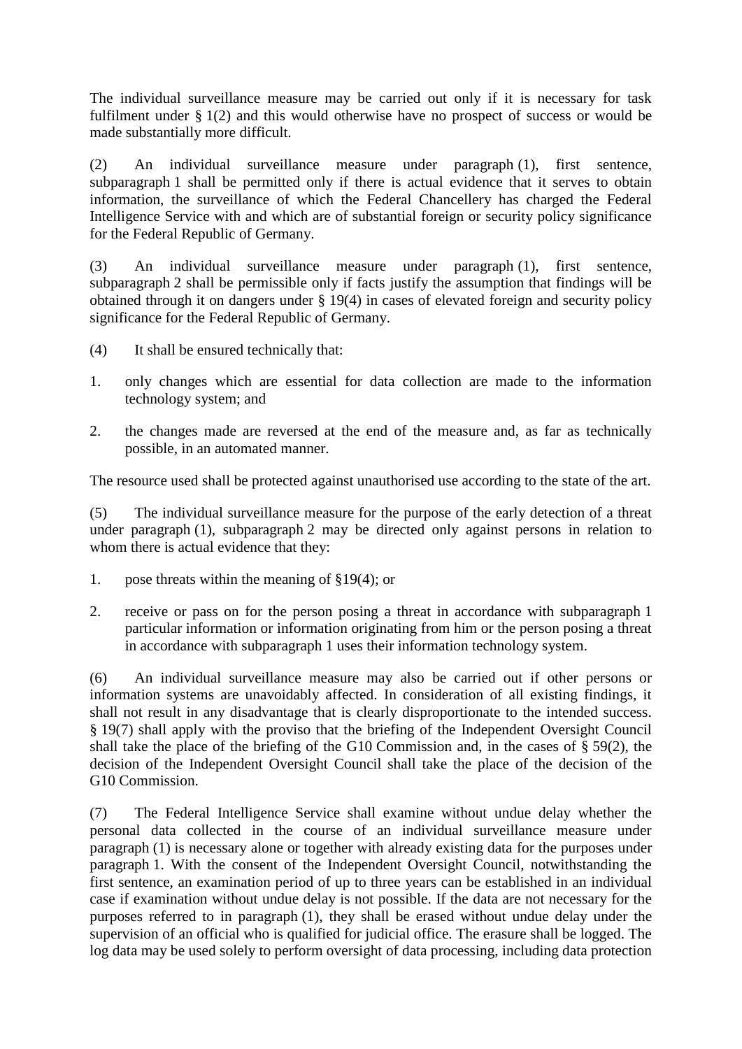The individual surveillance measure may be carried out only if it is necessary for task fulfilment under § 1(2) and this would otherwise have no prospect of success or would be made substantially more difficult.

(2) An individual surveillance measure under paragraph (1), first sentence, subparagraph 1 shall be permitted only if there is actual evidence that it serves to obtain information, the surveillance of which the Federal Chancellery has charged the Federal Intelligence Service with and which are of substantial foreign or security policy significance for the Federal Republic of Germany.

(3) An individual surveillance measure under paragraph (1), first sentence, subparagraph 2 shall be permissible only if facts justify the assumption that findings will be obtained through it on dangers under § 19(4) in cases of elevated foreign and security policy significance for the Federal Republic of Germany.

(4) It shall be ensured technically that:

1. only changes which are essential for data collection are made to the information technology system; and

2. the changes made are reversed at the end of the measure and, as far as technically possible, in an automated manner.

The resource used shall be protected against unauthorised use according to the state of the art.

(5) The individual surveillance measure for the purpose of the early detection of a threat under paragraph (1), subparagraph 2 may be directed only against persons in relation to whom there is actual evidence that they:

1. pose threats within the meaning of §19(4); or

2. receive or pass on for the person posing a threat in accordance with subparagraph 1 particular information or information originating from him or the person posing a threat in accordance with subparagraph 1 uses their information technology system.

(6) An individual surveillance measure may also be carried out if other persons or information systems are unavoidably affected. In consideration of all existing findings, it shall not result in any disadvantage that is clearly disproportionate to the intended success. § 19(7) shall apply with the proviso that the briefing of the Independent Oversight Council shall take the place of the briefing of the G10 Commission and, in the cases of § 59(2), the decision of the Independent Oversight Council shall take the place of the decision of the G10 Commission.

(7) The Federal Intelligence Service shall examine without undue delay whether the personal data collected in the course of an individual surveillance measure under paragraph (1) is necessary alone or together with already existing data for the purposes under paragraph 1. With the consent of the Independent Oversight Council, notwithstanding the first sentence, an examination period of up to three years can be established in an individual case if examination without undue delay is not possible. If the data are not necessary for the purposes referred to in paragraph (1), they shall be erased without undue delay under the supervision of an official who is qualified for judicial office. The erasure shall be logged. The log data may be used solely to perform oversight of data processing, including data protection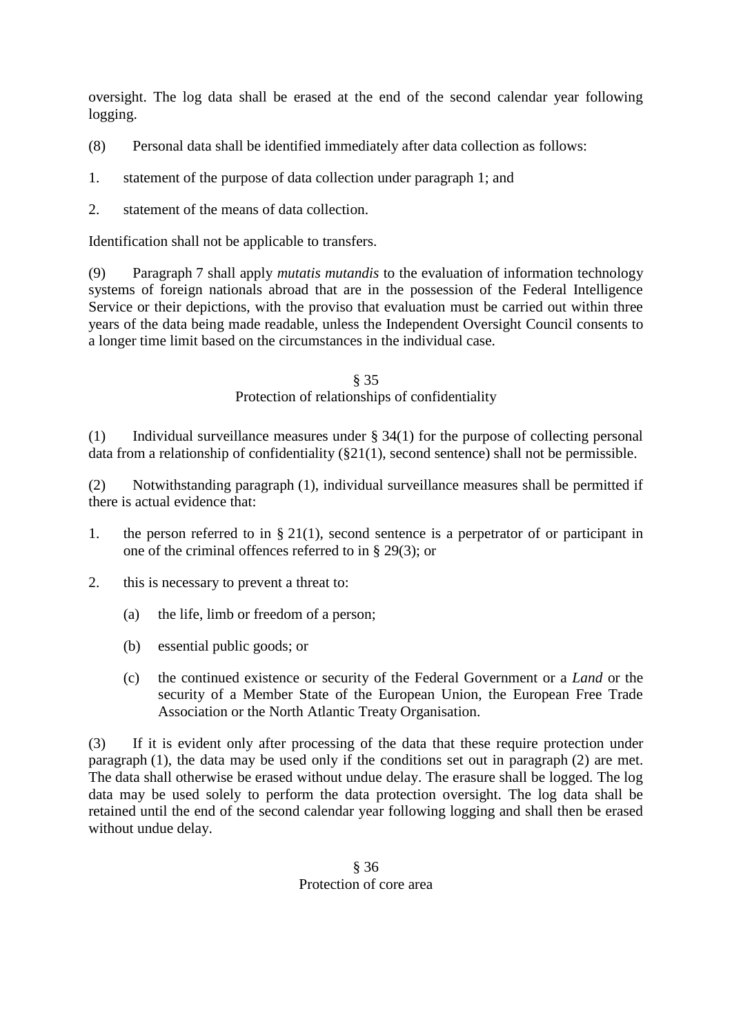oversight. The log data shall be erased at the end of the second calendar year following logging.

(8) Personal data shall be identified immediately after data collection as follows:

1. statement of the purpose of data collection under paragraph 1; and

2. statement of the means of data collection.

Identification shall not be applicable to transfers.

(9) Paragraph 7 shall apply *mutatis mutandis* to the evaluation of information technology systems of foreign nationals abroad that are in the possession of the Federal Intelligence Service or their depictions, with the proviso that evaluation must be carried out within three years of the data being made readable, unless the Independent Oversight Council consents to a longer time limit based on the circumstances in the individual case.

### § 35
### Protection of relationships of confidentiality

(1) Individual surveillance measures under § 34(1) for the purpose of collecting personal data from a relationship of confidentiality (§21(1), second sentence) shall not be permissible.

(2) Notwithstanding paragraph (1), individual surveillance measures shall be permitted if there is actual evidence that:

1. the person referred to in § 21(1), second sentence is a perpetrator of or participant in one of the criminal offences referred to in § 29(3); or

2. this is necessary to prevent a threat to:

   (a) the life, limb or freedom of a person;

   (b) essential public goods; or

   (c) the continued existence or security of the Federal Government or a *Land* or the security of a Member State of the European Union, the European Free Trade Association or the North Atlantic Treaty Organisation.

(3) If it is evident only after processing of the data that these require protection under paragraph (1), the data may be used only if the conditions set out in paragraph (2) are met. The data shall otherwise be erased without undue delay. The erasure shall be logged. The log data may be used solely to perform the data protection oversight. The log data shall be retained until the end of the second calendar year following logging and shall then be erased without undue delay.

### § 36
### Protection of core area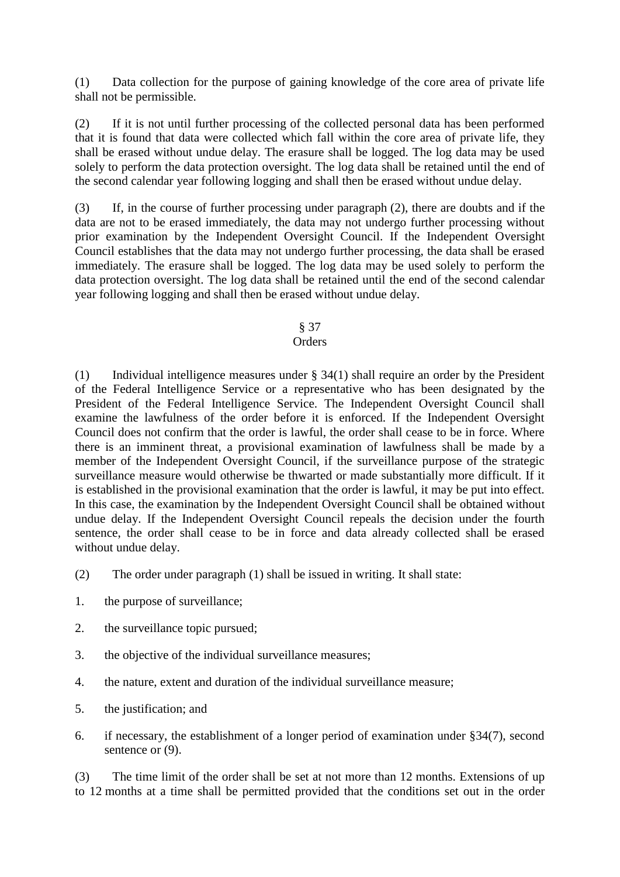(1) Data collection for the purpose of gaining knowledge of the core area of private life shall not be permissible.

(2) If it is not until further processing of the collected personal data has been performed that it is found that data were collected which fall within the core area of private life, they shall be erased without undue delay. The erasure shall be logged. The log data may be used solely to perform the data protection oversight. The log data shall be retained until the end of the second calendar year following logging and shall then be erased without undue delay.

(3) If, in the course of further processing under paragraph (2), there are doubts and if the data are not to be erased immediately, the data may not undergo further processing without prior examination by the Independent Oversight Council. If the Independent Oversight Council establishes that the data may not undergo further processing, the data shall be erased immediately. The erasure shall be logged. The log data may be used solely to perform the data protection oversight. The log data shall be retained until the end of the second calendar year following logging and shall then be erased without undue delay.

### § 37
### Orders

(1) Individual intelligence measures under § 34(1) shall require an order by the President of the Federal Intelligence Service or a representative who has been designated by the President of the Federal Intelligence Service. The Independent Oversight Council shall examine the lawfulness of the order before it is enforced. If the Independent Oversight Council does not confirm that the order is lawful, the order shall cease to be in force. Where there is an imminent threat, a provisional examination of lawfulness shall be made by a member of the Independent Oversight Council, if the surveillance purpose of the strategic surveillance measure would otherwise be thwarted or made substantially more difficult. If it is established in the provisional examination that the order is lawful, it may be put into effect. In this case, the examination by the Independent Oversight Council shall be obtained without undue delay. If the Independent Oversight Council repeals the decision under the fourth sentence, the order shall cease to be in force and data already collected shall be erased without undue delay.

(2) The order under paragraph (1) shall be issued in writing. It shall state:

1. the purpose of surveillance;
2. the surveillance topic pursued;
3. the objective of the individual surveillance measures;
4. the nature, extent and duration of the individual surveillance measure;
5. the justification; and
6. if necessary, the establishment of a longer period of examination under §34(7), second sentence or (9).

(3) The time limit of the order shall be set at not more than 12 months. Extensions of up to 12 months at a time shall be permitted provided that the conditions set out in the order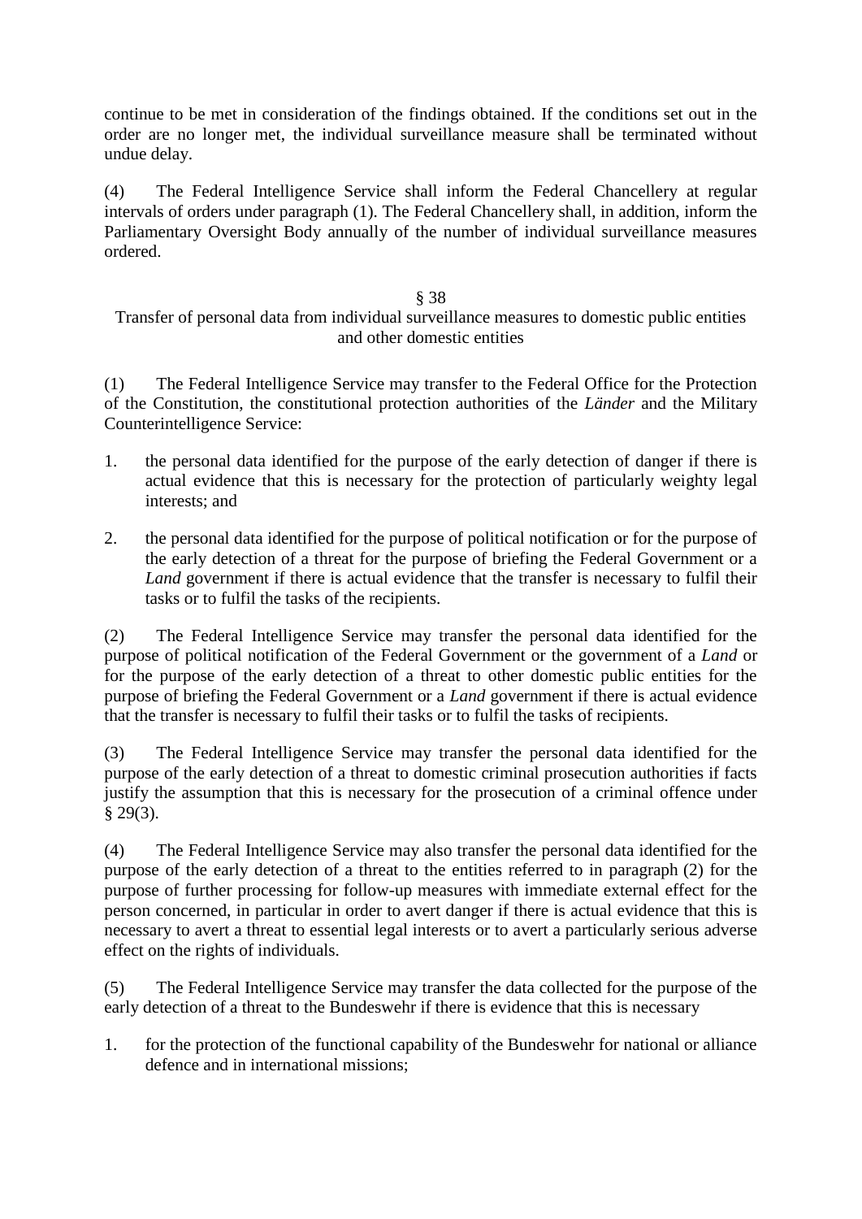continue to be met in consideration of the findings obtained. If the conditions set out in the order are no longer met, the individual surveillance measure shall be terminated without undue delay.

(4) The Federal Intelligence Service shall inform the Federal Chancellery at regular intervals of orders under paragraph (1). The Federal Chancellery shall, in addition, inform the Parliamentary Oversight Body annually of the number of individual surveillance measures ordered.

### § 38
### Transfer of personal data from individual surveillance measures to domestic public entities and other domestic entities

(1) The Federal Intelligence Service may transfer to the Federal Office for the Protection of the Constitution, the constitutional protection authorities of the *Länder* and the Military Counterintelligence Service:

1. the personal data identified for the purpose of the early detection of danger if there is actual evidence that this is necessary for the protection of particularly weighty legal interests; and

2. the personal data identified for the purpose of political notification or for the purpose of the early detection of a threat for the purpose of briefing the Federal Government or a *Land* government if there is actual evidence that the transfer is necessary to fulfil their tasks or to fulfil the tasks of the recipients.

(2) The Federal Intelligence Service may transfer the personal data identified for the purpose of political notification of the Federal Government or the government of a *Land* or for the purpose of the early detection of a threat to other domestic public entities for the purpose of briefing the Federal Government or a *Land* government if there is actual evidence that the transfer is necessary to fulfil their tasks or to fulfil the tasks of recipients.

(3) The Federal Intelligence Service may transfer the personal data identified for the purpose of the early detection of a threat to domestic criminal prosecution authorities if facts justify the assumption that this is necessary for the prosecution of a criminal offence under § 29(3).

(4) The Federal Intelligence Service may also transfer the personal data identified for the purpose of the early detection of a threat to the entities referred to in paragraph (2) for the purpose of further processing for follow-up measures with immediate external effect for the person concerned, in particular in order to avert danger if there is actual evidence that this is necessary to avert a threat to essential legal interests or to avert a particularly serious adverse effect on the rights of individuals.

(5) The Federal Intelligence Service may transfer the data collected for the purpose of the early detection of a threat to the Bundeswehr if there is evidence that this is necessary

1. for the protection of the functional capability of the Bundeswehr for national or alliance defence and in international missions;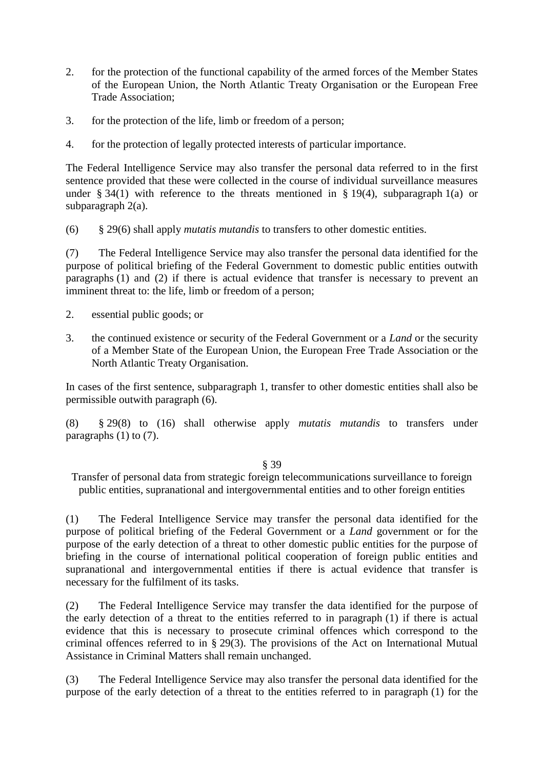2. for the protection of the functional capability of the armed forces of the Member States of the European Union, the North Atlantic Treaty Organisation or the European Free Trade Association;

3. for the protection of the life, limb or freedom of a person;

4. for the protection of legally protected interests of particular importance.

The Federal Intelligence Service may also transfer the personal data referred to in the first sentence provided that these were collected in the course of individual surveillance measures under § 34(1) with reference to the threats mentioned in § 19(4), subparagraph 1(a) or subparagraph 2(a).

(6) § 29(6) shall apply *mutatis mutandis* to transfers to other domestic entities.

(7) The Federal Intelligence Service may also transfer the personal data identified for the purpose of political briefing of the Federal Government to domestic public entities outwith paragraphs (1) and (2) if there is actual evidence that transfer is necessary to prevent an imminent threat to: the life, limb or freedom of a person;

2. essential public goods; or

3. the continued existence or security of the Federal Government or a *Land* or the security of a Member State of the European Union, the European Free Trade Association or the North Atlantic Treaty Organisation.

In cases of the first sentence, subparagraph 1, transfer to other domestic entities shall also be permissible outwith paragraph (6).

(8) § 29(8) to (16) shall otherwise apply *mutatis mutandis* to transfers under paragraphs (1) to (7).

### § 39
### Transfer of personal data from strategic foreign telecommunications surveillance to foreign public entities, supranational and intergovernmental entities and to other foreign entities

(1) The Federal Intelligence Service may transfer the personal data identified for the purpose of political briefing of the Federal Government or a *Land* government or for the purpose of the early detection of a threat to other domestic public entities for the purpose of briefing in the course of international political cooperation of foreign public entities and supranational and intergovernmental entities if there is actual evidence that transfer is necessary for the fulfilment of its tasks.

(2) The Federal Intelligence Service may transfer the data identified for the purpose of the early detection of a threat to the entities referred to in paragraph (1) if there is actual evidence that this is necessary to prosecute criminal offences which correspond to the criminal offences referred to in § 29(3). The provisions of the Act on International Mutual Assistance in Criminal Matters shall remain unchanged.

(3) The Federal Intelligence Service may also transfer the personal data identified for the purpose of the early detection of a threat to the entities referred to in paragraph (1) for the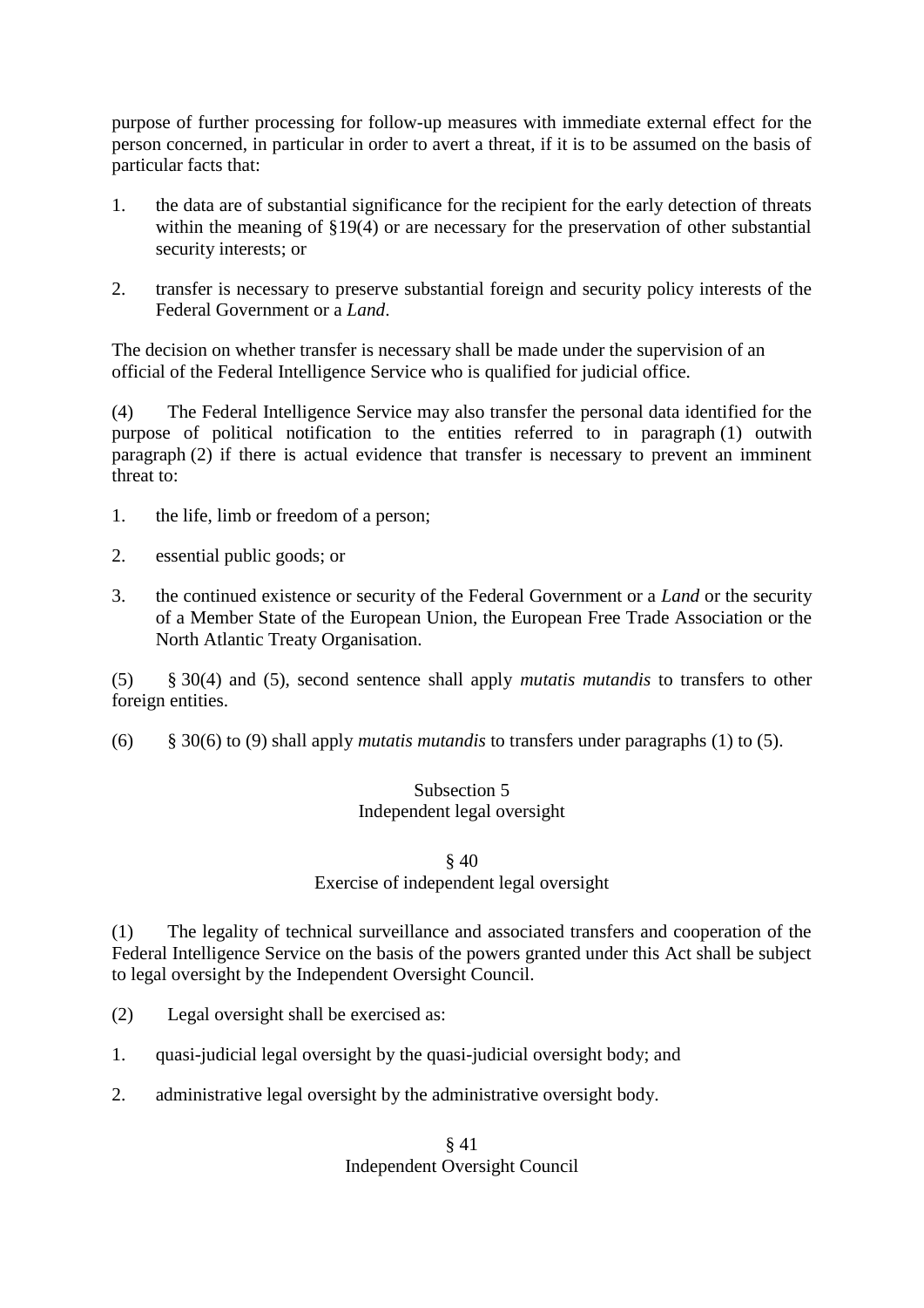purpose of further processing for follow-up measures with immediate external effect for the person concerned, in particular in order to avert a threat, if it is to be assumed on the basis of particular facts that:

1. the data are of substantial significance for the recipient for the early detection of threats within the meaning of §19(4) or are necessary for the preservation of other substantial security interests; or

2. transfer is necessary to preserve substantial foreign and security policy interests of the Federal Government or a *Land*.

The decision on whether transfer is necessary shall be made under the supervision of an official of the Federal Intelligence Service who is qualified for judicial office.

(4) The Federal Intelligence Service may also transfer the personal data identified for the purpose of political notification to the entities referred to in paragraph (1) outwith paragraph (2) if there is actual evidence that transfer is necessary to prevent an imminent threat to:

1. the life, limb or freedom of a person;

2. essential public goods; or

3. the continued existence or security of the Federal Government or a *Land* or the security of a Member State of the European Union, the European Free Trade Association or the North Atlantic Treaty Organisation.

(5) § 30(4) and (5), second sentence shall apply *mutatis mutandis* to transfers to other foreign entities.

(6) § 30(6) to (9) shall apply *mutatis mutandis* to transfers under paragraphs (1) to (5).

### Subsection 5
### Independent legal oversight

### § 40
### Exercise of independent legal oversight

(1) The legality of technical surveillance and associated transfers and cooperation of the Federal Intelligence Service on the basis of the powers granted under this Act shall be subject to legal oversight by the Independent Oversight Council.

(2) Legal oversight shall be exercised as:

1. quasi-judicial legal oversight by the quasi-judicial oversight body; and

2. administrative legal oversight by the administrative oversight body.

### § 41
### Independent Oversight Council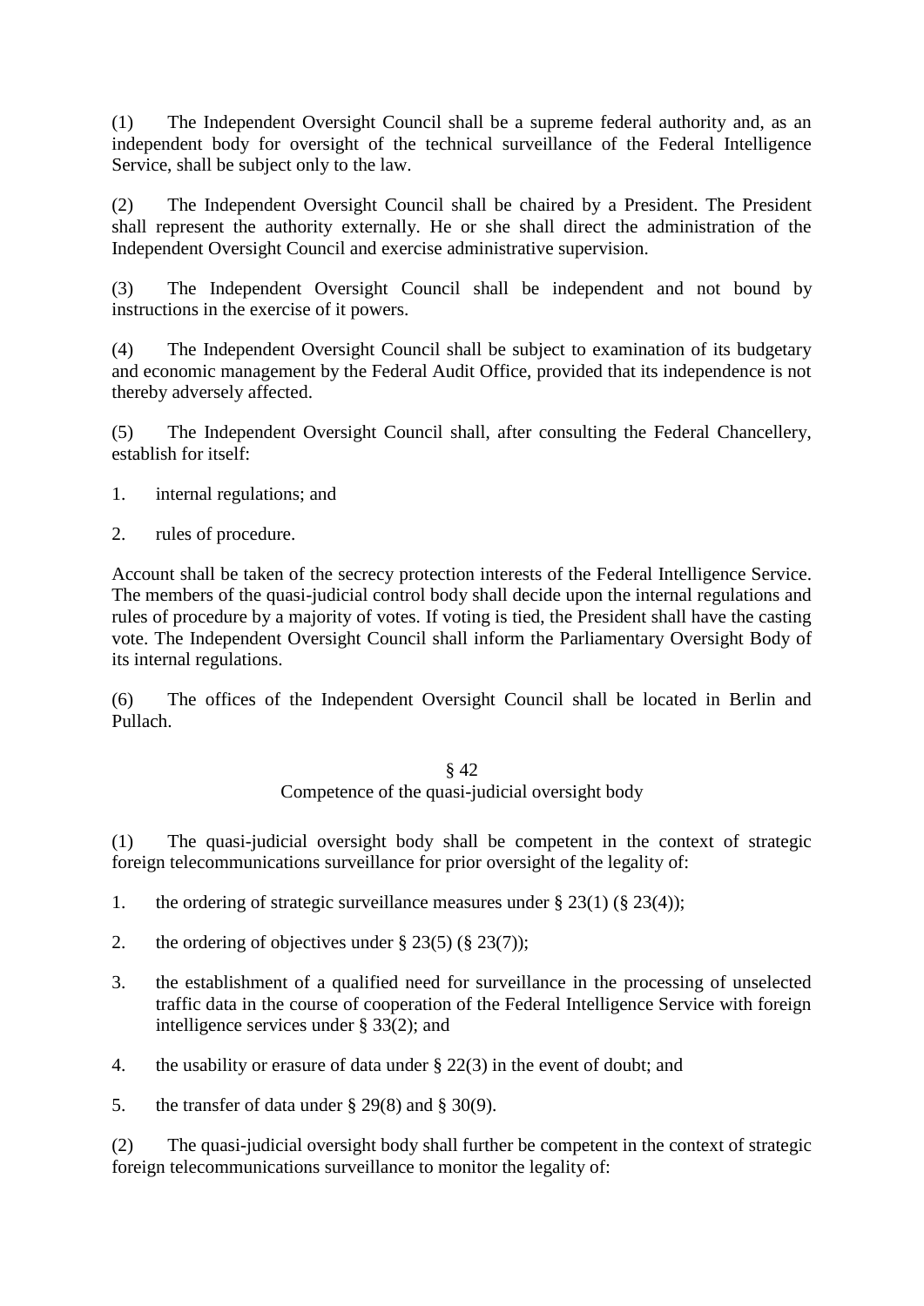(1) The Independent Oversight Council shall be a supreme federal authority and, as an independent body for oversight of the technical surveillance of the Federal Intelligence Service, shall be subject only to the law.

(2) The Independent Oversight Council shall be chaired by a President. The President shall represent the authority externally. He or she shall direct the administration of the Independent Oversight Council and exercise administrative supervision.

(3) The Independent Oversight Council shall be independent and not bound by instructions in the exercise of it powers.

(4) The Independent Oversight Council shall be subject to examination of its budgetary and economic management by the Federal Audit Office, provided that its independence is not thereby adversely affected.

(5) The Independent Oversight Council shall, after consulting the Federal Chancellery, establish for itself:

1. internal regulations; and

2. rules of procedure.

Account shall be taken of the secrecy protection interests of the Federal Intelligence Service. The members of the quasi-judicial control body shall decide upon the internal regulations and rules of procedure by a majority of votes. If voting is tied, the President shall have the casting vote. The Independent Oversight Council shall inform the Parliamentary Oversight Body of its internal regulations.

(6) The offices of the Independent Oversight Council shall be located in Berlin and Pullach.

### § 42
### Competence of the quasi-judicial oversight body

(1) The quasi-judicial oversight body shall be competent in the context of strategic foreign telecommunications surveillance for prior oversight of the legality of:

1. the ordering of strategic surveillance measures under § 23(1) (§ 23(4));

2. the ordering of objectives under § 23(5) (§ 23(7));

3. the establishment of a qualified need for surveillance in the processing of unselected traffic data in the course of cooperation of the Federal Intelligence Service with foreign intelligence services under § 33(2); and

4. the usability or erasure of data under § 22(3) in the event of doubt; and

5. the transfer of data under § 29(8) and § 30(9).

(2) The quasi-judicial oversight body shall further be competent in the context of strategic foreign telecommunications surveillance to monitor the legality of: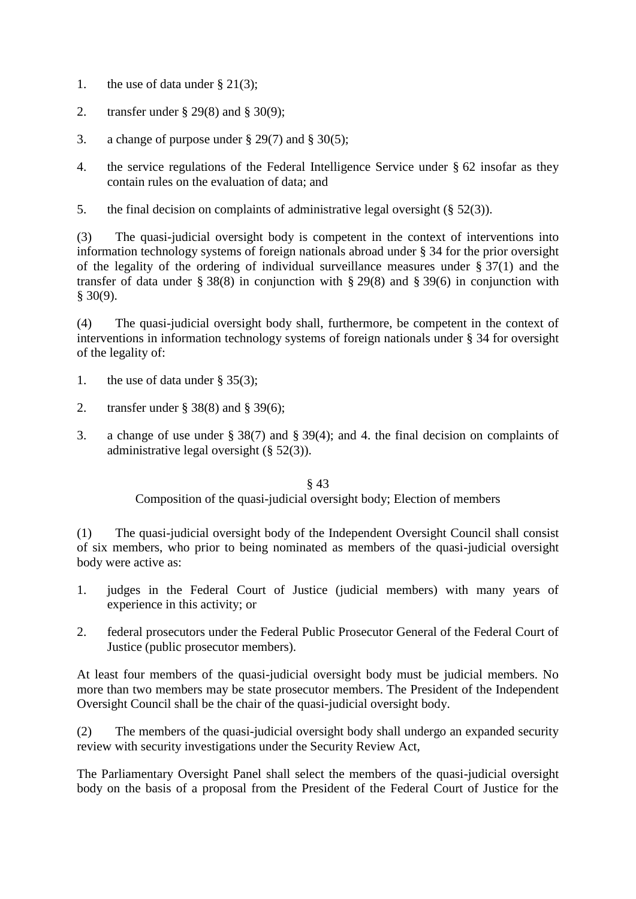1. the use of data under § 21(3);

2. transfer under § 29(8) and § 30(9);

3. a change of purpose under § 29(7) and § 30(5);

4. the service regulations of the Federal Intelligence Service under § 62 insofar as they contain rules on the evaluation of data; and

5. the final decision on complaints of administrative legal oversight (§ 52(3)).

(3) The quasi-judicial oversight body is competent in the context of interventions into information technology systems of foreign nationals abroad under § 34 for the prior oversight of the legality of the ordering of individual surveillance measures under § 37(1) and the transfer of data under § 38(8) in conjunction with § 29(8) and § 39(6) in conjunction with § 30(9).

(4) The quasi-judicial oversight body shall, furthermore, be competent in the context of interventions in information technology systems of foreign nationals under § 34 for oversight of the legality of:

1. the use of data under § 35(3);

2. transfer under § 38(8) and § 39(6);

3. a change of use under § 38(7) and § 39(4); and 4. the final decision on complaints of administrative legal oversight (§ 52(3)).

§ 43

Composition of the quasi-judicial oversight body; Election of members

(1) The quasi-judicial oversight body of the Independent Oversight Council shall consist of six members, who prior to being nominated as members of the quasi-judicial oversight body were active as:

1. judges in the Federal Court of Justice (judicial members) with many years of experience in this activity; or

2. federal prosecutors under the Federal Public Prosecutor General of the Federal Court of Justice (public prosecutor members).

At least four members of the quasi-judicial oversight body must be judicial members. No more than two members may be state prosecutor members. The President of the Independent Oversight Council shall be the chair of the quasi-judicial oversight body.

(2) The members of the quasi-judicial oversight body shall undergo an expanded security review with security investigations under the Security Review Act,

The Parliamentary Oversight Panel shall select the members of the quasi-judicial oversight body on the basis of a proposal from the President of the Federal Court of Justice for the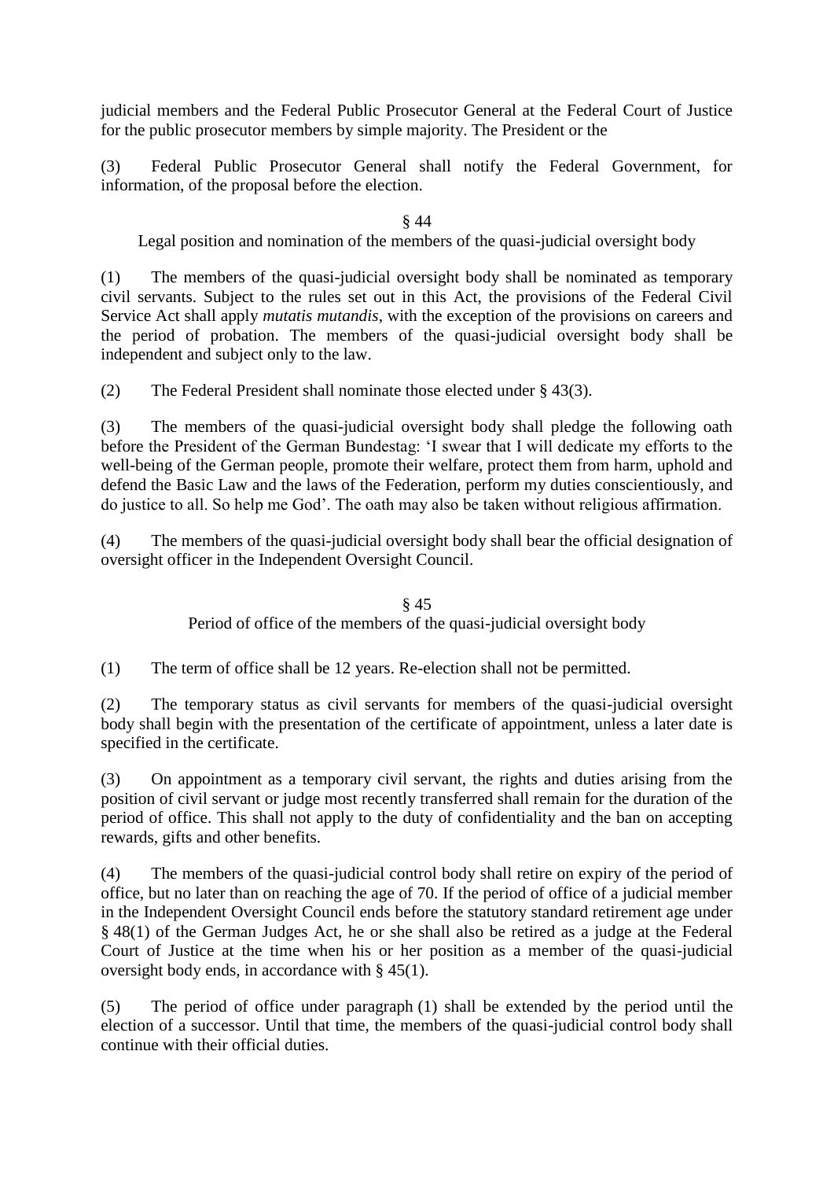judicial members and the Federal Public Prosecutor General at the Federal Court of Justice for the public prosecutor members by simple majority. The President or the

(3) Federal Public Prosecutor General shall notify the Federal Government, for information, of the proposal before the election.

## § 44

### Legal position and nomination of the members of the quasi-judicial oversight body

(1) The members of the quasi-judicial oversight body shall be nominated as temporary civil servants. Subject to the rules set out in this Act, the provisions of the Federal Civil Service Act shall apply *mutatis mutandis*, with the exception of the provisions on careers and the period of probation. The members of the quasi-judicial oversight body shall be independent and subject only to the law.

(2) The Federal President shall nominate those elected under § 43(3).

(3) The members of the quasi-judicial oversight body shall pledge the following oath before the President of the German Bundestag: 'I swear that I will dedicate my efforts to the well-being of the German people, promote their welfare, protect them from harm, uphold and defend the Basic Law and the laws of the Federation, perform my duties conscientiously, and do justice to all. So help me God'. The oath may also be taken without religious affirmation.

(4) The members of the quasi-judicial oversight body shall bear the official designation of oversight officer in the Independent Oversight Council.

## § 45

### Period of office of the members of the quasi-judicial oversight body

(1) The term of office shall be 12 years. Re-election shall not be permitted.

(2) The temporary status as civil servants for members of the quasi-judicial oversight body shall begin with the presentation of the certificate of appointment, unless a later date is specified in the certificate.

(3) On appointment as a temporary civil servant, the rights and duties arising from the position of civil servant or judge most recently transferred shall remain for the duration of the period of office. This shall not apply to the duty of confidentiality and the ban on accepting rewards, gifts and other benefits.

(4) The members of the quasi-judicial control body shall retire on expiry of the period of office, but no later than on reaching the age of 70. If the period of office of a judicial member in the Independent Oversight Council ends before the statutory standard retirement age under § 48(1) of the German Judges Act, he or she shall also be retired as a judge at the Federal Court of Justice at the time when his or her position as a member of the quasi-judicial oversight body ends, in accordance with § 45(1).

(5) The period of office under paragraph (1) shall be extended by the period until the election of a successor. Until that time, the members of the quasi-judicial control body shall continue with their official duties.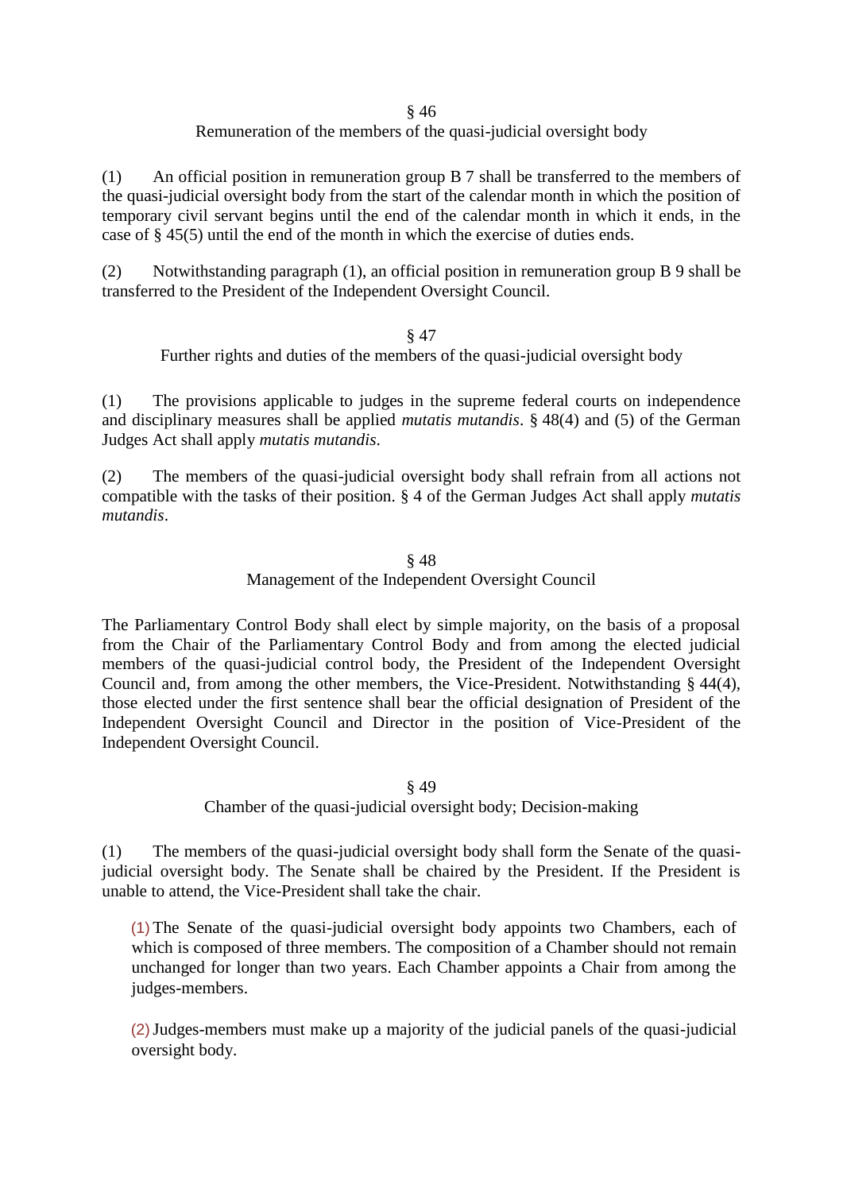### § 46

### Remuneration of the members of the quasi-judicial oversight body

(1) An official position in remuneration group B 7 shall be transferred to the members of the quasi-judicial oversight body from the start of the calendar month in which the position of temporary civil servant begins until the end of the calendar month in which it ends, in the case of § 45(5) until the end of the month in which the exercise of duties ends.

(2) Notwithstanding paragraph (1), an official position in remuneration group B 9 shall be transferred to the President of the Independent Oversight Council.

### § 47

### Further rights and duties of the members of the quasi-judicial oversight body

(1) The provisions applicable to judges in the supreme federal courts on independence and disciplinary measures shall be applied *mutatis mutandis*. § 48(4) and (5) of the German Judges Act shall apply *mutatis mutandis*.

(2) The members of the quasi-judicial oversight body shall refrain from all actions not compatible with the tasks of their position. § 4 of the German Judges Act shall apply *mutatis mutandis*.

### § 48

### Management of the Independent Oversight Council

The Parliamentary Control Body shall elect by simple majority, on the basis of a proposal from the Chair of the Parliamentary Control Body and from among the elected judicial members of the quasi-judicial control body, the President of the Independent Oversight Council and, from among the other members, the Vice-President. Notwithstanding § 44(4), those elected under the first sentence shall bear the official designation of President of the Independent Oversight Council and Director in the position of Vice-President of the Independent Oversight Council.

### § 49

### Chamber of the quasi-judicial oversight body; Decision-making

(1) The members of the quasi-judicial oversight body shall form the Senate of the quasi-judicial oversight body. The Senate shall be chaired by the President. If the President is unable to attend, the Vice-President shall take the chair.

> (1) The Senate of the quasi-judicial oversight body appoints two Chambers, each of which is composed of three members. The composition of a Chamber should not remain unchanged for longer than two years. Each Chamber appoints a Chair from among the judges-members.
>
> (2) Judges-members must make up a majority of the judicial panels of the quasi-judicial oversight body.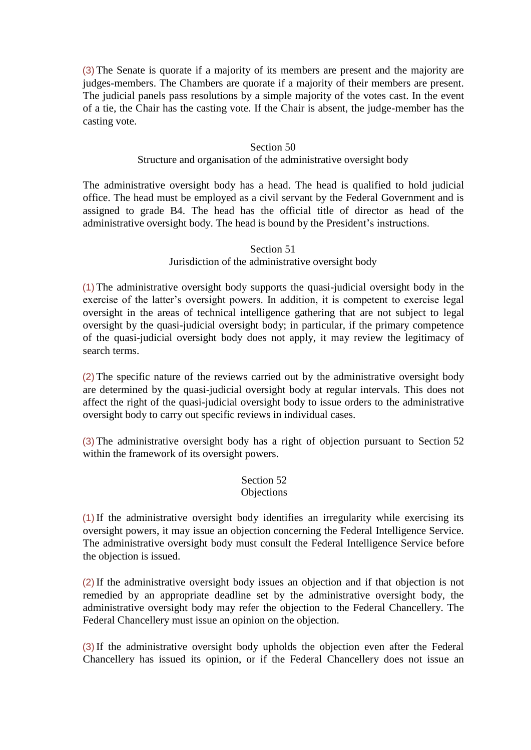(3) The Senate is quorate if a majority of its members are present and the majority are judges-members. The Chambers are quorate if a majority of their members are present. The judicial panels pass resolutions by a simple majority of the votes cast. In the event of a tie, the Chair has the casting vote. If the Chair is absent, the judge-member has the casting vote.

### Section 50
### Structure and organisation of the administrative oversight body

The administrative oversight body has a head. The head is qualified to hold judicial office. The head must be employed as a civil servant by the Federal Government and is assigned to grade B4. The head has the official title of director as head of the administrative oversight body. The head is bound by the President's instructions.

### Section 51
### Jurisdiction of the administrative oversight body

(1) The administrative oversight body supports the quasi-judicial oversight body in the exercise of the latter's oversight powers. In addition, it is competent to exercise legal oversight in the areas of technical intelligence gathering that are not subject to legal oversight by the quasi-judicial oversight body; in particular, if the primary competence of the quasi-judicial oversight body does not apply, it may review the legitimacy of search terms.

(2) The specific nature of the reviews carried out by the administrative oversight body are determined by the quasi-judicial oversight body at regular intervals. This does not affect the right of the quasi-judicial oversight body to issue orders to the administrative oversight body to carry out specific reviews in individual cases.

(3) The administrative oversight body has a right of objection pursuant to Section 52 within the framework of its oversight powers.

### Section 52
### Objections

(1) If the administrative oversight body identifies an irregularity while exercising its oversight powers, it may issue an objection concerning the Federal Intelligence Service. The administrative oversight body must consult the Federal Intelligence Service before the objection is issued.

(2) If the administrative oversight body issues an objection and if that objection is not remedied by an appropriate deadline set by the administrative oversight body, the administrative oversight body may refer the objection to the Federal Chancellery. The Federal Chancellery must issue an opinion on the objection.

(3) If the administrative oversight body upholds the objection even after the Federal Chancellery has issued its opinion, or if the Federal Chancellery does not issue an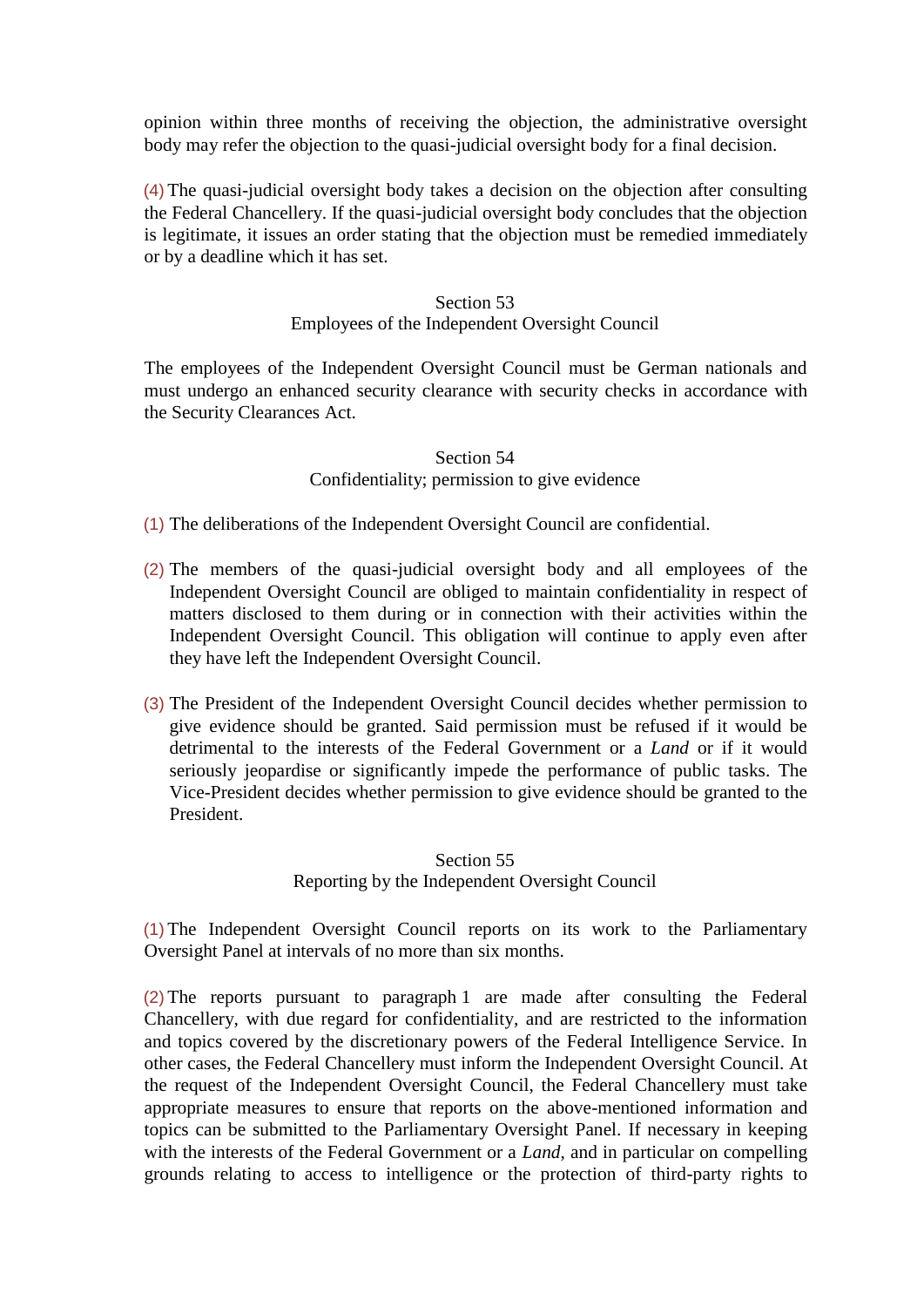opinion within three months of receiving the objection, the administrative oversight body may refer the objection to the quasi-judicial oversight body for a final decision.

(4) The quasi-judicial oversight body takes a decision on the objection after consulting the Federal Chancellery. If the quasi-judicial oversight body concludes that the objection is legitimate, it issues an order stating that the objection must be remedied immediately or by a deadline which it has set.

### Section 53
### Employees of the Independent Oversight Council

The employees of the Independent Oversight Council must be German nationals and must undergo an enhanced security clearance with security checks in accordance with the Security Clearances Act.

### Section 54
### Confidentiality; permission to give evidence

(1) The deliberations of the Independent Oversight Council are confidential.

(2) The members of the quasi-judicial oversight body and all employees of the Independent Oversight Council are obliged to maintain confidentiality in respect of matters disclosed to them during or in connection with their activities within the Independent Oversight Council. This obligation will continue to apply even after they have left the Independent Oversight Council.

(3) The President of the Independent Oversight Council decides whether permission to give evidence should be granted. Said permission must be refused if it would be detrimental to the interests of the Federal Government or a *Land* or if it would seriously jeopardise or significantly impede the performance of public tasks. The Vice-President decides whether permission to give evidence should be granted to the President.

### Section 55
### Reporting by the Independent Oversight Council

(1) The Independent Oversight Council reports on its work to the Parliamentary Oversight Panel at intervals of no more than six months.

(2) The reports pursuant to paragraph 1 are made after consulting the Federal Chancellery, with due regard for confidentiality, and are restricted to the information and topics covered by the discretionary powers of the Federal Intelligence Service. In other cases, the Federal Chancellery must inform the Independent Oversight Council. At the request of the Independent Oversight Council, the Federal Chancellery must take appropriate measures to ensure that reports on the above-mentioned information and topics can be submitted to the Parliamentary Oversight Panel. If necessary in keeping with the interests of the Federal Government or a *Land*, and in particular on compelling grounds relating to access to intelligence or the protection of third-party rights to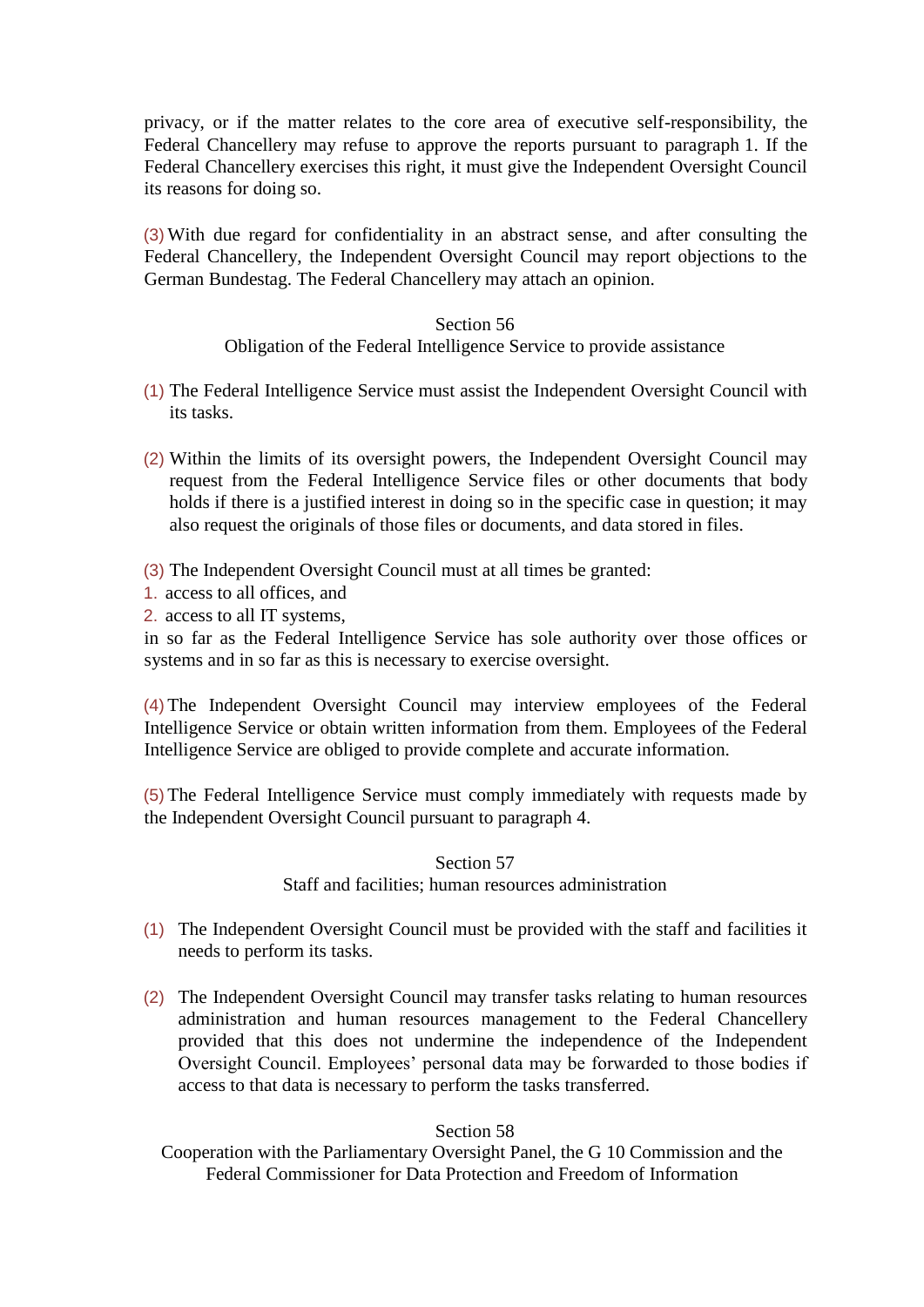privacy, or if the matter relates to the core area of executive self-responsibility, the Federal Chancellery may refuse to approve the reports pursuant to paragraph 1. If the Federal Chancellery exercises this right, it must give the Independent Oversight Council its reasons for doing so.

(3) With due regard for confidentiality in an abstract sense, and after consulting the Federal Chancellery, the Independent Oversight Council may report objections to the German Bundestag. The Federal Chancellery may attach an opinion.

### Section 56
### Obligation of the Federal Intelligence Service to provide assistance

(1) The Federal Intelligence Service must assist the Independent Oversight Council with its tasks.

(2) Within the limits of its oversight powers, the Independent Oversight Council may request from the Federal Intelligence Service files or other documents that body holds if there is a justified interest in doing so in the specific case in question; it may also request the originals of those files or documents, and data stored in files.

(3) The Independent Oversight Council must at all times be granted:
1. access to all offices, and
2. access to all IT systems,

in so far as the Federal Intelligence Service has sole authority over those offices or systems and in so far as this is necessary to exercise oversight.

(4) The Independent Oversight Council may interview employees of the Federal Intelligence Service or obtain written information from them. Employees of the Federal Intelligence Service are obliged to provide complete and accurate information.

(5) The Federal Intelligence Service must comply immediately with requests made by the Independent Oversight Council pursuant to paragraph 4.

### Section 57
### Staff and facilities; human resources administration

(1) The Independent Oversight Council must be provided with the staff and facilities it needs to perform its tasks.

(2) The Independent Oversight Council may transfer tasks relating to human resources administration and human resources management to the Federal Chancellery provided that this does not undermine the independence of the Independent Oversight Council. Employees' personal data may be forwarded to those bodies if access to that data is necessary to perform the tasks transferred.

### Section 58
### Cooperation with the Parliamentary Oversight Panel, the G 10 Commission and the Federal Commissioner for Data Protection and Freedom of Information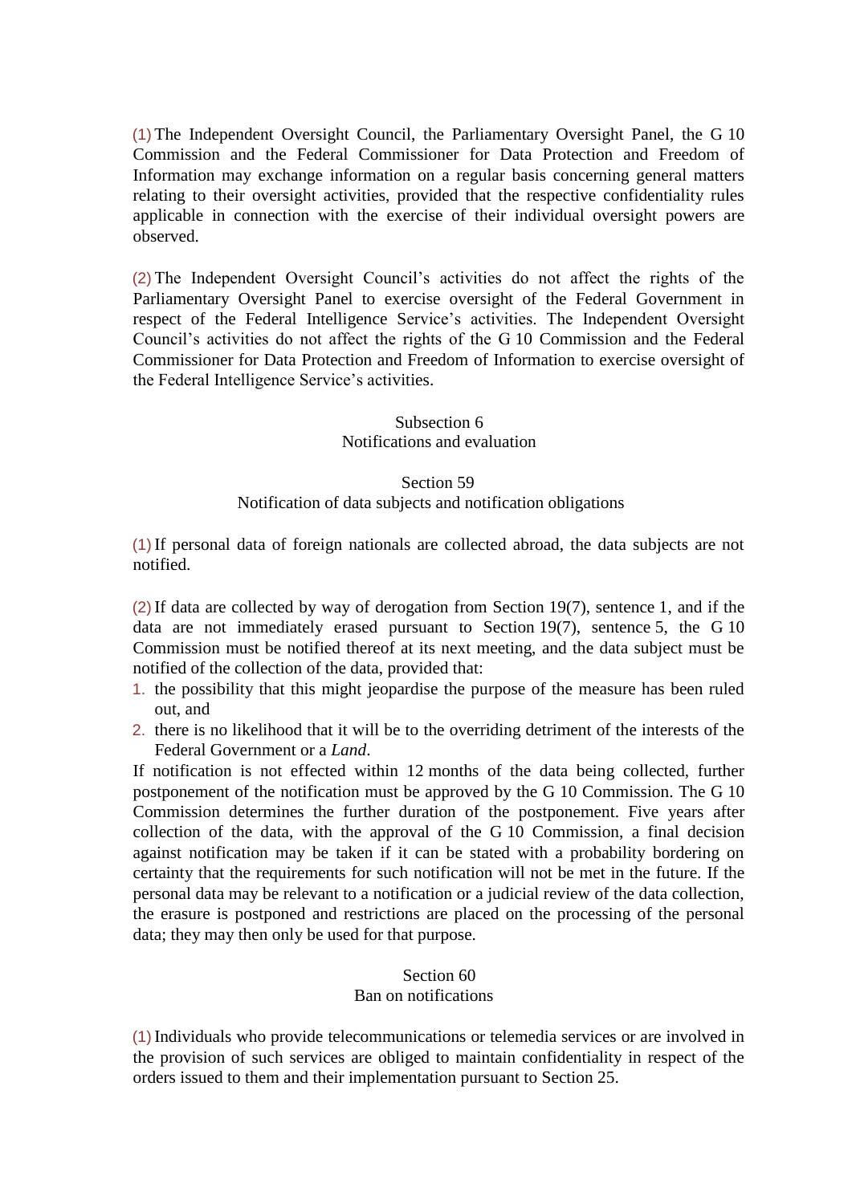(1) The Independent Oversight Council, the Parliamentary Oversight Panel, the G 10 Commission and the Federal Commissioner for Data Protection and Freedom of Information may exchange information on a regular basis concerning general matters relating to their oversight activities, provided that the respective confidentiality rules applicable in connection with the exercise of their individual oversight powers are observed.

(2) The Independent Oversight Council's activities do not affect the rights of the Parliamentary Oversight Panel to exercise oversight of the Federal Government in respect of the Federal Intelligence Service's activities. The Independent Oversight Council's activities do not affect the rights of the G 10 Commission and the Federal Commissioner for Data Protection and Freedom of Information to exercise oversight of the Federal Intelligence Service's activities.

### Subsection 6
### Notifications and evaluation

### Section 59
### Notification of data subjects and notification obligations

(1) If personal data of foreign nationals are collected abroad, the data subjects are not notified.

(2) If data are collected by way of derogation from Section 19(7), sentence 1, and if the data are not immediately erased pursuant to Section 19(7), sentence 5, the G 10 Commission must be notified thereof at its next meeting, and the data subject must be notified of the collection of the data, provided that:

1. the possibility that this might jeopardise the purpose of the measure has been ruled out, and
2. there is no likelihood that it will be to the overriding detriment of the interests of the Federal Government or a *Land*.

If notification is not effected within 12 months of the data being collected, further postponement of the notification must be approved by the G 10 Commission. The G 10 Commission determines the further duration of the postponement. Five years after collection of the data, with the approval of the G 10 Commission, a final decision against notification may be taken if it can be stated with a probability bordering on certainty that the requirements for such notification will not be met in the future. If the personal data may be relevant to a notification or a judicial review of the data collection, the erasure is postponed and restrictions are placed on the processing of the personal data; they may then only be used for that purpose.

### Section 60
### Ban on notifications

(1) Individuals who provide telecommunications or telemedia services or are involved in the provision of such services are obliged to maintain confidentiality in respect of the orders issued to them and their implementation pursuant to Section 25.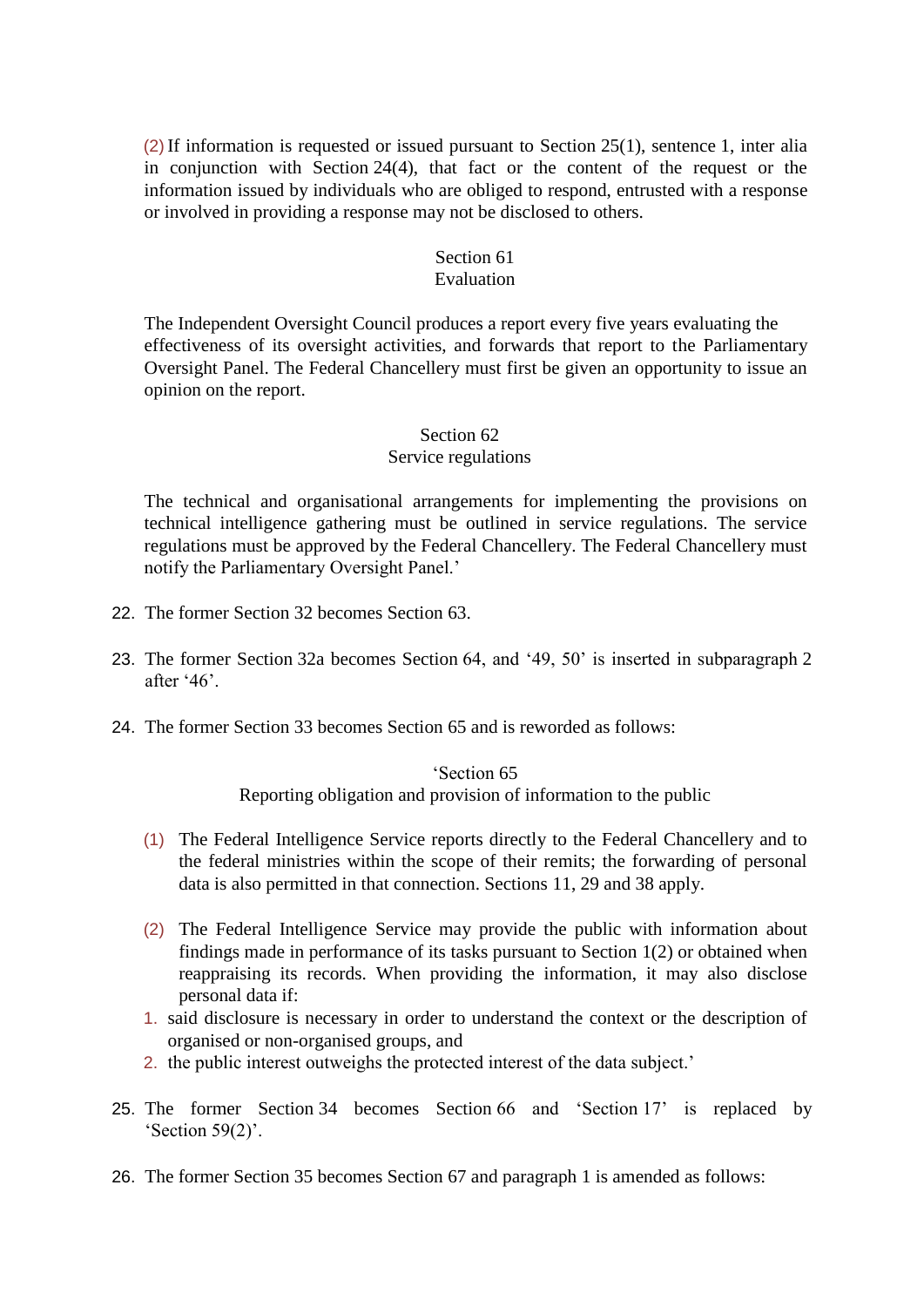(2) If information is requested or issued pursuant to Section 25(1), sentence 1, inter alia in conjunction with Section 24(4), that fact or the content of the request or the information issued by individuals who are obliged to respond, entrusted with a response or involved in providing a response may not be disclosed to others.

Section 61
Evaluation

The Independent Oversight Council produces a report every five years evaluating the effectiveness of its oversight activities, and forwards that report to the Parliamentary Oversight Panel. The Federal Chancellery must first be given an opportunity to issue an opinion on the report.

Section 62
Service regulations

The technical and organisational arrangements for implementing the provisions on technical intelligence gathering must be outlined in service regulations. The service regulations must be approved by the Federal Chancellery. The Federal Chancellery must notify the Parliamentary Oversight Panel.'

22. The former Section 32 becomes Section 63.

23. The former Section 32a becomes Section 64, and '49, 50' is inserted in subparagraph 2 after '46'.

24. The former Section 33 becomes Section 65 and is reworded as follows:

'Section 65
Reporting obligation and provision of information to the public

(1) The Federal Intelligence Service reports directly to the Federal Chancellery and to the federal ministries within the scope of their remits; the forwarding of personal data is also permitted in that connection. Sections 11, 29 and 38 apply.

(2) The Federal Intelligence Service may provide the public with information about findings made in performance of its tasks pursuant to Section 1(2) or obtained when reappraising its records. When providing the information, it may also disclose personal data if:

1. said disclosure is necessary in order to understand the context or the description of organised or non-organised groups, and
2. the public interest outweighs the protected interest of the data subject.'

25. The former Section 34 becomes Section 66 and 'Section 17' is replaced by 'Section 59(2)'.

26. The former Section 35 becomes Section 67 and paragraph 1 is amended as follows: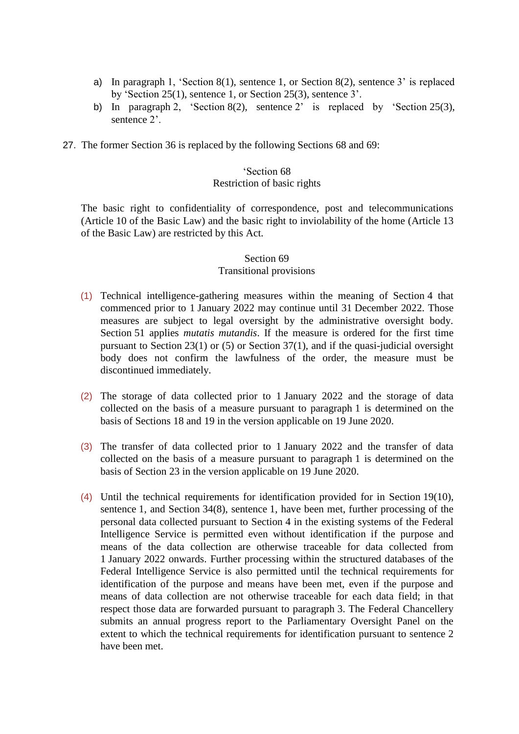a) In paragraph 1, 'Section 8(1), sentence 1, or Section 8(2), sentence 3' is replaced by 'Section 25(1), sentence 1, or Section 25(3), sentence 3'.
b) In paragraph 2, 'Section 8(2), sentence 2' is replaced by 'Section 25(3), sentence 2'.

27. The former Section 36 is replaced by the following Sections 68 and 69:

'Section 68
Restriction of basic rights

The basic right to confidentiality of correspondence, post and telecommunications (Article 10 of the Basic Law) and the basic right to inviolability of the home (Article 13 of the Basic Law) are restricted by this Act.

Section 69
Transitional provisions

(1) Technical intelligence-gathering measures within the meaning of Section 4 that commenced prior to 1 January 2022 may continue until 31 December 2022. Those measures are subject to legal oversight by the administrative oversight body. Section 51 applies *mutatis mutandis*. If the measure is ordered for the first time pursuant to Section 23(1) or (5) or Section 37(1), and if the quasi-judicial oversight body does not confirm the lawfulness of the order, the measure must be discontinued immediately.

(2) The storage of data collected prior to 1 January 2022 and the storage of data collected on the basis of a measure pursuant to paragraph 1 is determined on the basis of Sections 18 and 19 in the version applicable on 19 June 2020.

(3) The transfer of data collected prior to 1 January 2022 and the transfer of data collected on the basis of a measure pursuant to paragraph 1 is determined on the basis of Section 23 in the version applicable on 19 June 2020.

(4) Until the technical requirements for identification provided for in Section 19(10), sentence 1, and Section 34(8), sentence 1, have been met, further processing of the personal data collected pursuant to Section 4 in the existing systems of the Federal Intelligence Service is permitted even without identification if the purpose and means of the data collection are otherwise traceable for data collected from 1 January 2022 onwards. Further processing within the structured databases of the Federal Intelligence Service is also permitted until the technical requirements for identification of the purpose and means have been met, even if the purpose and means of data collection are not otherwise traceable for each data field; in that respect those data are forwarded pursuant to paragraph 3. The Federal Chancellery submits an annual progress report to the Parliamentary Oversight Panel on the extent to which the technical requirements for identification pursuant to sentence 2 have been met.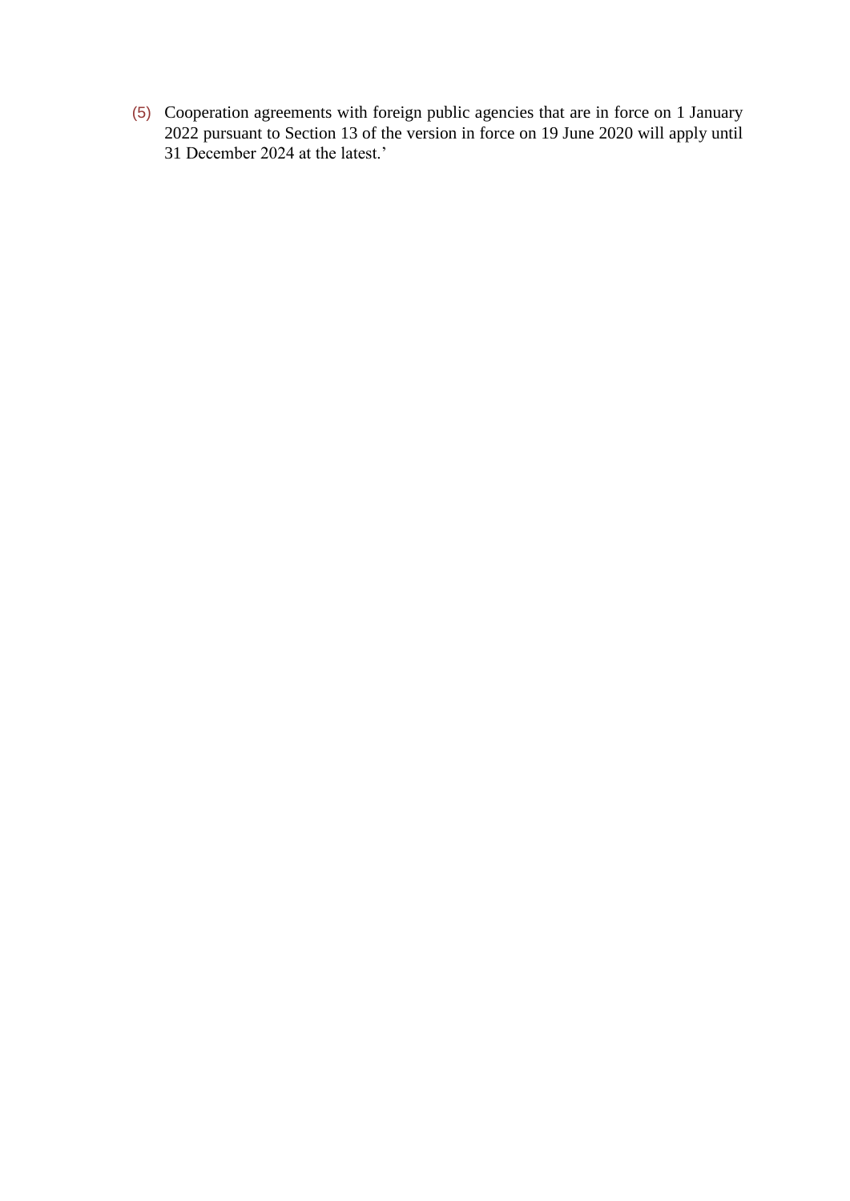(5) Cooperation agreements with foreign public agencies that are in force on 1 January 2022 pursuant to Section 13 of the version in force on 19 June 2020 will apply until 31 December 2024 at the latest.'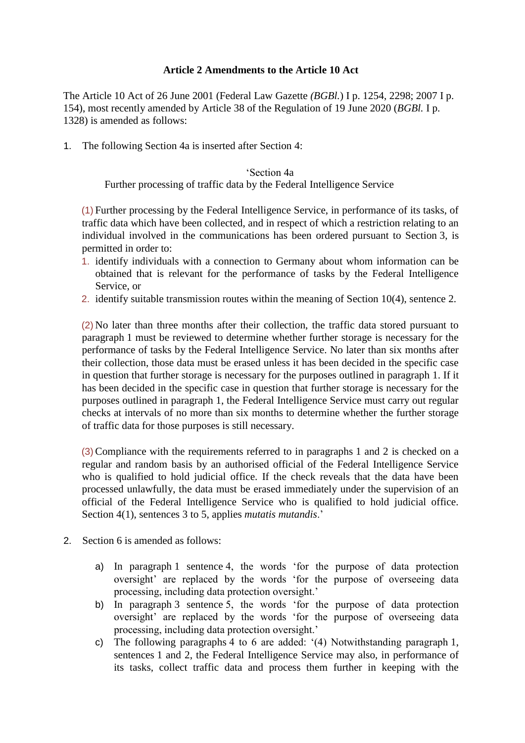**Article 2 Amendments to the Article 10 Act**

The Article 10 Act of 26 June 2001 (Federal Law Gazette *(BGBl.)* I p. 1254, 2298; 2007 I p. 154), most recently amended by Article 38 of the Regulation of 19 June 2020 (*BGBl.* I p. 1328) is amended as follows:

1. The following Section 4a is inserted after Section 4:

‘Section 4a
Further processing of traffic data by the Federal Intelligence Service

(1) Further processing by the Federal Intelligence Service, in performance of its tasks, of traffic data which have been collected, and in respect of which a restriction relating to an individual involved in the communications has been ordered pursuant to Section 3, is permitted in order to:

1. identify individuals with a connection to Germany about whom information can be obtained that is relevant for the performance of tasks by the Federal Intelligence Service, or
2. identify suitable transmission routes within the meaning of Section 10(4), sentence 2.

(2) No later than three months after their collection, the traffic data stored pursuant to paragraph 1 must be reviewed to determine whether further storage is necessary for the performance of tasks by the Federal Intelligence Service. No later than six months after their collection, those data must be erased unless it has been decided in the specific case in question that further storage is necessary for the purposes outlined in paragraph 1. If it has been decided in the specific case in question that further storage is necessary for the purposes outlined in paragraph 1, the Federal Intelligence Service must carry out regular checks at intervals of no more than six months to determine whether the further storage of traffic data for those purposes is still necessary.

(3) Compliance with the requirements referred to in paragraphs 1 and 2 is checked on a regular and random basis by an authorised official of the Federal Intelligence Service who is qualified to hold judicial office. If the check reveals that the data have been processed unlawfully, the data must be erased immediately under the supervision of an official of the Federal Intelligence Service who is qualified to hold judicial office. Section 4(1), sentences 3 to 5, applies *mutatis mutandis*.’

2. Section 6 is amended as follows:

   a) In paragraph 1 sentence 4, the words ‘for the purpose of data protection oversight’ are replaced by the words ‘for the purpose of overseeing data processing, including data protection oversight.’
   b) In paragraph 3 sentence 5, the words ‘for the purpose of data protection oversight’ are replaced by the words ‘for the purpose of overseeing data processing, including data protection oversight.’
   c) The following paragraphs 4 to 6 are added: ‘(4) Notwithstanding paragraph 1, sentences 1 and 2, the Federal Intelligence Service may also, in performance of its tasks, collect traffic data and process them further in keeping with the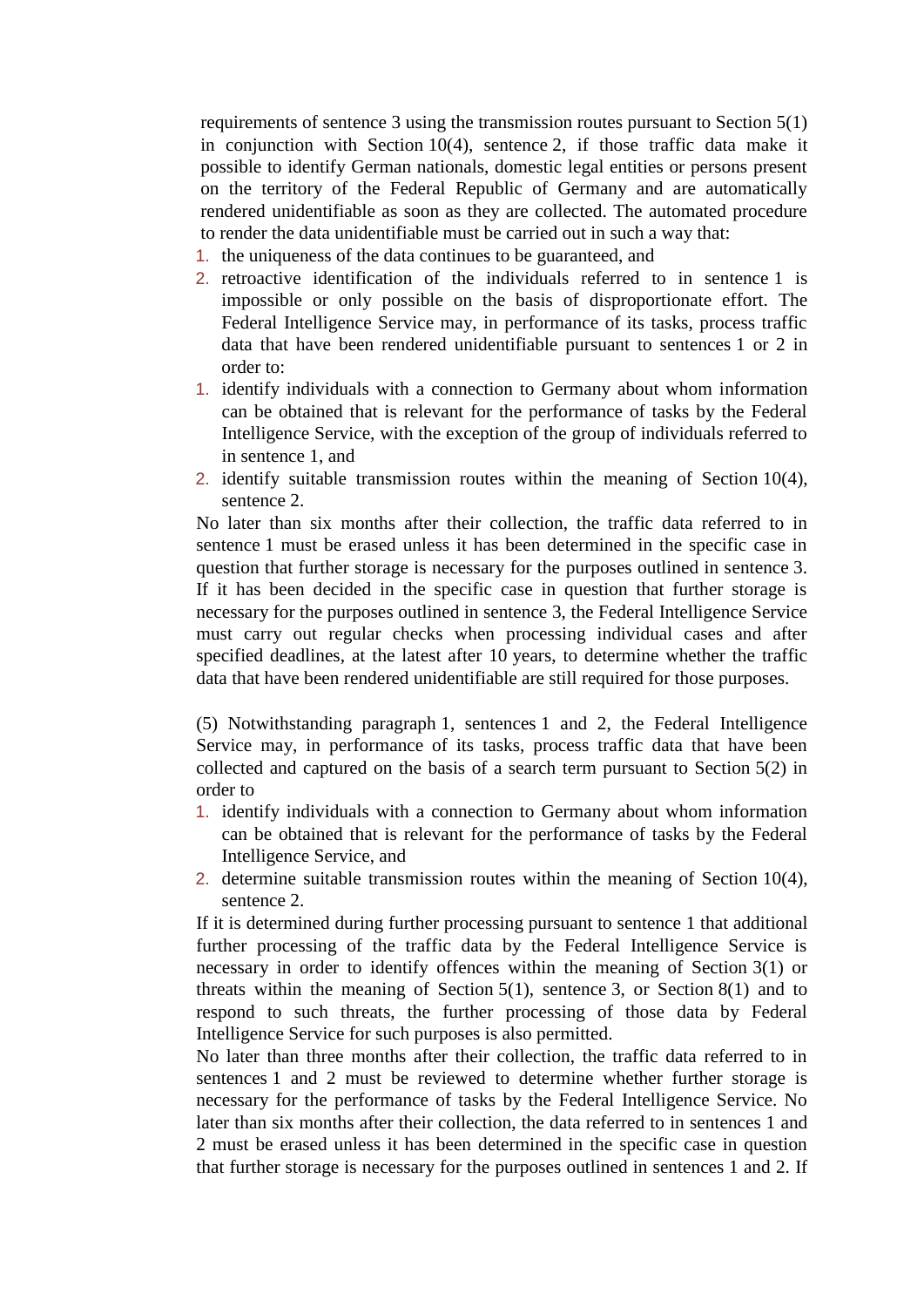requirements of sentence 3 using the transmission routes pursuant to Section 5(1) in conjunction with Section 10(4), sentence 2, if those traffic data make it possible to identify German nationals, domestic legal entities or persons present on the territory of the Federal Republic of Germany and are automatically rendered unidentifiable as soon as they are collected. The automated procedure to render the data unidentifiable must be carried out in such a way that:

1. the uniqueness of the data continues to be guaranteed, and
2. retroactive identification of the individuals referred to in sentence 1 is impossible or only possible on the basis of disproportionate effort. The Federal Intelligence Service may, in performance of its tasks, process traffic data that have been rendered unidentifiable pursuant to sentences 1 or 2 in order to:

1. identify individuals with a connection to Germany about whom information can be obtained that is relevant for the performance of tasks by the Federal Intelligence Service, with the exception of the group of individuals referred to in sentence 1, and
2. identify suitable transmission routes within the meaning of Section 10(4), sentence 2.

No later than six months after their collection, the traffic data referred to in sentence 1 must be erased unless it has been determined in the specific case in question that further storage is necessary for the purposes outlined in sentence 3. If it has been decided in the specific case in question that further storage is necessary for the purposes outlined in sentence 3, the Federal Intelligence Service must carry out regular checks when processing individual cases and after specified deadlines, at the latest after 10 years, to determine whether the traffic data that have been rendered unidentifiable are still required for those purposes.

(5) Notwithstanding paragraph 1, sentences 1 and 2, the Federal Intelligence Service may, in performance of its tasks, process traffic data that have been collected and captured on the basis of a search term pursuant to Section 5(2) in order to

1. identify individuals with a connection to Germany about whom information can be obtained that is relevant for the performance of tasks by the Federal Intelligence Service, and
2. determine suitable transmission routes within the meaning of Section 10(4), sentence 2.

If it is determined during further processing pursuant to sentence 1 that additional further processing of the traffic data by the Federal Intelligence Service is necessary in order to identify offences within the meaning of Section 3(1) or threats within the meaning of Section 5(1), sentence 3, or Section 8(1) and to respond to such threats, the further processing of those data by Federal Intelligence Service for such purposes is also permitted.

No later than three months after their collection, the traffic data referred to in sentences 1 and 2 must be reviewed to determine whether further storage is necessary for the performance of tasks by the Federal Intelligence Service. No later than six months after their collection, the data referred to in sentences 1 and 2 must be erased unless it has been determined in the specific case in question that further storage is necessary for the purposes outlined in sentences 1 and 2. If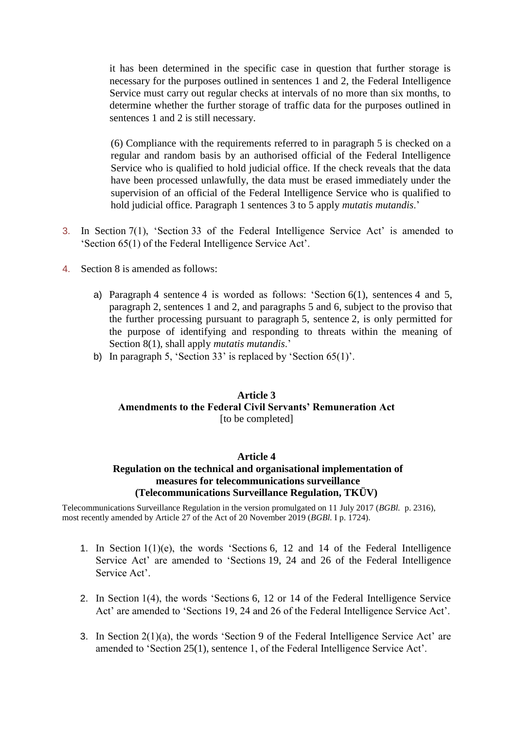it has been determined in the specific case in question that further storage is necessary for the purposes outlined in sentences 1 and 2, the Federal Intelligence Service must carry out regular checks at intervals of no more than six months, to determine whether the further storage of traffic data for the purposes outlined in sentences 1 and 2 is still necessary.

(6) Compliance with the requirements referred to in paragraph 5 is checked on a regular and random basis by an authorised official of the Federal Intelligence Service who is qualified to hold judicial office. If the check reveals that the data have been processed unlawfully, the data must be erased immediately under the supervision of an official of the Federal Intelligence Service who is qualified to hold judicial office. Paragraph 1 sentences 3 to 5 apply *mutatis mutandis*.'

3. In Section 7(1), 'Section 33 of the Federal Intelligence Service Act' is amended to 'Section 65(1) of the Federal Intelligence Service Act'.

4. Section 8 is amended as follows:

   a) Paragraph 4 sentence 4 is worded as follows: 'Section 6(1), sentences 4 and 5, paragraph 2, sentences 1 and 2, and paragraphs 5 and 6, subject to the proviso that the further processing pursuant to paragraph 5, sentence 2, is only permitted for the purpose of identifying and responding to threats within the meaning of Section 8(1), shall apply *mutatis mutandis*.'
   b) In paragraph 5, 'Section 33' is replaced by 'Section 65(1)'.

## Article 3
## Amendments to the Federal Civil Servants' Remuneration Act

[to be completed]

## Article 4
## Regulation on the technical and organisational implementation of measures for telecommunications surveillance (Telecommunications Surveillance Regulation, TKÜV)

Telecommunications Surveillance Regulation in the version promulgated on 11 July 2017 (*BGBl.* p. 2316), most recently amended by Article 27 of the Act of 20 November 2019 (*BGBl.* I p. 1724).

1. In Section 1(1)(e), the words 'Sections 6, 12 and 14 of the Federal Intelligence Service Act' are amended to 'Sections 19, 24 and 26 of the Federal Intelligence Service Act'.

2. In Section 1(4), the words 'Sections 6, 12 or 14 of the Federal Intelligence Service Act' are amended to 'Sections 19, 24 and 26 of the Federal Intelligence Service Act'.

3. In Section 2(1)(a), the words 'Section 9 of the Federal Intelligence Service Act' are amended to 'Section 25(1), sentence 1, of the Federal Intelligence Service Act'.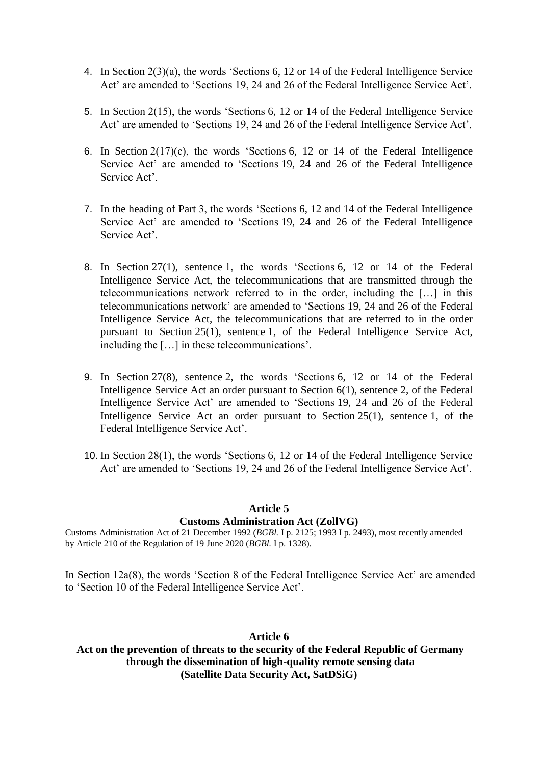4. In Section 2(3)(a), the words 'Sections 6, 12 or 14 of the Federal Intelligence Service Act' are amended to 'Sections 19, 24 and 26 of the Federal Intelligence Service Act'.

5. In Section 2(15), the words 'Sections 6, 12 or 14 of the Federal Intelligence Service Act' are amended to 'Sections 19, 24 and 26 of the Federal Intelligence Service Act'.

6. In Section 2(17)(c), the words 'Sections 6, 12 or 14 of the Federal Intelligence Service Act' are amended to 'Sections 19, 24 and 26 of the Federal Intelligence Service Act'.

7. In the heading of Part 3, the words 'Sections 6, 12 and 14 of the Federal Intelligence Service Act' are amended to 'Sections 19, 24 and 26 of the Federal Intelligence Service Act'.

8. In Section 27(1), sentence 1, the words 'Sections 6, 12 or 14 of the Federal Intelligence Service Act, the telecommunications that are transmitted through the telecommunications network referred to in the order, including the […] in this telecommunications network' are amended to 'Sections 19, 24 and 26 of the Federal Intelligence Service Act, the telecommunications that are referred to in the order pursuant to Section 25(1), sentence 1, of the Federal Intelligence Service Act, including the […] in these telecommunications'.

9. In Section 27(8), sentence 2, the words 'Sections 6, 12 or 14 of the Federal Intelligence Service Act an order pursuant to Section 6(1), sentence 2, of the Federal Intelligence Service Act' are amended to 'Sections 19, 24 and 26 of the Federal Intelligence Service Act an order pursuant to Section 25(1), sentence 1, of the Federal Intelligence Service Act'.

10. In Section 28(1), the words 'Sections 6, 12 or 14 of the Federal Intelligence Service Act' are amended to 'Sections 19, 24 and 26 of the Federal Intelligence Service Act'.

## Article 5
## Customs Administration Act (ZollVG)

Customs Administration Act of 21 December 1992 (*BGBl.* I p. 2125; 1993 I p. 2493), most recently amended by Article 210 of the Regulation of 19 June 2020 (*BGBl.* I p. 1328).

In Section 12a(8), the words 'Section 8 of the Federal Intelligence Service Act' are amended to 'Section 10 of the Federal Intelligence Service Act'.

## Article 6
## Act on the prevention of threats to the security of the Federal Republic of Germany through the dissemination of high-quality remote sensing data (Satellite Data Security Act, SatDSiG)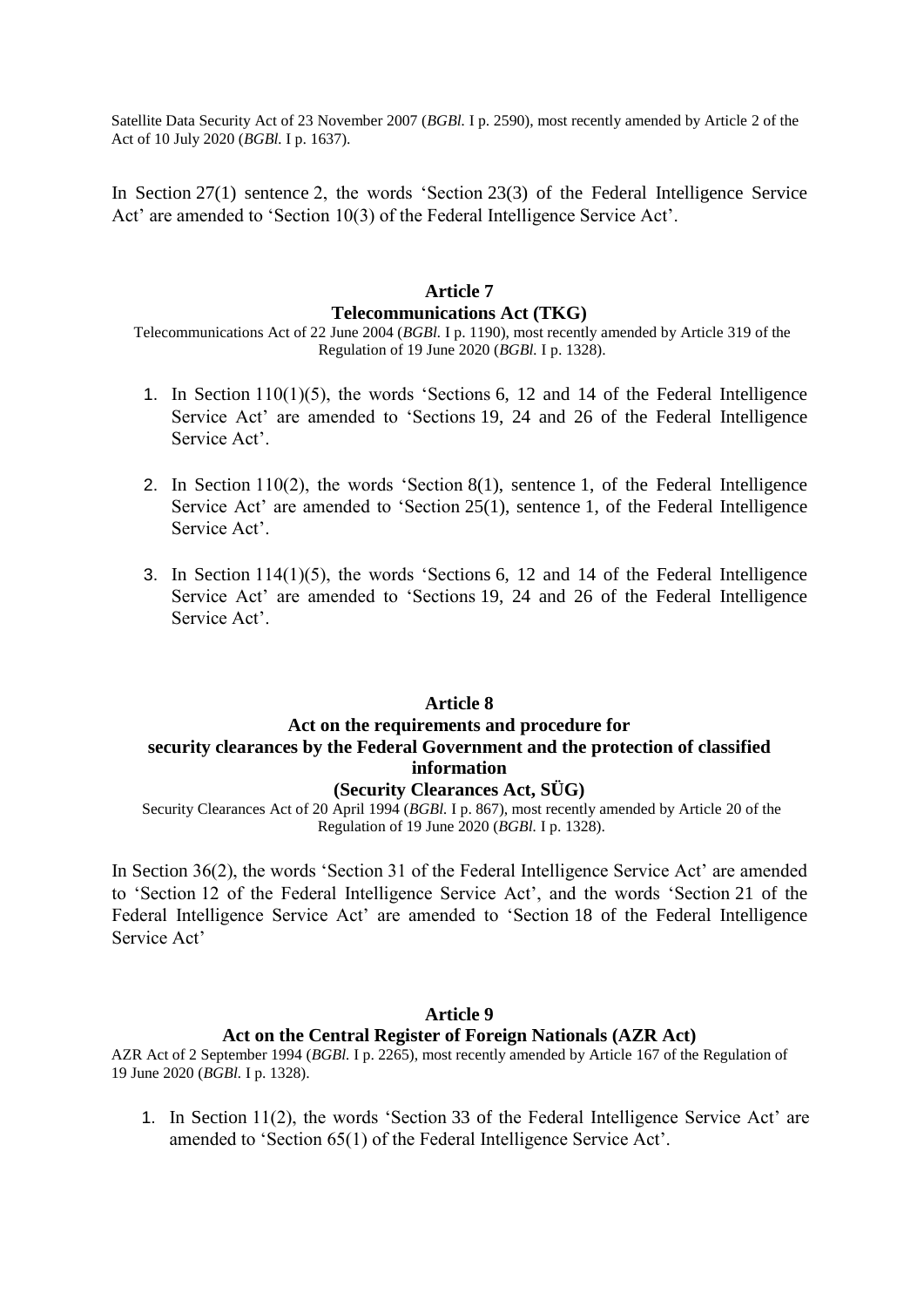Satellite Data Security Act of 23 November 2007 (*BGBl.* I p. 2590), most recently amended by Article 2 of the Act of 10 July 2020 (*BGBl.* I p. 1637).

In Section 27(1) sentence 2, the words 'Section 23(3) of the Federal Intelligence Service Act' are amended to 'Section 10(3) of the Federal Intelligence Service Act'.

## Article 7
## Telecommunications Act (TKG)

Telecommunications Act of 22 June 2004 (*BGBl.* I p. 1190), most recently amended by Article 319 of the Regulation of 19 June 2020 (*BGBl.* I p. 1328).

1. In Section 110(1)(5), the words 'Sections 6, 12 and 14 of the Federal Intelligence Service Act' are amended to 'Sections 19, 24 and 26 of the Federal Intelligence Service Act'.

2. In Section 110(2), the words 'Section 8(1), sentence 1, of the Federal Intelligence Service Act' are amended to 'Section 25(1), sentence 1, of the Federal Intelligence Service Act'.

3. In Section 114(1)(5), the words 'Sections 6, 12 and 14 of the Federal Intelligence Service Act' are amended to 'Sections 19, 24 and 26 of the Federal Intelligence Service Act'.

## Article 8
## Act on the requirements and procedure for security clearances by the Federal Government and the protection of classified information
## (Security Clearances Act, SÜG)

Security Clearances Act of 20 April 1994 (*BGBl.* I p. 867), most recently amended by Article 20 of the Regulation of 19 June 2020 (*BGBl.* I p. 1328).

In Section 36(2), the words 'Section 31 of the Federal Intelligence Service Act' are amended to 'Section 12 of the Federal Intelligence Service Act', and the words 'Section 21 of the Federal Intelligence Service Act' are amended to 'Section 18 of the Federal Intelligence Service Act'

## Article 9
## Act on the Central Register of Foreign Nationals (AZR Act)

AZR Act of 2 September 1994 (*BGBl.* I p. 2265), most recently amended by Article 167 of the Regulation of 19 June 2020 (*BGBl.* I p. 1328).

1. In Section 11(2), the words 'Section 33 of the Federal Intelligence Service Act' are amended to 'Section 65(1) of the Federal Intelligence Service Act'.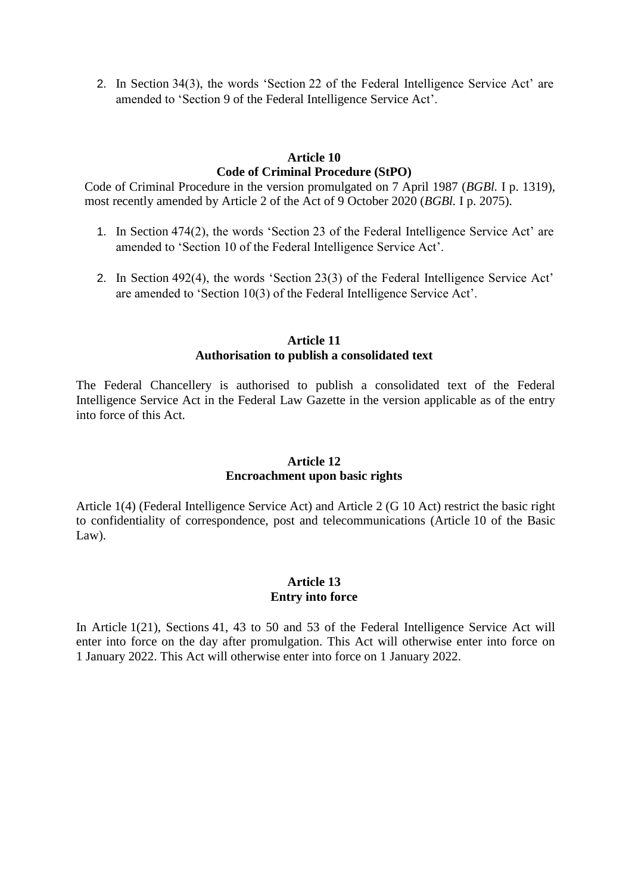2. In Section 34(3), the words ‘Section 22 of the Federal Intelligence Service Act’ are amended to ‘Section 9 of the Federal Intelligence Service Act’.

### Article 10
### Code of Criminal Procedure (StPO)

Code of Criminal Procedure in the version promulgated on 7 April 1987 (*BGBl.* I p. 1319), most recently amended by Article 2 of the Act of 9 October 2020 (*BGBl.* I p. 2075).

1. In Section 474(2), the words ‘Section 23 of the Federal Intelligence Service Act’ are amended to ‘Section 10 of the Federal Intelligence Service Act’.

2. In Section 492(4), the words ‘Section 23(3) of the Federal Intelligence Service Act’ are amended to ‘Section 10(3) of the Federal Intelligence Service Act’.

### Article 11
### Authorisation to publish a consolidated text

The Federal Chancellery is authorised to publish a consolidated text of the Federal Intelligence Service Act in the Federal Law Gazette in the version applicable as of the entry into force of this Act.

### Article 12
### Encroachment upon basic rights

Article 1(4) (Federal Intelligence Service Act) and Article 2 (G 10 Act) restrict the basic right to confidentiality of correspondence, post and telecommunications (Article 10 of the Basic Law).

### Article 13
### Entry into force

In Article 1(21), Sections 41, 43 to 50 and 53 of the Federal Intelligence Service Act will enter into force on the day after promulgation. This Act will otherwise enter into force on 1 January 2022. This Act will otherwise enter into force on 1 January 2022.